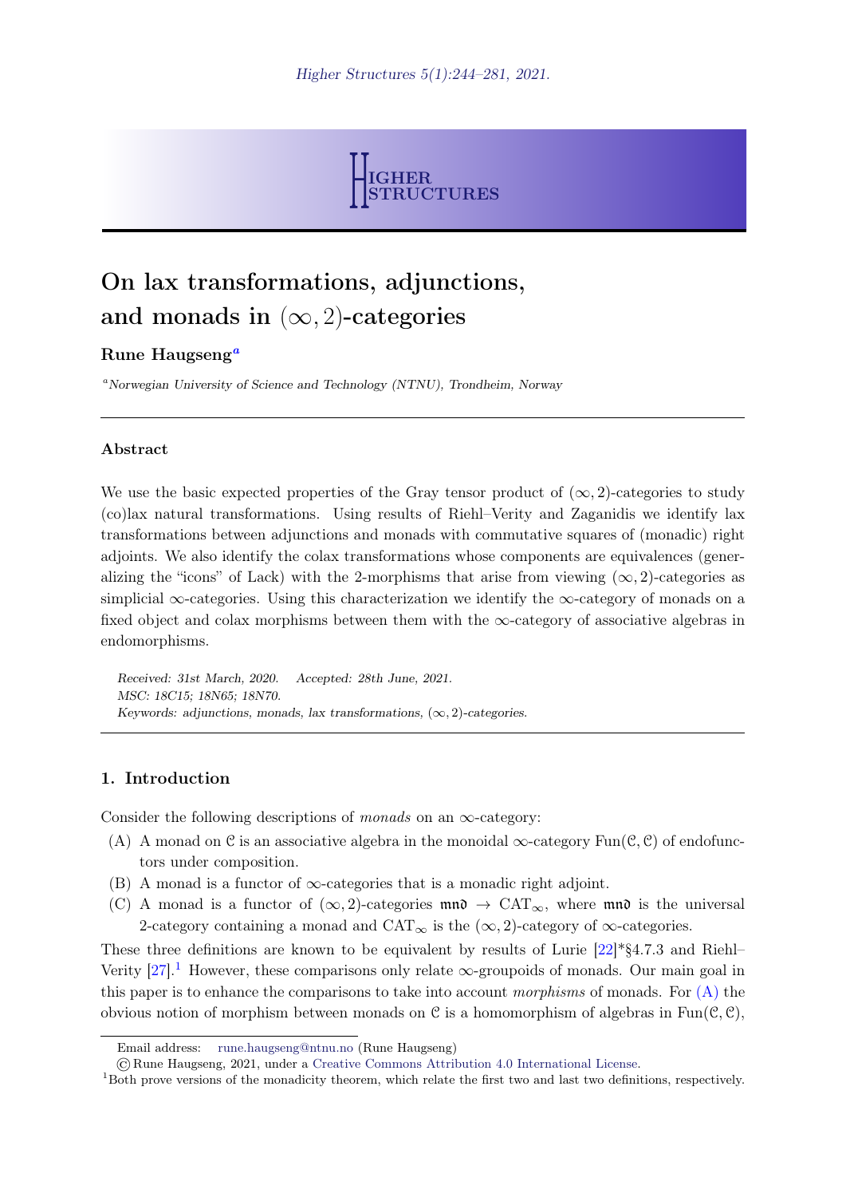# On lax transformations, adjunctions, and monads in $(\infty, 2)$-categories

**Rune Haugseng**[a]

[a]*Norwegian University of Science and Technology (NTNU), Trondheim, Norway*

---

### Abstract

We use the basic expected properties of the Gray tensor product of $(\infty, 2)$-categories to study (co)lax natural transformations. Using results of Riehl–Verity and Zaganidis we identify lax transformations between adjunctions and monads with commutative squares of (monadic) right adjoints. We also identify the colax transformations whose components are equivalences (generalizing the "icons" of Lack) with the 2-morphisms that arise from viewing $(\infty, 2)$-categories as simplicial $\infty$-categories. Using this characterization we identify the $\infty$-category of monads on a fixed object and colax morphisms between them with the $\infty$-category of associative algebras in endomorphisms.

*Received: 31st March, 2020. Accepted: 28th June, 2021.*
*MSC: 18C15; 18N65; 18N70.*
*Keywords: adjunctions, monads, lax transformations, $(\infty, 2)$-categories.*

---

## 1. Introduction

Consider the following descriptions of *monads* on an $\infty$-category:

(A) A monad on $\mathcal{C}$ is an associative algebra in the monoidal $\infty$-category $\mathrm{Fun}(\mathcal{C}, \mathcal{C})$ of endofunctors under composition.

(B) A monad is a functor of $\infty$-categories that is a monadic right adjoint.

(C) A monad is a functor of $(\infty, 2)$-categories $\mathfrak{mnd} \to \mathrm{CAT}_\infty$, where $\mathfrak{mnd}$ is the universal 2-category containing a monad and $\mathrm{CAT}_\infty$ is the $(\infty, 2)$-category of $\infty$-categories.

These three definitions are known to be equivalent by results of Lurie [22]*§4.7.3 and Riehl–Verity [27].[1] However, these comparisons only relate $\infty$-groupoids of monads. Our main goal in this paper is to enhance the comparisons to take into account *morphisms* of monads. For (A) the obvious notion of morphism between monads on $\mathcal{C}$ is a homomorphism of algebras in $\mathrm{Fun}(\mathcal{C}, \mathcal{C})$,

---

Email address: rune.haugseng@ntnu.no (Rune Haugseng)

© Rune Haugseng, 2021, under a Creative Commons Attribution 4.0 International License.

[1] Both prove versions of the monadicity theorem, which relate the first two and last two definitions, respectively.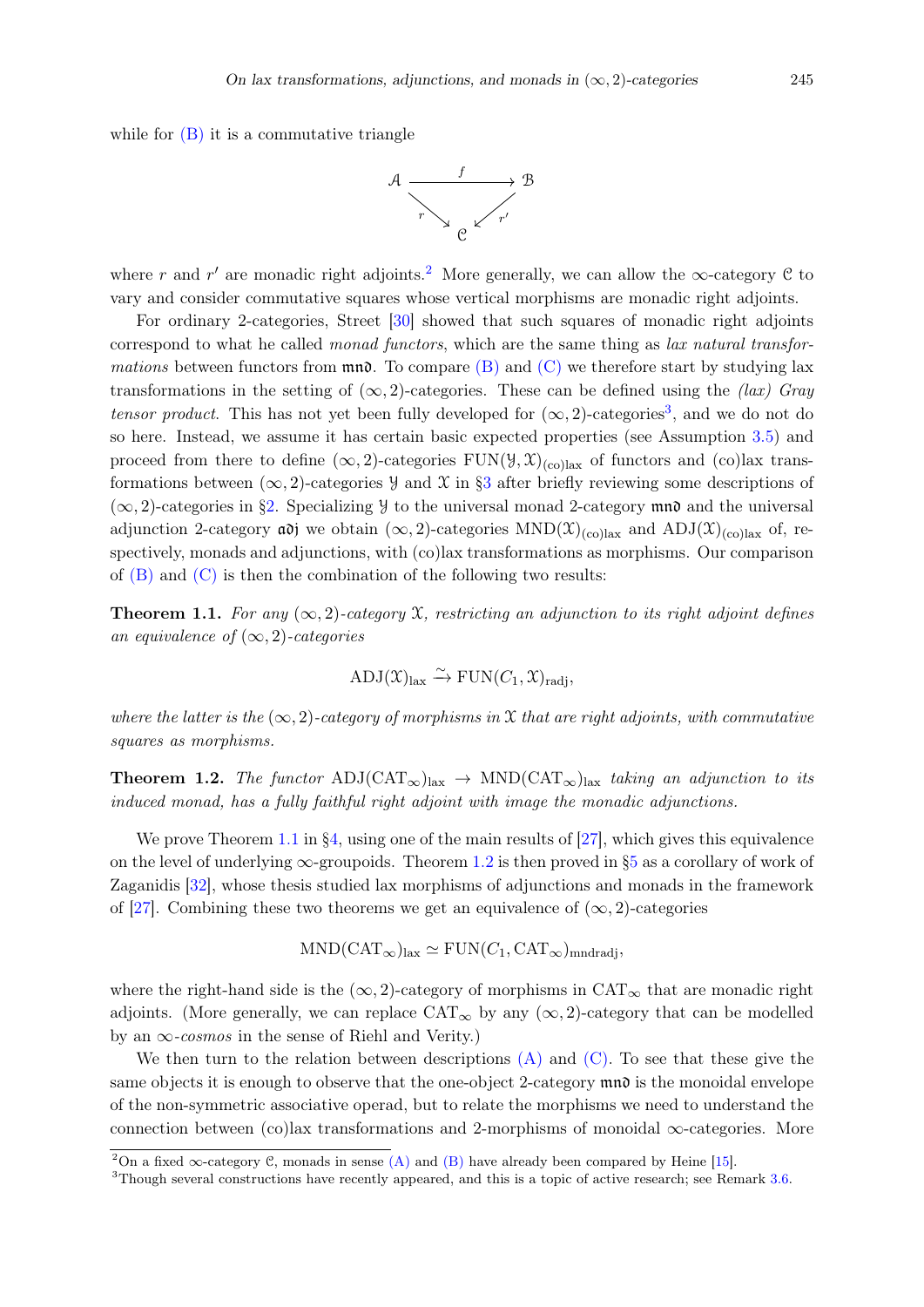while for (B) it is a commutative triangle

$$\begin{array}{ccc} \mathcal{A} & \xrightarrow{f} & \mathcal{B} \\ & {\scriptstyle r}\searrow \quad \swarrow{\scriptstyle r'} & \\ & \mathcal{C} & \end{array}$$

where $r$ and $r'$ are monadic right adjoints.[2] More generally, we can allow the $\infty$-category $\mathcal{C}$ to vary and consider commutative squares whose vertical morphisms are monadic right adjoints.

For ordinary 2-categories, Street [30] showed that such squares of monadic right adjoints correspond to what he called *monad functors*, which are the same thing as *lax natural transformations* between functors from $\mathfrak{mnd}$. To compare (B) and (C) we therefore start by studying lax transformations in the setting of $(\infty, 2)$-categories. These can be defined using the *(lax) Gray tensor product*. This has not yet been fully developed for $(\infty, 2)$-categories[3], and we do not do so here. Instead, we assume it has certain basic expected properties (see Assumption 3.5) and proceed from there to define $(\infty, 2)$-categories $\mathrm{FUN}(\mathcal{Y}, \mathcal{X})_{\text{(co)lax}}$ of functors and (co)lax transformations between $(\infty, 2)$-categories $\mathcal{Y}$ and $\mathcal{X}$ in §3 after briefly reviewing some descriptions of $(\infty, 2)$-categories in §2. Specializing $\mathcal{Y}$ to the universal monad 2-category $\mathfrak{mnd}$ and the universal adjunction 2-category $\mathfrak{adj}$ we obtain $(\infty, 2)$-categories $\mathrm{MND}(\mathcal{X})_{\text{(co)lax}}$ and $\mathrm{ADJ}(\mathcal{X})_{\text{(co)lax}}$ of, respectively, monads and adjunctions, with (co)lax transformations as morphisms. Our comparison of (B) and (C) is then the combination of the following two results:

**Theorem 1.1.** *For any $(\infty, 2)$-category $\mathcal{X}$, restricting an adjunction to its right adjoint defines an equivalence of $(\infty, 2)$-categories*

$$\mathrm{ADJ}(\mathcal{X})_{\text{lax}} \xrightarrow{\sim} \mathrm{FUN}(C_1, \mathcal{X})_{\text{radj}},$$

*where the latter is the $(\infty, 2)$-category of morphisms in $\mathcal{X}$ that are right adjoints, with commutative squares as morphisms.*

**Theorem 1.2.** *The functor $\mathrm{ADJ}(\mathrm{CAT}_\infty)_{\text{lax}} \to \mathrm{MND}(\mathrm{CAT}_\infty)_{\text{lax}}$ taking an adjunction to its induced monad, has a fully faithful right adjoint with image the monadic adjunctions.*

We prove Theorem 1.1 in §4, using one of the main results of [27], which gives this equivalence on the level of underlying $\infty$-groupoids. Theorem 1.2 is then proved in §5 as a corollary of work of Zaganidis [32], whose thesis studied lax morphisms of adjunctions and monads in the framework of [27]. Combining these two theorems we get an equivalence of $(\infty, 2)$-categories

$$\mathrm{MND}(\mathrm{CAT}_\infty)_{\text{lax}} \simeq \mathrm{FUN}(C_1, \mathrm{CAT}_\infty)_{\text{mndradj}},$$

where the right-hand side is the $(\infty, 2)$-category of morphisms in $\mathrm{CAT}_\infty$ that are monadic right adjoints. (More generally, we can replace $\mathrm{CAT}_\infty$ by any $(\infty, 2)$-category that can be modelled by an $\infty$*-cosmos* in the sense of Riehl and Verity.)

We then turn to the relation between descriptions (A) and (C). To see that these give the same objects it is enough to observe that the one-object 2-category $\mathfrak{mnd}$ is the monoidal envelope of the non-symmetric associative operad, but to relate the morphisms we need to understand the connection between (co)lax transformations and 2-morphisms of monoidal $\infty$-categories. More

[2] On a fixed $\infty$-category $\mathcal{C}$, monads in sense (A) and (B) have already been compared by Heine [15].

[3] Though several constructions have recently appeared, and this is a topic of active research; see Remark 3.6.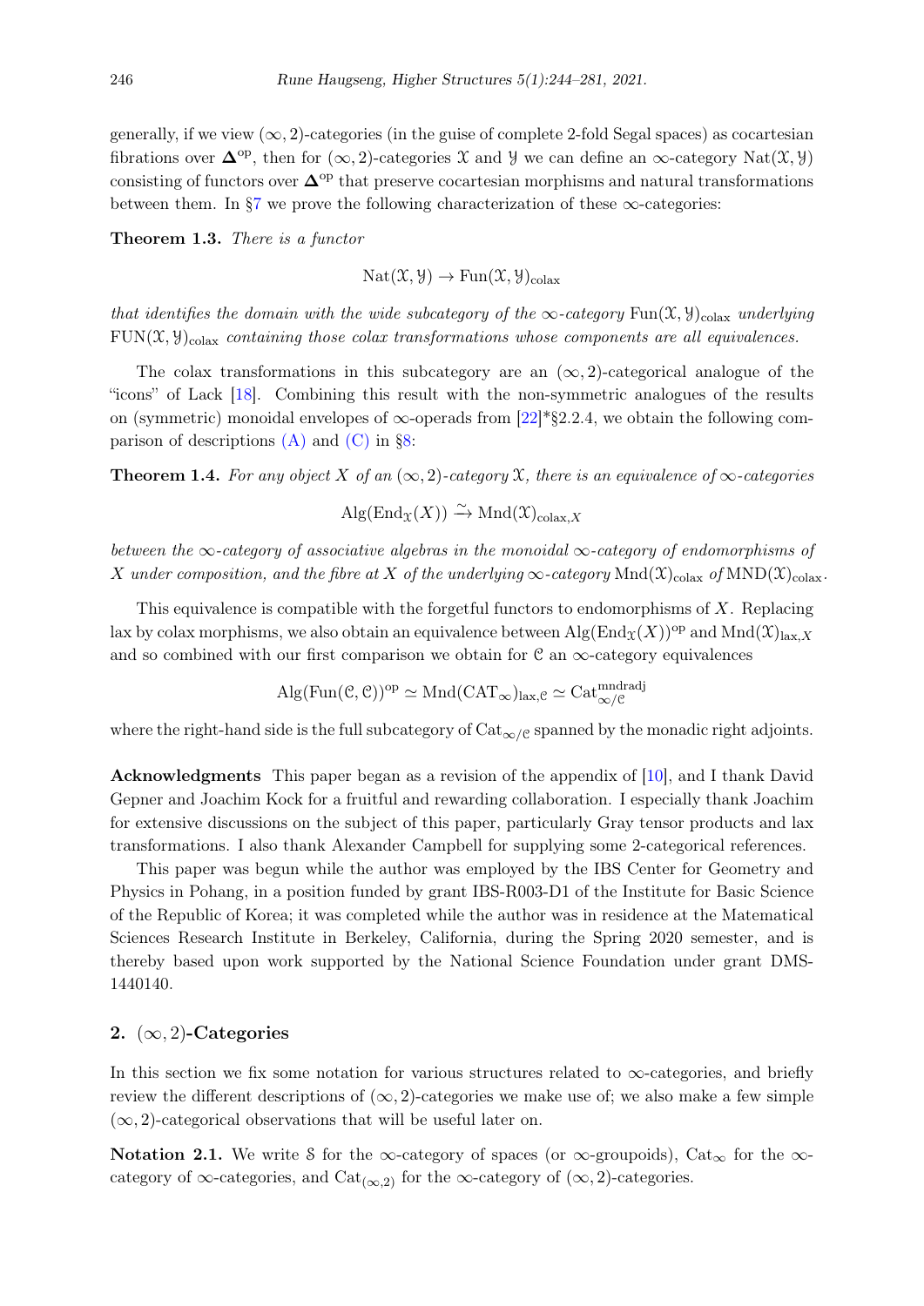generally, if we view $(\infty, 2)$-categories (in the guise of complete 2-fold Segal spaces) as cocartesian fibrations over $\mathbf{\Delta}^{\mathrm{op}}$, then for $(\infty, 2)$-categories $\mathcal{X}$ and $\mathcal{Y}$ we can define an $\infty$-category $\mathrm{Nat}(\mathcal{X}, \mathcal{Y})$ consisting of functors over $\mathbf{\Delta}^{\mathrm{op}}$ that preserve cocartesian morphisms and natural transformations between them. In §7 we prove the following characterization of these $\infty$-categories:

**Theorem 1.3.** *There is a functor*

$$\mathrm{Nat}(\mathcal{X}, \mathcal{Y}) \to \mathrm{Fun}(\mathcal{X}, \mathcal{Y})_{\mathrm{colax}}$$

*that identifies the domain with the wide subcategory of the $\infty$-category $\mathrm{Fun}(\mathcal{X}, \mathcal{Y})_{\mathrm{colax}}$ underlying $\mathrm{FUN}(\mathcal{X}, \mathcal{Y})_{\mathrm{colax}}$ containing those colax transformations whose components are all equivalences.*

The colax transformations in this subcategory are an $(\infty, 2)$-categorical analogue of the "icons" of Lack [18]. Combining this result with the non-symmetric analogues of the results on (symmetric) monoidal envelopes of $\infty$-operads from [22]*§2.2.4, we obtain the following comparison of descriptions (A) and (C) in §8:

**Theorem 1.4.** *For any object $X$ of an $(\infty, 2)$-category $\mathcal{X}$, there is an equivalence of $\infty$-categories*

$$\mathrm{Alg}(\mathrm{End}_{\mathcal{X}}(X)) \xrightarrow{\sim} \mathrm{Mnd}(\mathcal{X})_{\mathrm{colax},X}$$

*between the $\infty$-category of associative algebras in the monoidal $\infty$-category of endomorphisms of $X$ under composition, and the fibre at $X$ of the underlying $\infty$-category $\mathrm{Mnd}(\mathcal{X})_{\mathrm{colax}}$ of $\mathrm{MND}(\mathcal{X})_{\mathrm{colax}}$.*

This equivalence is compatible with the forgetful functors to endomorphisms of $X$. Replacing lax by colax morphisms, we also obtain an equivalence between $\mathrm{Alg}(\mathrm{End}_{\mathcal{X}}(X))^{\mathrm{op}}$ and $\mathrm{Mnd}(\mathcal{X})_{\mathrm{lax},X}$ and so combined with our first comparison we obtain for $\mathcal{C}$ an $\infty$-category equivalences

$$\mathrm{Alg}(\mathrm{Fun}(\mathcal{C}, \mathcal{C}))^{\mathrm{op}} \simeq \mathrm{Mnd}(\mathrm{CAT}_\infty)_{\mathrm{lax},\mathcal{C}} \simeq \mathrm{Cat}_{\infty/\mathcal{C}}^{\mathrm{mndradj}}$$

where the right-hand side is the full subcategory of $\mathrm{Cat}_{\infty/\mathcal{C}}$ spanned by the monadic right adjoints.

**Acknowledgments** This paper began as a revision of the appendix of [10], and I thank David Gepner and Joachim Kock for a fruitful and rewarding collaboration. I especially thank Joachim for extensive discussions on the subject of this paper, particularly Gray tensor products and lax transformations. I also thank Alexander Campbell for supplying some 2-categorical references.

This paper was begun while the author was employed by the IBS Center for Geometry and Physics in Pohang, in a position funded by grant IBS-R003-D1 of the Institute for Basic Science of the Republic of Korea; it was completed while the author was in residence at the Matematical Sciences Research Institute in Berkeley, California, during the Spring 2020 semester, and is thereby based upon work supported by the National Science Foundation under grant DMS-1440140.

## 2. $(\infty, 2)$-Categories

In this section we fix some notation for various structures related to $\infty$-categories, and briefly review the different descriptions of $(\infty, 2)$-categories we make use of; we also make a few simple $(\infty, 2)$-categorical observations that will be useful later on.

**Notation 2.1.** We write $\mathcal{S}$ for the $\infty$-category of spaces (or $\infty$-groupoids), $\mathrm{Cat}_\infty$ for the $\infty$-category of $\infty$-categories, and $\mathrm{Cat}_{(\infty,2)}$ for the $\infty$-category of $(\infty, 2)$-categories.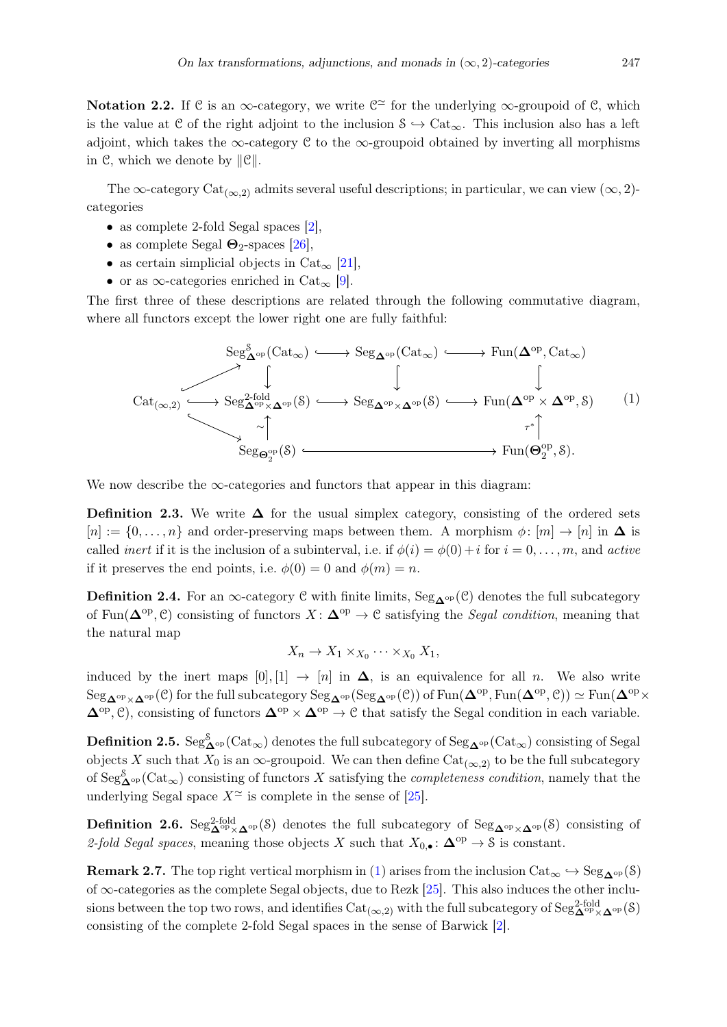**Notation 2.2.** If $\mathcal{C}$ is an $\infty$-category, we write $\mathcal{C}^{\simeq}$ for the underlying $\infty$-groupoid of $\mathcal{C}$, which is the value at $\mathcal{C}$ of the right adjoint to the inclusion $\mathcal{S} \hookrightarrow \mathrm{Cat}_\infty$. This inclusion also has a left adjoint, which takes the $\infty$-category $\mathcal{C}$ to the $\infty$-groupoid obtained by inverting all morphisms in $\mathcal{C}$, which we denote by $\|\mathcal{C}\|$.

The $\infty$-category $\mathrm{Cat}_{(\infty,2)}$ admits several useful descriptions; in particular, we can view $(\infty,2)$-categories

- as complete 2-fold Segal spaces [2],
- as complete Segal $\mathbf{\Theta}_2$-spaces [26],
- as certain simplicial objects in $\mathrm{Cat}_\infty$ [21],
- or as $\infty$-categories enriched in $\mathrm{Cat}_\infty$ [9].

The first three of these descriptions are related through the following commutative diagram, where all functors except the lower right one are fully faithful:

$$\begin{array}{ccccccc}
 & & \mathrm{Seg}^{\mathcal{S}}_{\mathbf{\Delta}^{\mathrm{op}}}(\mathrm{Cat}_\infty) & \hookrightarrow & \mathrm{Seg}_{\mathbf{\Delta}^{\mathrm{op}}}(\mathrm{Cat}_\infty) & \hookrightarrow & \mathrm{Fun}(\mathbf{\Delta}^{\mathrm{op}}, \mathrm{Cat}_\infty) \\
 & \nearrow & \downarrow & & \downarrow & & \downarrow \\
\mathrm{Cat}_{(\infty,2)} & \hookrightarrow & \mathrm{Seg}^{\text{2-fold}}_{\mathbf{\Delta}^{\mathrm{op}} \times \mathbf{\Delta}^{\mathrm{op}}}(\mathcal{S}) & \hookrightarrow & \mathrm{Seg}_{\mathbf{\Delta}^{\mathrm{op}} \times \mathbf{\Delta}^{\mathrm{op}}}(\mathcal{S}) & \hookrightarrow & \mathrm{Fun}(\mathbf{\Delta}^{\mathrm{op}} \times \mathbf{\Delta}^{\mathrm{op}}, \mathcal{S}) \\
 & \searrow & \uparrow \sim & & & & \uparrow \tau^* \\
 & & \mathrm{Seg}_{\mathbf{\Theta}_2^{\mathrm{op}}}(\mathcal{S}) & & \hookrightarrow & & \mathrm{Fun}(\mathbf{\Theta}_2^{\mathrm{op}}, \mathcal{S}).
\end{array} \tag{1}$$

We now describe the $\infty$-categories and functors that appear in this diagram:

**Definition 2.3.** We write $\mathbf{\Delta}$ for the usual simplex category, consisting of the ordered sets $[n] := \{0, \ldots, n\}$ and order-preserving maps between them. A morphism $\phi\colon [m] \to [n]$ in $\mathbf{\Delta}$ is called *inert* if it is the inclusion of a subinterval, i.e. if $\phi(i) = \phi(0) + i$ for $i = 0, \ldots, m$, and *active* if it preserves the end points, i.e. $\phi(0) = 0$ and $\phi(m) = n$.

**Definition 2.4.** For an $\infty$-category $\mathcal{C}$ with finite limits, $\mathrm{Seg}_{\mathbf{\Delta}^{\mathrm{op}}}(\mathcal{C})$ denotes the full subcategory of $\mathrm{Fun}(\mathbf{\Delta}^{\mathrm{op}}, \mathcal{C})$ consisting of functors $X\colon \mathbf{\Delta}^{\mathrm{op}} \to \mathcal{C}$ satisfying the *Segal condition*, meaning that the natural map

$$X_n \to X_1 \times_{X_0} \cdots \times_{X_0} X_1,$$

induced by the inert maps $[0], [1] \to [n]$ in $\mathbf{\Delta}$, is an equivalence for all $n$. We also write $\mathrm{Seg}_{\mathbf{\Delta}^{\mathrm{op}} \times \mathbf{\Delta}^{\mathrm{op}}}(\mathcal{C})$ for the full subcategory $\mathrm{Seg}_{\mathbf{\Delta}^{\mathrm{op}}}(\mathrm{Seg}_{\mathbf{\Delta}^{\mathrm{op}}}(\mathcal{C}))$ of $\mathrm{Fun}(\mathbf{\Delta}^{\mathrm{op}}, \mathrm{Fun}(\mathbf{\Delta}^{\mathrm{op}}, \mathcal{C})) \simeq \mathrm{Fun}(\mathbf{\Delta}^{\mathrm{op}} \times \mathbf{\Delta}^{\mathrm{op}}, \mathcal{C})$, consisting of functors $\mathbf{\Delta}^{\mathrm{op}} \times \mathbf{\Delta}^{\mathrm{op}} \to \mathcal{C}$ that satisfy the Segal condition in each variable.

**Definition 2.5.** $\mathrm{Seg}^{\mathcal{S}}_{\mathbf{\Delta}^{\mathrm{op}}}(\mathrm{Cat}_\infty)$ denotes the full subcategory of $\mathrm{Seg}_{\mathbf{\Delta}^{\mathrm{op}}}(\mathrm{Cat}_\infty)$ consisting of Segal objects $X$ such that $X_0$ is an $\infty$-groupoid. We can then define $\mathrm{Cat}_{(\infty,2)}$ to be the full subcategory of $\mathrm{Seg}^{\mathcal{S}}_{\mathbf{\Delta}^{\mathrm{op}}}(\mathrm{Cat}_\infty)$ consisting of functors $X$ satisfying the *completeness condition*, namely that the underlying Segal space $X^{\simeq}$ is complete in the sense of [25].

**Definition 2.6.** $\mathrm{Seg}^{\text{2-fold}}_{\mathbf{\Delta}^{\mathrm{op}} \times \mathbf{\Delta}^{\mathrm{op}}}(\mathcal{S})$ denotes the full subcategory of $\mathrm{Seg}_{\mathbf{\Delta}^{\mathrm{op}} \times \mathbf{\Delta}^{\mathrm{op}}}(\mathcal{S})$ consisting of *2-fold Segal spaces*, meaning those objects $X$ such that $X_{0,\bullet}\colon \mathbf{\Delta}^{\mathrm{op}} \to \mathcal{S}$ is constant.

**Remark 2.7.** The top right vertical morphism in (1) arises from the inclusion $\mathrm{Cat}_\infty \hookrightarrow \mathrm{Seg}_{\mathbf{\Delta}^{\mathrm{op}}}(\mathcal{S})$ of $\infty$-categories as the complete Segal objects, due to Rezk [25]. This also induces the other inclusions between the top two rows, and identifies $\mathrm{Cat}_{(\infty,2)}$ with the full subcategory of $\mathrm{Seg}^{\text{2-fold}}_{\mathbf{\Delta}^{\mathrm{op}} \times \mathbf{\Delta}^{\mathrm{op}}}(\mathcal{S})$ consisting of the complete 2-fold Segal spaces in the sense of Barwick [2].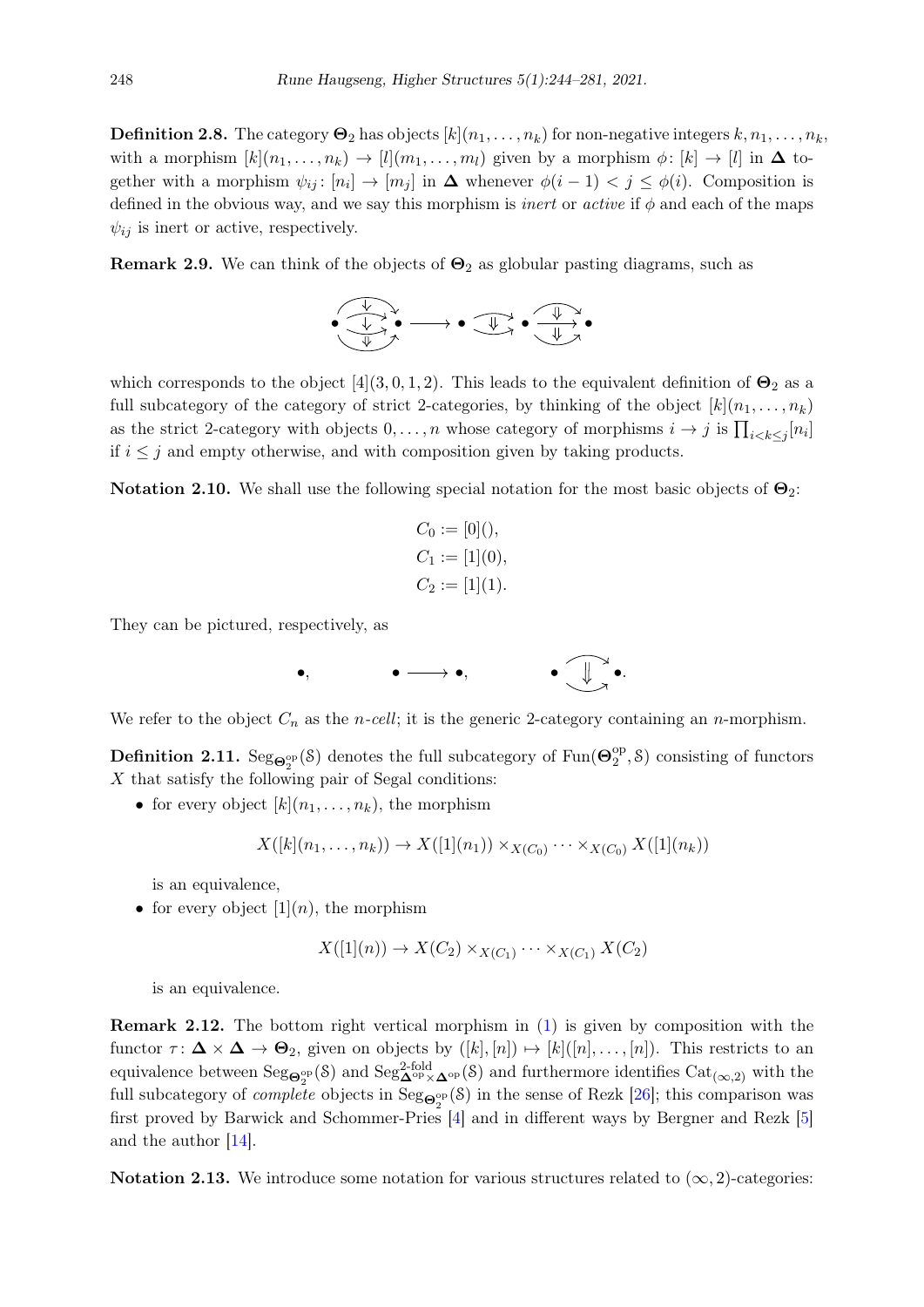**Definition 2.8.** The category $\mathbf{\Theta}_2$ has objects $[k](n_1, \ldots, n_k)$ for non-negative integers $k, n_1, \ldots, n_k$, with a morphism $[k](n_1, \ldots, n_k) \to [l](m_1, \ldots, m_l)$ given by a morphism $\phi \colon [k] \to [l]$ in $\mathbf{\Delta}$ together with a morphism $\psi_{ij} \colon [n_i] \to [m_j]$ in $\mathbf{\Delta}$ whenever $\phi(i-1) < j \leq \phi(i)$. Composition is defined in the obvious way, and we say this morphism is *inert* or *active* if $\phi$ and each of the maps $\psi_{ij}$ is inert or active, respectively.

**Remark 2.9.** We can think of the objects of $\mathbf{\Theta}_2$ as globular pasting diagrams, such as

which corresponds to the object $[4](3, 0, 1, 2)$. This leads to the equivalent definition of $\mathbf{\Theta}_2$ as a full subcategory of the category of strict 2-categories, by thinking of the object $[k](n_1, \ldots, n_k)$ as the strict 2-category with objects $0, \ldots, n$ whose category of morphisms $i \to j$ is $\prod_{i<k\leq j}[n_i]$ if $i \leq j$ and empty otherwise, and with composition given by taking products.

**Notation 2.10.** We shall use the following special notation for the most basic objects of $\mathbf{\Theta}_2$:

$$C_0 := [0](),$$
$$C_1 := [1](0),$$
$$C_2 := [1](1).$$

They can be pictured, respectively, as

We refer to the object $C_n$ as the *n-cell*; it is the generic 2-category containing an $n$-morphism.

**Definition 2.11.** $\mathrm{Seg}_{\mathbf{\Theta}_2^{\mathrm{op}}}(\mathcal{S})$ denotes the full subcategory of $\mathrm{Fun}(\mathbf{\Theta}_2^{\mathrm{op}}, \mathcal{S})$ consisting of functors $X$ that satisfy the following pair of Segal conditions:

- for every object $[k](n_1, \ldots, n_k)$, the morphism

$$X([k](n_1, \ldots, n_k)) \to X([1](n_1)) \times_{X(C_0)} \cdots \times_{X(C_0)} X([1](n_k))$$

is an equivalence,

- for every object $[1](n)$, the morphism

$$X([1](n)) \to X(C_2) \times_{X(C_1)} \cdots \times_{X(C_1)} X(C_2)$$

is an equivalence.

**Remark 2.12.** The bottom right vertical morphism in (1) is given by composition with the functor $\tau \colon \mathbf{\Delta} \times \mathbf{\Delta} \to \mathbf{\Theta}_2$, given on objects by $([k], [n]) \mapsto [k]([n], \ldots, [n])$. This restricts to an equivalence between $\mathrm{Seg}_{\mathbf{\Theta}_2^{\mathrm{op}}}(\mathcal{S})$ and $\mathrm{Seg}^{\text{2-fold}}_{\mathbf{\Delta}^{\mathrm{op}} \times \mathbf{\Delta}^{\mathrm{op}}}(\mathcal{S})$ and furthermore identifies $\mathrm{Cat}_{(\infty,2)}$ with the full subcategory of *complete* objects in $\mathrm{Seg}_{\mathbf{\Theta}_2^{\mathrm{op}}}(\mathcal{S})$ in the sense of Rezk [26]; this comparison was first proved by Barwick and Schommer-Pries [4] and in different ways by Bergner and Rezk [5] and the author [14].

**Notation 2.13.** We introduce some notation for various structures related to $(\infty, 2)$-categories: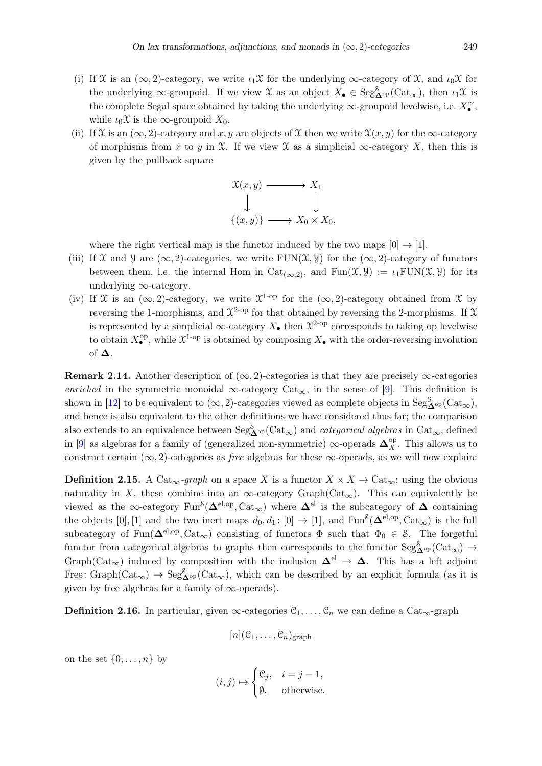(i) If $\mathfrak{X}$ is an $(\infty, 2)$-category, we write $\iota_1\mathfrak{X}$ for the underlying $\infty$-category of $\mathfrak{X}$, and $\iota_0\mathfrak{X}$ for the underlying $\infty$-groupoid. If we view $\mathfrak{X}$ as an object $X_\bullet \in \mathrm{Seg}^{\mathcal{S}}_{\mathbf{\Delta}^{\mathrm{op}}}(\mathrm{Cat}_\infty)$, then $\iota_1\mathfrak{X}$ is the complete Segal space obtained by taking the underlying $\infty$-groupoid levelwise, i.e. $X_\bullet^{\simeq}$, while $\iota_0\mathfrak{X}$ is the $\infty$-groupoid $X_0$.

(ii) If $\mathfrak{X}$ is an $(\infty, 2)$-category and $x, y$ are objects of $\mathfrak{X}$ then we write $\mathfrak{X}(x, y)$ for the $\infty$-category of morphisms from $x$ to $y$ in $\mathfrak{X}$. If we view $\mathfrak{X}$ as a simplicial $\infty$-category $X$, then this is given by the pullback square

$$\begin{array}{ccc} \mathfrak{X}(x,y) & \longrightarrow & X_1 \\ \downarrow & & \downarrow \\ \{(x,y)\} & \longrightarrow & X_0 \times X_0, \end{array}$$

where the right vertical map is the functor induced by the two maps $[0] \to [1]$.

(iii) If $\mathfrak{X}$ and $\mathfrak{Y}$ are $(\infty, 2)$-categories, we write $\mathrm{FUN}(\mathfrak{X}, \mathfrak{Y})$ for the $(\infty, 2)$-category of functors between them, i.e. the internal Hom in $\mathrm{Cat}_{(\infty,2)}$, and $\mathrm{Fun}(\mathfrak{X}, \mathfrak{Y}) := \iota_1\mathrm{FUN}(\mathfrak{X}, \mathfrak{Y})$ for its underlying $\infty$-category.

(iv) If $\mathfrak{X}$ is an $(\infty, 2)$-category, we write $\mathfrak{X}^{1\text{-op}}$ for the $(\infty, 2)$-category obtained from $\mathfrak{X}$ by reversing the 1-morphisms, and $\mathfrak{X}^{2\text{-op}}$ for that obtained by reversing the 2-morphisms. If $\mathfrak{X}$ is represented by a simplicial $\infty$-category $X_\bullet$ then $\mathfrak{X}^{2\text{-op}}$ corresponds to taking op levelwise to obtain $X_\bullet^{\mathrm{op}}$, while $\mathfrak{X}^{1\text{-op}}$ is obtained by composing $X_\bullet$ with the order-reversing involution of $\mathbf{\Delta}$.

**Remark 2.14.** Another description of $(\infty, 2)$-categories is that they are precisely $\infty$-categories *enriched* in the symmetric monoidal $\infty$-category $\mathrm{Cat}_\infty$, in the sense of [9]. This definition is shown in [12] to be equivalent to $(\infty, 2)$-categories viewed as complete objects in $\mathrm{Seg}^{\mathcal{S}}_{\mathbf{\Delta}^{\mathrm{op}}}(\mathrm{Cat}_\infty)$, and hence is also equivalent to the other definitions we have considered thus far; the comparison also extends to an equivalence between $\mathrm{Seg}^{\mathcal{S}}_{\mathbf{\Delta}^{\mathrm{op}}}(\mathrm{Cat}_\infty)$ and *categorical algebras* in $\mathrm{Cat}_\infty$, defined in [9] as algebras for a family of (generalized non-symmetric) $\infty$-operads $\mathbf{\Delta}^{\mathrm{op}}_X$. This allows us to construct certain $(\infty, 2)$-categories as *free* algebras for these $\infty$-operads, as we will now explain:

**Definition 2.15.** A $\mathrm{Cat}_\infty$*-graph* on a space $X$ is a functor $X \times X \to \mathrm{Cat}_\infty$; using the obvious naturality in $X$, these combine into an $\infty$-category $\mathrm{Graph}(\mathrm{Cat}_\infty)$. This can equivalently be viewed as the $\infty$-category $\mathrm{Fun}^{\mathcal{S}}(\mathbf{\Delta}^{\mathrm{el,op}}, \mathrm{Cat}_\infty)$ where $\mathbf{\Delta}^{\mathrm{el}}$ is the subcategory of $\mathbf{\Delta}$ containing the objects $[0], [1]$ and the two inert maps $d_0, d_1 \colon [0] \to [1]$, and $\mathrm{Fun}^{\mathcal{S}}(\mathbf{\Delta}^{\mathrm{el,op}}, \mathrm{Cat}_\infty)$ is the full subcategory of $\mathrm{Fun}(\mathbf{\Delta}^{\mathrm{el,op}}, \mathrm{Cat}_\infty)$ consisting of functors $\Phi$ such that $\Phi_0 \in \mathcal{S}$. The forgetful functor from categorical algebras to graphs then corresponds to the functor $\mathrm{Seg}^{\mathcal{S}}_{\mathbf{\Delta}^{\mathrm{op}}}(\mathrm{Cat}_\infty) \to \mathrm{Graph}(\mathrm{Cat}_\infty)$ induced by composition with the inclusion $\mathbf{\Delta}^{\mathrm{el}} \to \mathbf{\Delta}$. This has a left adjoint $\mathrm{Free} \colon \mathrm{Graph}(\mathrm{Cat}_\infty) \to \mathrm{Seg}^{\mathcal{S}}_{\mathbf{\Delta}^{\mathrm{op}}}(\mathrm{Cat}_\infty)$, which can be described by an explicit formula (as it is given by free algebras for a family of $\infty$-operads).

**Definition 2.16.** In particular, given $\infty$-categories $\mathcal{C}_1, \ldots, \mathcal{C}_n$ we can define a $\mathrm{Cat}_\infty$-graph

$$[n](\mathcal{C}_1, \ldots, \mathcal{C}_n)_{\mathrm{graph}}$$

on the set $\{0, \ldots, n\}$ by

$$(i,j) \mapsto \begin{cases} \mathcal{C}_j, & i = j - 1, \\ \emptyset, & \text{otherwise.} \end{cases}$$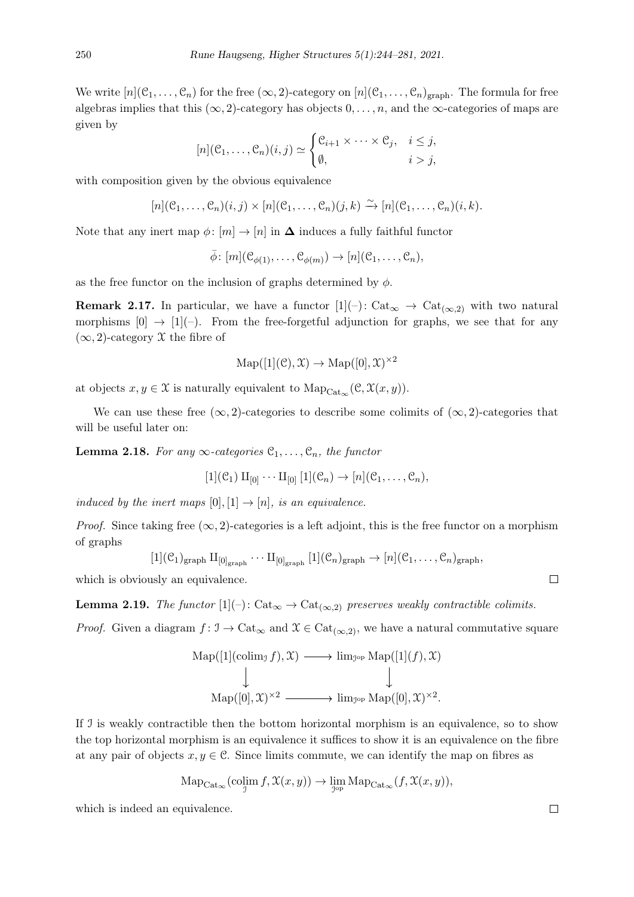We write $[n](\mathcal{C}_1, \ldots, \mathcal{C}_n)$ for the free $(\infty, 2)$-category on $[n](\mathcal{C}_1, \ldots, \mathcal{C}_n)_{\text{graph}}$. The formula for free algebras implies that this $(\infty, 2)$-category has objects $0, \ldots, n$, and the $\infty$-categories of maps are given by

$$[n](\mathcal{C}_1, \ldots, \mathcal{C}_n)(i, j) \simeq \begin{cases} \mathcal{C}_{i+1} \times \cdots \times \mathcal{C}_j, & i \leq j, \\ \emptyset, & i > j, \end{cases}$$

with composition given by the obvious equivalence

$$[n](\mathcal{C}_1, \ldots, \mathcal{C}_n)(i, j) \times [n](\mathcal{C}_1, \ldots, \mathcal{C}_n)(j, k) \xrightarrow{\sim} [n](\mathcal{C}_1, \ldots, \mathcal{C}_n)(i, k).$$

Note that any inert map $\phi \colon [m] \to [n]$ in $\mathbf{\Delta}$ induces a fully faithful functor

$$\bar{\phi} \colon [m](\mathcal{C}_{\phi(1)}, \ldots, \mathcal{C}_{\phi(m)}) \to [n](\mathcal{C}_1, \ldots, \mathcal{C}_n),$$

as the free functor on the inclusion of graphs determined by $\phi$.

**Remark 2.17.** In particular, we have a functor $[1](-) \colon \mathrm{Cat}_\infty \to \mathrm{Cat}_{(\infty,2)}$ with two natural morphisms $[0] \to [1](-)$. From the free-forgetful adjunction for graphs, we see that for any $(\infty, 2)$-category $\mathcal{X}$ the fibre of

$$\mathrm{Map}([1](\mathcal{C}), \mathcal{X}) \to \mathrm{Map}([0], \mathcal{X})^{\times 2}$$

at objects $x, y \in \mathcal{X}$ is naturally equivalent to $\mathrm{Map}_{\mathrm{Cat}_\infty}(\mathcal{C}, \mathcal{X}(x, y))$.

We can use these free $(\infty, 2)$-categories to describe some colimits of $(\infty, 2)$-categories that will be useful later on:

**Lemma 2.18.** *For any $\infty$-categories $\mathcal{C}_1, \ldots, \mathcal{C}_n$, the functor*

$$[1](\mathcal{C}_1) \amalg_{[0]} \cdots \amalg_{[0]} [1](\mathcal{C}_n) \to [n](\mathcal{C}_1, \ldots, \mathcal{C}_n),$$

*induced by the inert maps $[0], [1] \to [n]$, is an equivalence.*

*Proof.* Since taking free $(\infty, 2)$-categories is a left adjoint, this is the free functor on a morphism of graphs

$$[1](\mathcal{C}_1)_{\text{graph}} \amalg_{[0]_{\text{graph}}} \cdots \amalg_{[0]_{\text{graph}}} [1](\mathcal{C}_n)_{\text{graph}} \to [n](\mathcal{C}_1, \ldots, \mathcal{C}_n)_{\text{graph}},$$

which is obviously an equivalence. $\square$

**Lemma 2.19.** *The functor $[1](-) \colon \mathrm{Cat}_\infty \to \mathrm{Cat}_{(\infty,2)}$ preserves weakly contractible colimits.*

*Proof.* Given a diagram $f \colon \mathcal{I} \to \mathrm{Cat}_\infty$ and $\mathcal{X} \in \mathrm{Cat}_{(\infty,2)}$, we have a natural commutative square

$$\begin{array}{ccc} \mathrm{Map}([1](\mathrm{colim}_{\mathcal{I}} f), \mathcal{X}) & \longrightarrow & \lim_{\mathcal{I}^{\mathrm{op}}} \mathrm{Map}([1](f), \mathcal{X}) \\ \big\downarrow & & \big\downarrow \\ \mathrm{Map}([0], \mathcal{X})^{\times 2} & \longrightarrow & \lim_{\mathcal{I}^{\mathrm{op}}} \mathrm{Map}([0], \mathcal{X})^{\times 2}. \end{array}$$

If $\mathcal{I}$ is weakly contractible then the bottom horizontal morphism is an equivalence, so to show the top horizontal morphism is an equivalence it suffices to show it is an equivalence on the fibre at any pair of objects $x, y \in \mathcal{C}$. Since limits commute, we can identify the map on fibres as

$$\mathrm{Map}_{\mathrm{Cat}_\infty}(\operatorname*{colim}_{\mathcal{I}} f, \mathcal{X}(x, y)) \to \lim_{\mathcal{I}^{\mathrm{op}}} \mathrm{Map}_{\mathrm{Cat}_\infty}(f, \mathcal{X}(x, y)),$$

which is indeed an equivalence. $\square$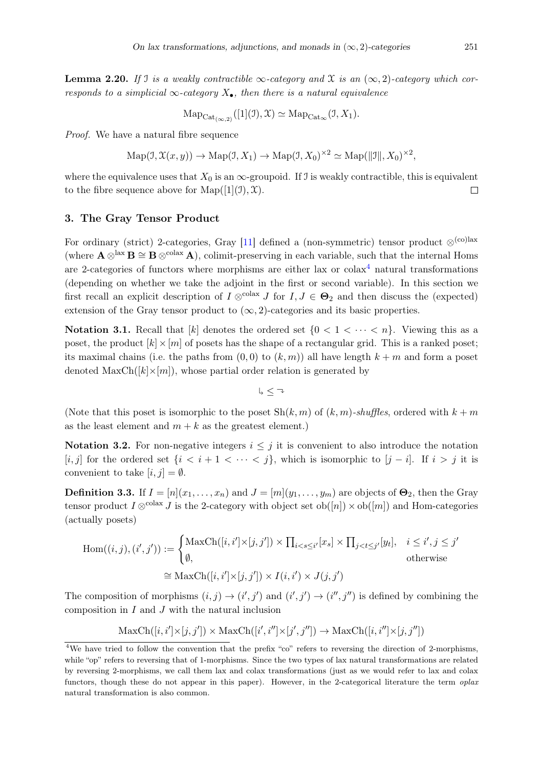**Lemma 2.20.** *If $\mathcal{I}$ is a weakly contractible $\infty$-category and $\mathcal{X}$ is an $(\infty,2)$-category which corresponds to a simplicial $\infty$-category $X_\bullet$, then there is a natural equivalence*

$$\mathrm{Map}_{\mathrm{Cat}_{(\infty,2)}}([1](\mathcal{I}), \mathcal{X}) \simeq \mathrm{Map}_{\mathrm{Cat}_\infty}(\mathcal{I}, X_1).$$

*Proof.* We have a natural fibre sequence

$$\mathrm{Map}(\mathcal{I}, \mathcal{X}(x,y)) \to \mathrm{Map}(\mathcal{I}, X_1) \to \mathrm{Map}(\mathcal{I}, X_0)^{\times 2} \simeq \mathrm{Map}(\|\mathcal{I}\|, X_0)^{\times 2},$$

where the equivalence uses that $X_0$ is an $\infty$-groupoid. If $\mathcal{I}$ is weakly contractible, this is equivalent to the fibre sequence above for $\mathrm{Map}([1](\mathcal{I}), \mathcal{X})$. □

## 3. The Gray Tensor Product

For ordinary (strict) 2-categories, Gray [11] defined a (non-symmetric) tensor product $\otimes^{\mathrm{(co)lax}}$ (where $\mathbf{A} \otimes^{\mathrm{lax}} \mathbf{B} \cong \mathbf{B} \otimes^{\mathrm{colax}} \mathbf{A}$), colimit-preserving in each variable, such that the internal Homs are 2-categories of functors where morphisms are either lax or colax[4] natural transformations (depending on whether we take the adjoint in the first or second variable). In this section we first recall an explicit description of $I \otimes^{\mathrm{colax}} J$ for $I, J \in \mathbf{\Theta}_2$ and then discuss the (expected) extension of the Gray tensor product to $(\infty,2)$-categories and its basic properties.

**Notation 3.1.** Recall that $[k]$ denotes the ordered set $\{0 < 1 < \cdots < n\}$. Viewing this as a poset, the product $[k] \times [m]$ of posets has the shape of a rectangular grid. This is a ranked poset; its maximal chains (i.e. the paths from $(0,0)$ to $(k,m)$) all have length $k+m$ and form a poset denoted $\mathrm{MaxCh}([k]\times[m])$, whose partial order relation is generated by

$$\Lsh \;\leq\; \neg$$

(Note that this poset is isomorphic to the poset $\mathrm{Sh}(k,m)$ of *$(k,m)$-shuffles*, ordered with $k+m$ as the least element and $m+k$ as the greatest element.)

**Notation 3.2.** For non-negative integers $i \leq j$ it is convenient to also introduce the notation $[i,j]$ for the ordered set $\{i < i+1 < \cdots < j\}$, which is isomorphic to $[j-i]$. If $i > j$ it is convenient to take $[i,j] = \emptyset$.

**Definition 3.3.** If $I = [n](x_1, \ldots, x_n)$ and $J = [m](y_1, \ldots, y_m)$ are objects of $\mathbf{\Theta}_2$, then the Gray tensor product $I \otimes^{\mathrm{colax}} J$ is the 2-category with object set $\mathrm{ob}([n]) \times \mathrm{ob}([m])$ and Hom-categories (actually posets)

$$\begin{aligned}\mathrm{Hom}((i,j),(i',j')) &:= \begin{cases} \mathrm{MaxCh}([i,i']\times[j,j']) \times \prod_{i<s\leq i'}[x_s] \times \prod_{j<t\leq j'}[y_t], & i \leq i', j \leq j' \\ \emptyset, & \text{otherwise} \end{cases} \\ &\cong \mathrm{MaxCh}([i,i']\times[j,j']) \times I(i,i') \times J(j,j')\end{aligned}$$

The composition of morphisms $(i,j) \to (i',j')$ and $(i',j') \to (i'',j'')$ is defined by combining the composition in $I$ and $J$ with the natural inclusion

$$\mathrm{MaxCh}([i,i']\times[j,j']) \times \mathrm{MaxCh}([i',i'']\times[j',j'']) \to \mathrm{MaxCh}([i,i'']\times[j,j''])$$

[4] We have tried to follow the convention that the prefix "co" refers to reversing the direction of 2-morphisms, while "op" refers to reversing that of 1-morphisms. Since the two types of lax natural transformations are related by reversing 2-morphisms, we call them lax and colax transformations (just as we would refer to lax and colax functors, though these do not appear in this paper). However, in the 2-categorical literature the term *oplax* natural transformation is also common.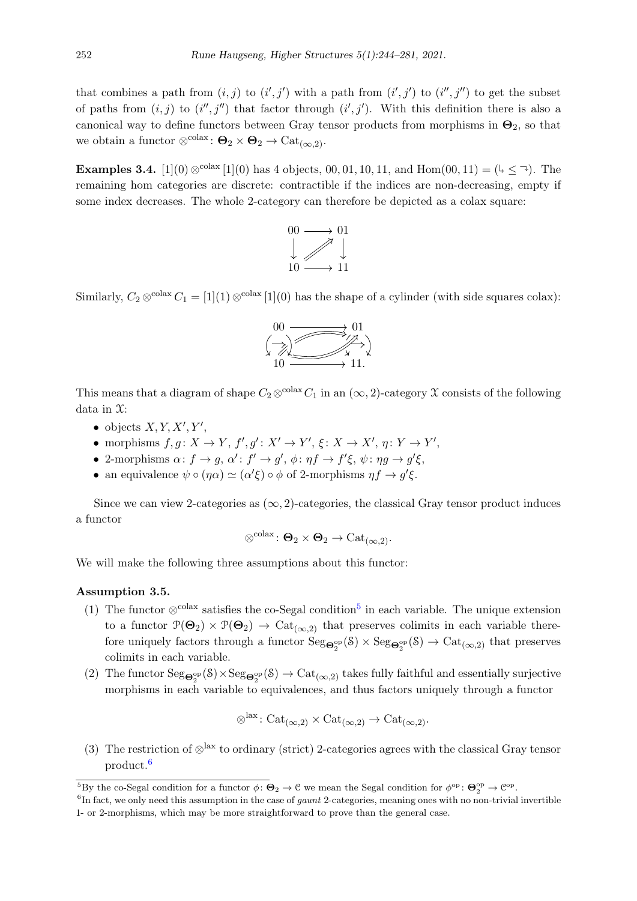that combines a path from $(i,j)$ to $(i',j')$ with a path from $(i',j')$ to $(i'',j'')$ to get the subset of paths from $(i,j)$ to $(i'',j'')$ that factor through $(i',j')$. With this definition there is also a canonical way to define functors between Gray tensor products from morphisms in $\mathbf{\Theta}_2$, so that we obtain a functor $\otimes^{\mathrm{colax}} \colon \mathbf{\Theta}_2 \times \mathbf{\Theta}_2 \to \mathrm{Cat}_{(\infty,2)}$.

**Examples 3.4.** $[1](0) \otimes^{\mathrm{colax}} [1](0)$ has 4 objects, $00, 01, 10, 11$, and $\mathrm{Hom}(00,11) = (\Lsh \leq \urcorner)$. The remaining hom categories are discrete: contractible if the indices are non-decreasing, empty if some index decreases. The whole 2-category can therefore be depicted as a colax square:

$$
\begin{array}{ccc}
00 & \longrightarrow & 01 \\
\downarrow & \nearrow\!\!\!\!\nearrow & \downarrow \\
10 & \longrightarrow & 11
\end{array}
$$

Similarly, $C_2 \otimes^{\mathrm{colax}} C_1 = [1](1) \otimes^{\mathrm{colax}} [1](0)$ has the shape of a cylinder (with side squares colax):

$$
\begin{array}{ccc}
00 & \longrightarrow & 01 \\
\downarrow\Rightarrow\downarrow & \nearrow\!\!\!\!\nearrow & \downarrow\Rightarrow\downarrow \\
10 & \longrightarrow & 11.
\end{array}
$$

This means that a diagram of shape $C_2 \otimes^{\mathrm{colax}} C_1$ in an $(\infty,2)$-category $\mathcal{X}$ consists of the following data in $\mathcal{X}$:

- objects $X, Y, X', Y'$,
- morphisms $f, g \colon X \to Y$, $f', g' \colon X' \to Y'$, $\xi \colon X \to X'$, $\eta \colon Y \to Y'$,
- 2-morphisms $\alpha \colon f \to g$, $\alpha' \colon f' \to g'$, $\phi \colon \eta f \to f'\xi$, $\psi \colon \eta g \to g'\xi$,
- an equivalence $\psi \circ (\eta\alpha) \simeq (\alpha'\xi) \circ \phi$ of 2-morphisms $\eta f \to g'\xi$.

Since we can view 2-categories as $(\infty,2)$-categories, the classical Gray tensor product induces a functor

$$\otimes^{\mathrm{colax}} \colon \mathbf{\Theta}_2 \times \mathbf{\Theta}_2 \to \mathrm{Cat}_{(\infty,2)}.$$

We will make the following three assumptions about this functor:

**Assumption 3.5.**

1. The functor $\otimes^{\mathrm{colax}}$ satisfies the co-Segal condition[5] in each variable. The unique extension to a functor $\mathcal{P}(\mathbf{\Theta}_2) \times \mathcal{P}(\mathbf{\Theta}_2) \to \mathrm{Cat}_{(\infty,2)}$ that preserves colimits in each variable therefore uniquely factors through a functor $\mathrm{Seg}_{\mathbf{\Theta}_2^{\mathrm{op}}}(\mathcal{S}) \times \mathrm{Seg}_{\mathbf{\Theta}_2^{\mathrm{op}}}(\mathcal{S}) \to \mathrm{Cat}_{(\infty,2)}$ that preserves colimits in each variable.
2. The functor $\mathrm{Seg}_{\mathbf{\Theta}_2^{\mathrm{op}}}(\mathcal{S}) \times \mathrm{Seg}_{\mathbf{\Theta}_2^{\mathrm{op}}}(\mathcal{S}) \to \mathrm{Cat}_{(\infty,2)}$ takes fully faithful and essentially surjective morphisms in each variable to equivalences, and thus factors uniquely through a functor
$$\otimes^{\mathrm{lax}} \colon \mathrm{Cat}_{(\infty,2)} \times \mathrm{Cat}_{(\infty,2)} \to \mathrm{Cat}_{(\infty,2)}.$$
3. The restriction of $\otimes^{\mathrm{lax}}$ to ordinary (strict) 2-categories agrees with the classical Gray tensor product.[6]

[5] By the co-Segal condition for a functor $\phi \colon \mathbf{\Theta}_2 \to \mathcal{C}$ we mean the Segal condition for $\phi^{\mathrm{op}} \colon \mathbf{\Theta}_2^{\mathrm{op}} \to \mathcal{C}^{\mathrm{op}}$.

[6] In fact, we only need this assumption in the case of *gaunt* 2-categories, meaning ones with no non-trivial invertible 1- or 2-morphisms, which may be more straightforward to prove than the general case.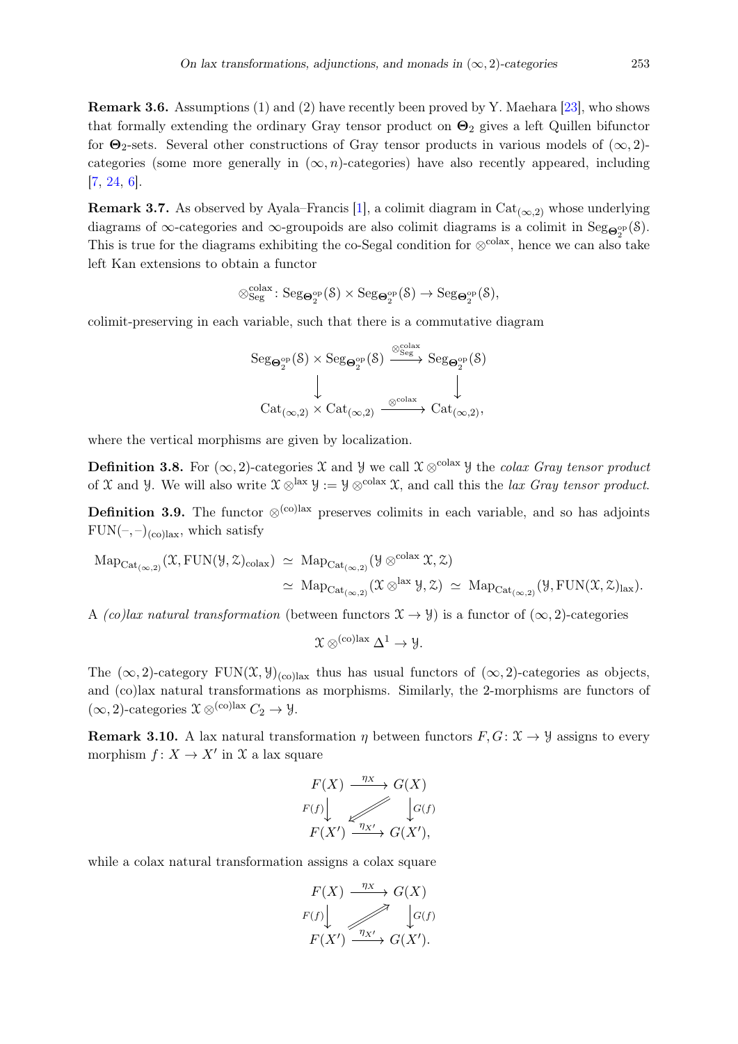**Remark 3.6.** Assumptions (1) and (2) have recently been proved by Y. Maehara [23], who shows that formally extending the ordinary Gray tensor product on $\mathbf{\Theta}_2$ gives a left Quillen bifunctor for $\mathbf{\Theta}_2$-sets. Several other constructions of Gray tensor products in various models of $(\infty, 2)$-categories (some more generally in $(\infty, n)$-categories) have also recently appeared, including [7, 24, 6].

**Remark 3.7.** As observed by Ayala–Francis [1], a colimit diagram in $\mathrm{Cat}_{(\infty,2)}$ whose underlying diagrams of $\infty$-categories and $\infty$-groupoids are also colimit diagrams is a colimit in $\mathrm{Seg}_{\mathbf{\Theta}_2^{\mathrm{op}}}(\mathcal{S})$. This is true for the diagrams exhibiting the co-Segal condition for $\otimes^{\mathrm{colax}}$, hence we can also take left Kan extensions to obtain a functor

$$\otimes^{\mathrm{colax}}_{\mathrm{Seg}} \colon \mathrm{Seg}_{\mathbf{\Theta}_2^{\mathrm{op}}}(\mathcal{S}) \times \mathrm{Seg}_{\mathbf{\Theta}_2^{\mathrm{op}}}(\mathcal{S}) \to \mathrm{Seg}_{\mathbf{\Theta}_2^{\mathrm{op}}}(\mathcal{S}),$$

colimit-preserving in each variable, such that there is a commutative diagram

$$\begin{array}{ccc}
\mathrm{Seg}_{\mathbf{\Theta}_2^{\mathrm{op}}}(\mathcal{S}) \times \mathrm{Seg}_{\mathbf{\Theta}_2^{\mathrm{op}}}(\mathcal{S}) & \xrightarrow{\otimes^{\mathrm{colax}}_{\mathrm{Seg}}} & \mathrm{Seg}_{\mathbf{\Theta}_2^{\mathrm{op}}}(\mathcal{S}) \\
\downarrow & & \downarrow \\
\mathrm{Cat}_{(\infty,2)} \times \mathrm{Cat}_{(\infty,2)} & \xrightarrow{\otimes^{\mathrm{colax}}} & \mathrm{Cat}_{(\infty,2)},
\end{array}$$

where the vertical morphisms are given by localization.

**Definition 3.8.** For $(\infty, 2)$-categories $\mathcal{X}$ and $\mathcal{Y}$ we call $\mathcal{X} \otimes^{\mathrm{colax}} \mathcal{Y}$ the *colax Gray tensor product* of $\mathcal{X}$ and $\mathcal{Y}$. We will also write $\mathcal{X} \otimes^{\mathrm{lax}} \mathcal{Y} := \mathcal{Y} \otimes^{\mathrm{colax}} \mathcal{X}$, and call this the *lax Gray tensor product*.

**Definition 3.9.** The functor $\otimes^{\mathrm{(co)lax}}$ preserves colimits in each variable, and so has adjoints $\mathrm{FUN}(-,-)_{\mathrm{(co)lax}}$, which satisfy

$$\begin{aligned}
\mathrm{Map}_{\mathrm{Cat}_{(\infty,2)}}(\mathcal{X}, \mathrm{FUN}(\mathcal{Y}, \mathcal{Z})_{\mathrm{colax}}) &\simeq \mathrm{Map}_{\mathrm{Cat}_{(\infty,2)}}(\mathcal{Y} \otimes^{\mathrm{colax}} \mathcal{X}, \mathcal{Z}) \\
&\simeq \mathrm{Map}_{\mathrm{Cat}_{(\infty,2)}}(\mathcal{X} \otimes^{\mathrm{lax}} \mathcal{Y}, \mathcal{Z}) \simeq \mathrm{Map}_{\mathrm{Cat}_{(\infty,2)}}(\mathcal{Y}, \mathrm{FUN}(\mathcal{X}, \mathcal{Z})_{\mathrm{lax}}).
\end{aligned}$$

A *(co)lax natural transformation* (between functors $\mathcal{X} \to \mathcal{Y}$) is a functor of $(\infty, 2)$-categories

$$\mathcal{X} \otimes^{\mathrm{(co)lax}} \Delta^1 \to \mathcal{Y}.$$

The $(\infty, 2)$-category $\mathrm{FUN}(\mathcal{X}, \mathcal{Y})_{\mathrm{(co)lax}}$ thus has usual functors of $(\infty, 2)$-categories as objects, and (co)lax natural transformations as morphisms. Similarly, the 2-morphisms are functors of $(\infty, 2)$-categories $\mathcal{X} \otimes^{\mathrm{(co)lax}} C_2 \to \mathcal{Y}$.

**Remark 3.10.** A lax natural transformation $\eta$ between functors $F, G \colon \mathcal{X} \to \mathcal{Y}$ assigns to every morphism $f \colon X \to X'$ in $\mathcal{X}$ a lax square

$$\begin{array}{ccc}
F(X) & \xrightarrow{\eta_X} & G(X) \\
{\scriptstyle F(f)}\downarrow & \swarrow & \downarrow{\scriptstyle G(f)} \\
F(X') & \xrightarrow{\eta_{X'}} & G(X'),
\end{array}$$

while a colax natural transformation assigns a colax square

$$\begin{array}{ccc}
F(X) & \xrightarrow{\eta_X} & G(X) \\
{\scriptstyle F(f)}\downarrow & \nearrow & \downarrow{\scriptstyle G(f)} \\
F(X') & \xrightarrow{\eta_{X'}} & G(X').
\end{array}$$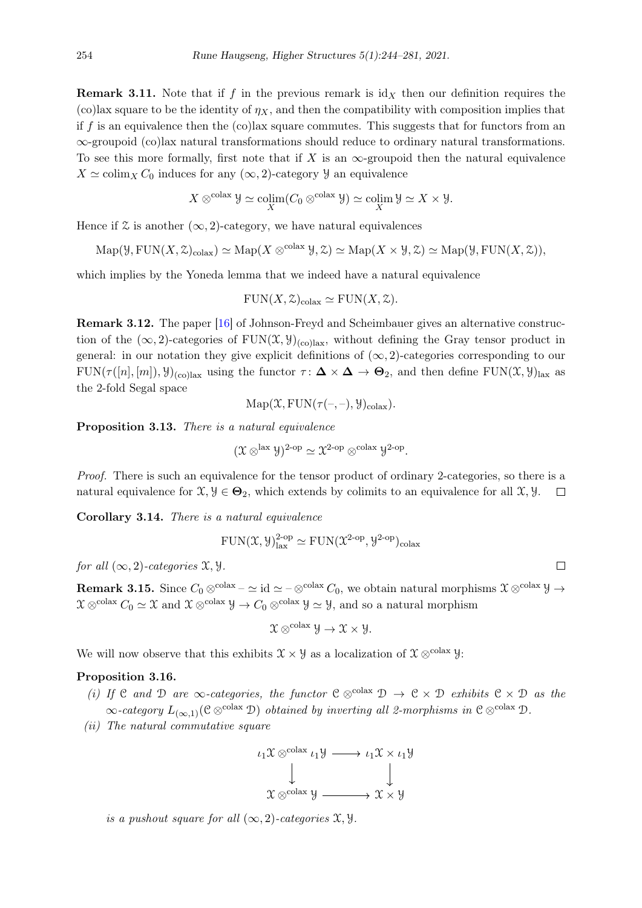**Remark 3.11.** Note that if $f$ in the previous remark is $\mathrm{id}_X$ then our definition requires the (co)lax square to be the identity of $\eta_X$, and then the compatibility with composition implies that if $f$ is an equivalence then the (co)lax square commutes. This suggests that for functors from an $\infty$-groupoid (co)lax natural transformations should reduce to ordinary natural transformations. To see this more formally, first note that if $X$ is an $\infty$-groupoid then the natural equivalence $X \simeq \operatorname{colim}_X C_0$ induces for any $(\infty,2)$-category $\mathcal{Y}$ an equivalence

$$X \otimes^{\mathrm{colax}} \mathcal{Y} \simeq \operatorname*{colim}_X (C_0 \otimes^{\mathrm{colax}} \mathcal{Y}) \simeq \operatorname*{colim}_X \mathcal{Y} \simeq X \times \mathcal{Y}.$$

Hence if $\mathcal{Z}$ is another $(\infty,2)$-category, we have natural equivalences

$$\mathrm{Map}(\mathcal{Y}, \mathrm{FUN}(X,\mathcal{Z})_{\mathrm{colax}}) \simeq \mathrm{Map}(X \otimes^{\mathrm{colax}} \mathcal{Y}, \mathcal{Z}) \simeq \mathrm{Map}(X \times \mathcal{Y}, \mathcal{Z}) \simeq \mathrm{Map}(\mathcal{Y}, \mathrm{FUN}(X,\mathcal{Z})),$$

which implies by the Yoneda lemma that we indeed have a natural equivalence

$$\mathrm{FUN}(X,\mathcal{Z})_{\mathrm{colax}} \simeq \mathrm{FUN}(X,\mathcal{Z}).$$

**Remark 3.12.** The paper [16] of Johnson-Freyd and Scheimbauer gives an alternative construction of the $(\infty,2)$-categories of $\mathrm{FUN}(\mathcal{X},\mathcal{Y})_{\mathrm{(co)lax}}$, without defining the Gray tensor product in general: in our notation they give explicit definitions of $(\infty,2)$-categories corresponding to our $\mathrm{FUN}(\tau([n],[m]),\mathcal{Y})_{\mathrm{(co)lax}}$ using the functor $\tau \colon \mathbf{\Delta} \times \mathbf{\Delta} \to \mathbf{\Theta}_2$, and then define $\mathrm{FUN}(\mathcal{X},\mathcal{Y})_{\mathrm{lax}}$ as the 2-fold Segal space

$$\mathrm{Map}(\mathcal{X}, \mathrm{FUN}(\tau(-,-),\mathcal{Y})_{\mathrm{colax}}).$$

**Proposition 3.13.** *There is a natural equivalence*

$$(\mathcal{X} \otimes^{\mathrm{lax}} \mathcal{Y})^{2\text{-op}} \simeq \mathcal{X}^{2\text{-op}} \otimes^{\mathrm{colax}} \mathcal{Y}^{2\text{-op}}.$$

*Proof.* There is such an equivalence for the tensor product of ordinary 2-categories, so there is a natural equivalence for $\mathcal{X},\mathcal{Y} \in \mathbf{\Theta}_2$, which extends by colimits to an equivalence for all $\mathcal{X},\mathcal{Y}$. $\square$

**Corollary 3.14.** *There is a natural equivalence*

$$\mathrm{FUN}(\mathcal{X},\mathcal{Y})^{2\text{-op}}_{\mathrm{lax}} \simeq \mathrm{FUN}(\mathcal{X}^{2\text{-op}},\mathcal{Y}^{2\text{-op}})_{\mathrm{colax}}$$

*for all $(\infty,2)$-categories $\mathcal{X},\mathcal{Y}$.* $\square$

**Remark 3.15.** Since $C_0 \otimes^{\mathrm{colax}} - \simeq \mathrm{id} \simeq - \otimes^{\mathrm{colax}} C_0$, we obtain natural morphisms $\mathcal{X} \otimes^{\mathrm{colax}} \mathcal{Y} \to \mathcal{X} \otimes^{\mathrm{colax}} C_0 \simeq \mathcal{X}$ and $\mathcal{X} \otimes^{\mathrm{colax}} \mathcal{Y} \to C_0 \otimes^{\mathrm{colax}} \mathcal{Y} \simeq \mathcal{Y}$, and so a natural morphism

$$\mathcal{X} \otimes^{\mathrm{colax}} \mathcal{Y} \to \mathcal{X} \times \mathcal{Y}.$$

We will now observe that this exhibits $\mathcal{X} \times \mathcal{Y}$ as a localization of $\mathcal{X} \otimes^{\mathrm{colax}} \mathcal{Y}$:

**Proposition 3.16.**

*(i) If $\mathcal{C}$ and $\mathcal{D}$ are $\infty$-categories, the functor $\mathcal{C} \otimes^{\mathrm{colax}} \mathcal{D} \to \mathcal{C} \times \mathcal{D}$ exhibits $\mathcal{C} \times \mathcal{D}$ as the $\infty$-category $L_{(\infty,1)}(\mathcal{C} \otimes^{\mathrm{colax}} \mathcal{D})$ obtained by inverting all 2-morphisms in $\mathcal{C} \otimes^{\mathrm{colax}} \mathcal{D}$.*

*(ii) The natural commutative square*

$$\begin{array}{ccc} \iota_1\mathcal{X} \otimes^{\mathrm{colax}} \iota_1\mathcal{Y} & \longrightarrow & \iota_1\mathcal{X} \times \iota_1\mathcal{Y} \\ \big\downarrow & & \big\downarrow \\ \mathcal{X} \otimes^{\mathrm{colax}} \mathcal{Y} & \longrightarrow & \mathcal{X} \times \mathcal{Y} \end{array}$$

*is a pushout square for all $(\infty,2)$-categories $\mathcal{X},\mathcal{Y}$.*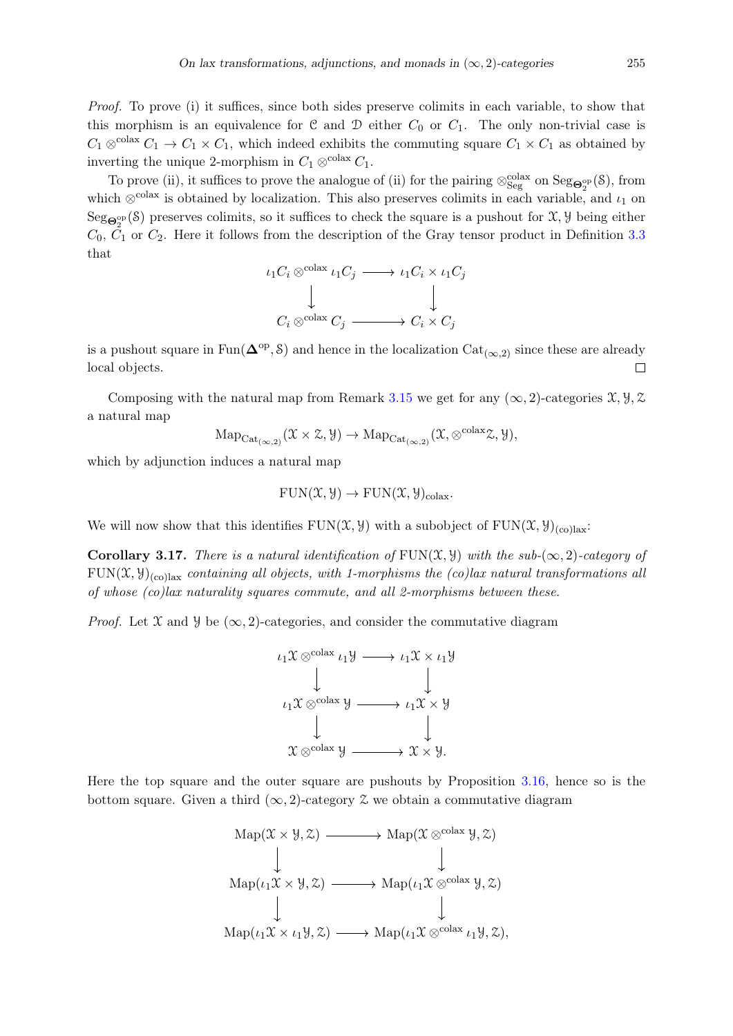*Proof.* To prove (i) it suffices, since both sides preserve colimits in each variable, to show that this morphism is an equivalence for $\mathcal{C}$ and $\mathcal{D}$ either $C_0$ or $C_1$. The only non-trivial case is $C_1 \otimes^{\text{colax}} C_1 \to C_1 \times C_1$, which indeed exhibits the commuting square $C_1 \times C_1$ as obtained by inverting the unique 2-morphism in $C_1 \otimes^{\text{colax}} C_1$.

To prove (ii), it suffices to prove the analogue of (ii) for the pairing $\otimes^{\text{colax}}_{\text{Seg}}$ on $\text{Seg}_{\mathbf{\Theta}_2^{\text{op}}}(\mathcal{S})$, from which $\otimes^{\text{colax}}$ is obtained by localization. This also preserves colimits in each variable, and $\iota_1$ on $\text{Seg}_{\mathbf{\Theta}_2^{\text{op}}}(\mathcal{S})$ preserves colimits, so it suffices to check the square is a pushout for $\mathcal{X}, \mathcal{Y}$ being either $C_0$, $C_1$ or $C_2$. Here it follows from the description of the Gray tensor product in Definition 3.3 that

$$\begin{array}{ccc} \iota_1 C_i \otimes^{\text{colax}} \iota_1 C_j & \longrightarrow & \iota_1 C_i \times \iota_1 C_j \\ \downarrow & & \downarrow \\ C_i \otimes^{\text{colax}} C_j & \longrightarrow & C_i \times C_j \end{array}$$

is a pushout square in $\text{Fun}(\mathbf{\Delta}^{\text{op}}, \mathcal{S})$ and hence in the localization $\text{Cat}_{(\infty,2)}$ since these are already local objects. $\square$

Composing with the natural map from Remark 3.15 we get for any $(\infty, 2)$-categories $\mathcal{X}, \mathcal{Y}, \mathcal{Z}$ a natural map

$$\text{Map}_{\text{Cat}_{(\infty,2)}}(\mathcal{X} \times \mathcal{Z}, \mathcal{Y}) \to \text{Map}_{\text{Cat}_{(\infty,2)}}(\mathcal{X}, \otimes^{\text{colax}}\mathcal{Z}, \mathcal{Y}),$$

which by adjunction induces a natural map

$$\text{FUN}(\mathcal{X}, \mathcal{Y}) \to \text{FUN}(\mathcal{X}, \mathcal{Y})_{\text{colax}}.$$

We will now show that this identifies $\text{FUN}(\mathcal{X}, \mathcal{Y})$ with a subobject of $\text{FUN}(\mathcal{X}, \mathcal{Y})_{\text{(co)lax}}$:

**Corollary 3.17.** *There is a natural identification of* $\text{FUN}(\mathcal{X}, \mathcal{Y})$ *with the sub-*$(\infty, 2)$*-category of* $\text{FUN}(\mathcal{X}, \mathcal{Y})_{\text{(co)lax}}$ *containing all objects, with 1-morphisms the (co)lax natural transformations all of whose (co)lax naturality squares commute, and all 2-morphisms between these.*

*Proof.* Let $\mathcal{X}$ and $\mathcal{Y}$ be $(\infty, 2)$-categories, and consider the commutative diagram

$$\begin{array}{ccc} \iota_1\mathcal{X} \otimes^{\text{colax}} \iota_1\mathcal{Y} & \longrightarrow & \iota_1\mathcal{X} \times \iota_1\mathcal{Y} \\ \downarrow & & \downarrow \\ \iota_1\mathcal{X} \otimes^{\text{colax}} \mathcal{Y} & \longrightarrow & \iota_1\mathcal{X} \times \mathcal{Y} \\ \downarrow & & \downarrow \\ \mathcal{X} \otimes^{\text{colax}} \mathcal{Y} & \longrightarrow & \mathcal{X} \times \mathcal{Y}. \end{array}$$

Here the top square and the outer square are pushouts by Proposition 3.16, hence so is the bottom square. Given a third $(\infty, 2)$-category $\mathcal{Z}$ we obtain a commutative diagram

$$\begin{array}{ccc} \text{Map}(\mathcal{X} \times \mathcal{Y}, \mathcal{Z}) & \longrightarrow & \text{Map}(\mathcal{X} \otimes^{\text{colax}} \mathcal{Y}, \mathcal{Z}) \\ \downarrow & & \downarrow \\ \text{Map}(\iota_1\mathcal{X} \times \mathcal{Y}, \mathcal{Z}) & \longrightarrow & \text{Map}(\iota_1\mathcal{X} \otimes^{\text{colax}} \mathcal{Y}, \mathcal{Z}) \\ \downarrow & & \downarrow \\ \text{Map}(\iota_1\mathcal{X} \times \iota_1\mathcal{Y}, \mathcal{Z}) & \longrightarrow & \text{Map}(\iota_1\mathcal{X} \otimes^{\text{colax}} \iota_1\mathcal{Y}, \mathcal{Z}), \end{array}$$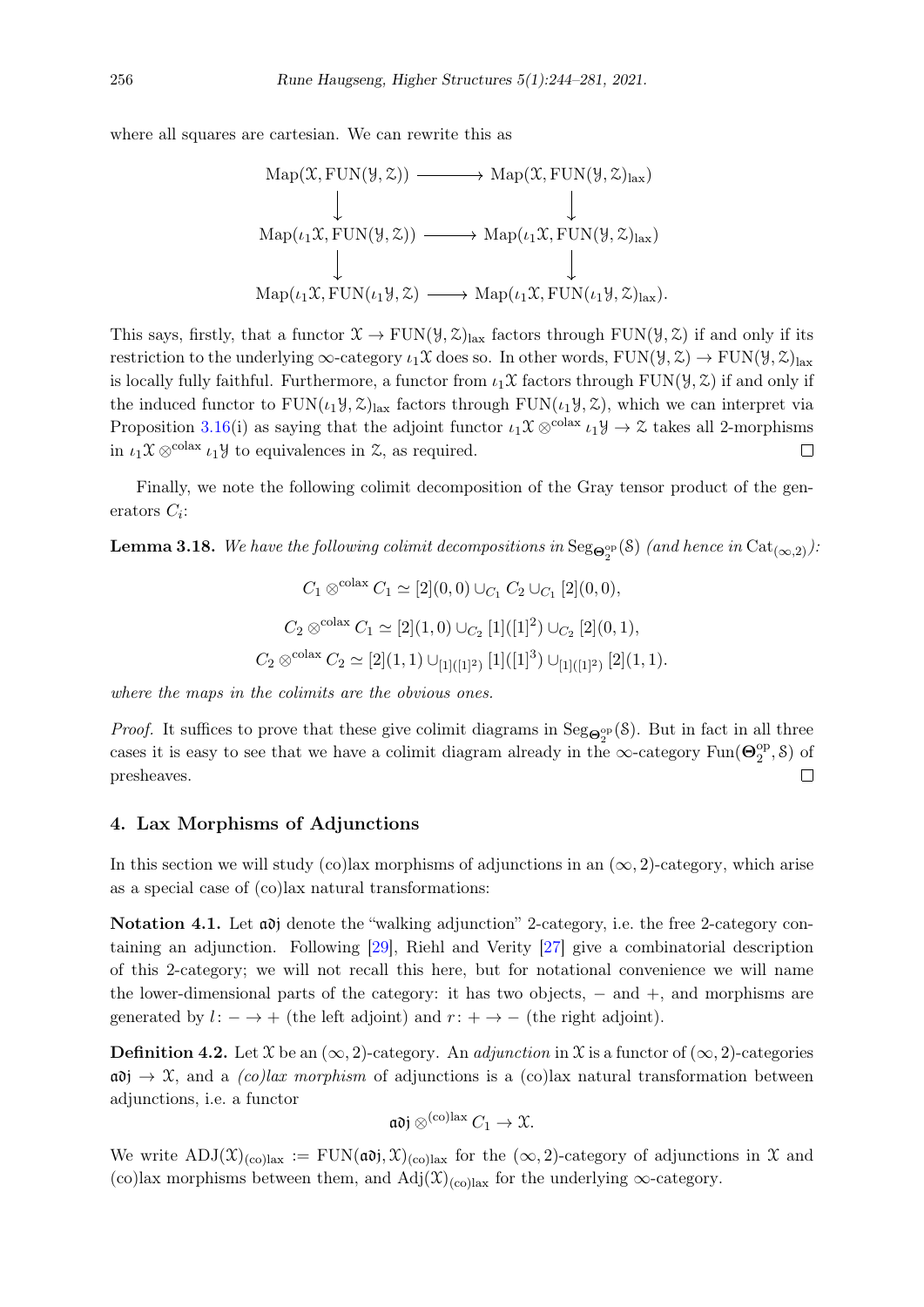where all squares are cartesian. We can rewrite this as

$$
\begin{array}{ccc}
\mathrm{Map}(\mathcal{X}, \mathrm{FUN}(\mathcal{Y}, \mathcal{Z})) & \longrightarrow & \mathrm{Map}(\mathcal{X}, \mathrm{FUN}(\mathcal{Y}, \mathcal{Z})_{\mathrm{lax}}) \\
\downarrow & & \downarrow \\
\mathrm{Map}(\iota_1\mathcal{X}, \mathrm{FUN}(\mathcal{Y}, \mathcal{Z})) & \longrightarrow & \mathrm{Map}(\iota_1\mathcal{X}, \mathrm{FUN}(\mathcal{Y}, \mathcal{Z})_{\mathrm{lax}}) \\
\downarrow & & \downarrow \\
\mathrm{Map}(\iota_1\mathcal{X}, \mathrm{FUN}(\iota_1\mathcal{Y}, \mathcal{Z}) & \longrightarrow & \mathrm{Map}(\iota_1\mathcal{X}, \mathrm{FUN}(\iota_1\mathcal{Y}, \mathcal{Z})_{\mathrm{lax}}).
\end{array}
$$

This says, firstly, that a functor $\mathcal{X} \to \mathrm{FUN}(\mathcal{Y}, \mathcal{Z})_{\mathrm{lax}}$ factors through $\mathrm{FUN}(\mathcal{Y}, \mathcal{Z})$ if and only if its restriction to the underlying $\infty$-category $\iota_1\mathcal{X}$ does so. In other words, $\mathrm{FUN}(\mathcal{Y}, \mathcal{Z}) \to \mathrm{FUN}(\mathcal{Y}, \mathcal{Z})_{\mathrm{lax}}$ is locally fully faithful. Furthermore, a functor from $\iota_1\mathcal{X}$ factors through $\mathrm{FUN}(\mathcal{Y}, \mathcal{Z})$ if and only if the induced functor to $\mathrm{FUN}(\iota_1\mathcal{Y}, \mathcal{Z})_{\mathrm{lax}}$ factors through $\mathrm{FUN}(\iota_1\mathcal{Y}, \mathcal{Z})$, which we can interpret via Proposition 3.16(i) as saying that the adjoint functor $\iota_1\mathcal{X} \otimes^{\mathrm{colax}} \iota_1\mathcal{Y} \to \mathcal{Z}$ takes all 2-morphisms in $\iota_1\mathcal{X} \otimes^{\mathrm{colax}} \iota_1\mathcal{Y}$ to equivalences in $\mathcal{Z}$, as required. □

Finally, we note the following colimit decomposition of the Gray tensor product of the generators $C_i$:

**Lemma 3.18.** *We have the following colimit decompositions in* $\mathrm{Seg}_{\mathbf{\Theta}_2^{\mathrm{op}}}(\mathcal{S})$ *(and hence in* $\mathrm{Cat}_{(\infty,2)}$*):*

$$C_1 \otimes^{\mathrm{colax}} C_1 \simeq [2](0,0) \cup_{C_1} C_2 \cup_{C_1} [2](0,0),$$

$$C_2 \otimes^{\mathrm{colax}} C_1 \simeq [2](1,0) \cup_{C_2} [1]([1]^2) \cup_{C_2} [2](0,1),$$

$$C_2 \otimes^{\mathrm{colax}} C_2 \simeq [2](1,1) \cup_{[1]([1]^2)} [1]([1]^3) \cup_{[1]([1]^2)} [2](1,1).$$

*where the maps in the colimits are the obvious ones.*

*Proof.* It suffices to prove that these give colimit diagrams in $\mathrm{Seg}_{\mathbf{\Theta}_2^{\mathrm{op}}}(\mathcal{S})$. But in fact in all three cases it is easy to see that we have a colimit diagram already in the $\infty$-category $\mathrm{Fun}(\mathbf{\Theta}_2^{\mathrm{op}}, \mathcal{S})$ of presheaves. □

## 4. Lax Morphisms of Adjunctions

In this section we will study (co)lax morphisms of adjunctions in an $(\infty, 2)$-category, which arise as a special case of (co)lax natural transformations:

**Notation 4.1.** Let $\mathfrak{adj}$ denote the "walking adjunction" 2-category, i.e. the free 2-category containing an adjunction. Following [29], Riehl and Verity [27] give a combinatorial description of this 2-category; we will not recall this here, but for notational convenience we will name the lower-dimensional parts of the category: it has two objects, $-$ and $+$, and morphisms are generated by $l\colon - \to +$ (the left adjoint) and $r\colon + \to -$ (the right adjoint).

**Definition 4.2.** Let $\mathcal{X}$ be an $(\infty, 2)$-category. An *adjunction* in $\mathcal{X}$ is a functor of $(\infty, 2)$-categories $\mathfrak{adj} \to \mathcal{X}$, and a *(co)lax morphism* of adjunctions is a (co)lax natural transformation between adjunctions, i.e. a functor

$$\mathfrak{adj} \otimes^{\mathrm{(co)lax}} C_1 \to \mathcal{X}.$$

We write $\mathrm{ADJ}(\mathcal{X})_{\mathrm{(co)lax}} := \mathrm{FUN}(\mathfrak{adj}, \mathcal{X})_{\mathrm{(co)lax}}$ for the $(\infty, 2)$-category of adjunctions in $\mathcal{X}$ and (co)lax morphisms between them, and $\mathrm{Adj}(\mathcal{X})_{\mathrm{(co)lax}}$ for the underlying $\infty$-category.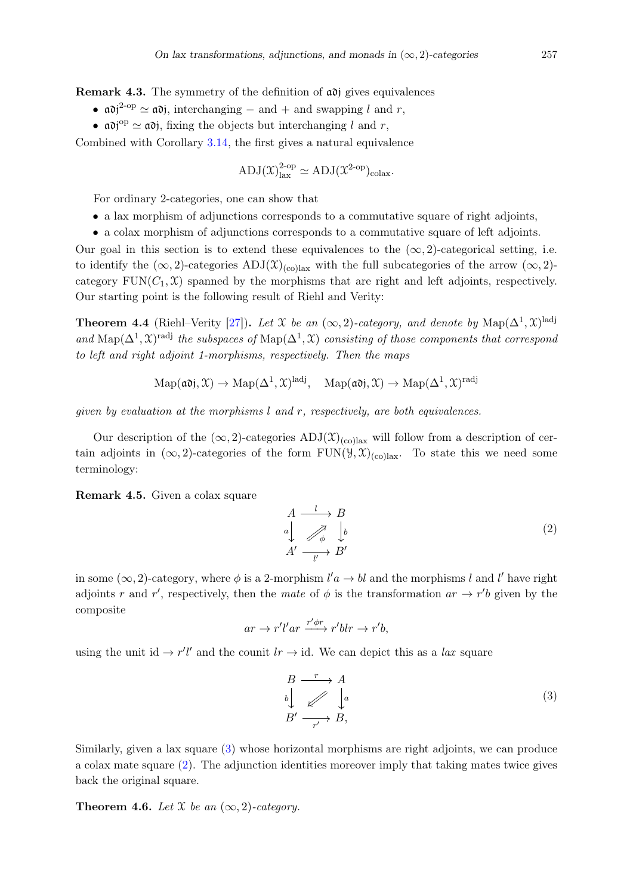**Remark 4.3.** The symmetry of the definition of $\mathfrak{adj}$ gives equivalences

- $\mathfrak{adj}^{2\text{-op}} \simeq \mathfrak{adj}$, interchanging $-$ and $+$ and swapping $l$ and $r$,
- $\mathfrak{adj}^{\mathrm{op}} \simeq \mathfrak{adj}$, fixing the objects but interchanging $l$ and $r$,

Combined with Corollary 3.14, the first gives a natural equivalence

$$\mathrm{ADJ}(\mathcal{X})^{2\text{-op}}_{\mathrm{lax}} \simeq \mathrm{ADJ}(\mathcal{X}^{2\text{-op}})_{\mathrm{colax}}.$$

For ordinary 2-categories, one can show that

- a lax morphism of adjunctions corresponds to a commutative square of right adjoints,
- a colax morphism of adjunctions corresponds to a commutative square of left adjoints.

Our goal in this section is to extend these equivalences to the $(\infty,2)$-categorical setting, i.e. to identify the $(\infty,2)$-categories $\mathrm{ADJ}(\mathcal{X})_{(\mathrm{co})\mathrm{lax}}$ with the full subcategories of the arrow $(\infty,2)$-category $\mathrm{FUN}(C_1,\mathcal{X})$ spanned by the morphisms that are right and left adjoints, respectively. Our starting point is the following result of Riehl and Verity:

**Theorem 4.4** (Riehl–Verity [27]). *Let $\mathcal{X}$ be an $(\infty,2)$-category, and denote by $\mathrm{Map}(\Delta^1,\mathcal{X})^{\mathrm{ladj}}$ and $\mathrm{Map}(\Delta^1,\mathcal{X})^{\mathrm{radj}}$ the subspaces of $\mathrm{Map}(\Delta^1,\mathcal{X})$ consisting of those components that correspond to left and right adjoint 1-morphisms, respectively. Then the maps*

$$\mathrm{Map}(\mathfrak{adj},\mathcal{X}) \to \mathrm{Map}(\Delta^1,\mathcal{X})^{\mathrm{ladj}}, \quad \mathrm{Map}(\mathfrak{adj},\mathcal{X}) \to \mathrm{Map}(\Delta^1,\mathcal{X})^{\mathrm{radj}}$$

*given by evaluation at the morphisms $l$ and $r$, respectively, are both equivalences.*

Our description of the $(\infty,2)$-categories $\mathrm{ADJ}(\mathcal{X})_{(\mathrm{co})\mathrm{lax}}$ will follow from a description of certain adjoints in $(\infty,2)$-categories of the form $\mathrm{FUN}(\mathcal{Y},\mathcal{X})_{(\mathrm{co})\mathrm{lax}}$. To state this we need some terminology:

**Remark 4.5.** Given a colax square

$$\begin{array}{ccc} A & \xrightarrow{\;l\;} & B \\ {\scriptstyle a}\downarrow & \overset{\phi}{\nearrow} & \downarrow{\scriptstyle b} \\ A' & \xrightarrow[\;l'\;]{} & B' \end{array} \tag{2}$$

in some $(\infty,2)$-category, where $\phi$ is a 2-morphism $l'a \to bl$ and the morphisms $l$ and $l'$ have right adjoints $r$ and $r'$, respectively, then the *mate* of $\phi$ is the transformation $ar \to r'b$ given by the composite

$$ar \to r'l'ar \xrightarrow{r'\phi r} r'blr \to r'b,$$

using the unit $\mathrm{id} \to r'l'$ and the counit $lr \to \mathrm{id}$. We can depict this as a *lax* square

$$\begin{array}{ccc} B & \xrightarrow{\;r\;} & A \\ {\scriptstyle b}\downarrow & \swarrow & \downarrow{\scriptstyle a} \\ B' & \xrightarrow[\;r'\;]{} & B, \end{array} \tag{3}$$

Similarly, given a lax square (3) whose horizontal morphisms are right adjoints, we can produce a colax mate square (2). The adjunction identities moreover imply that taking mates twice gives back the original square.

**Theorem 4.6.** *Let $\mathcal{X}$ be an $(\infty,2)$-category.*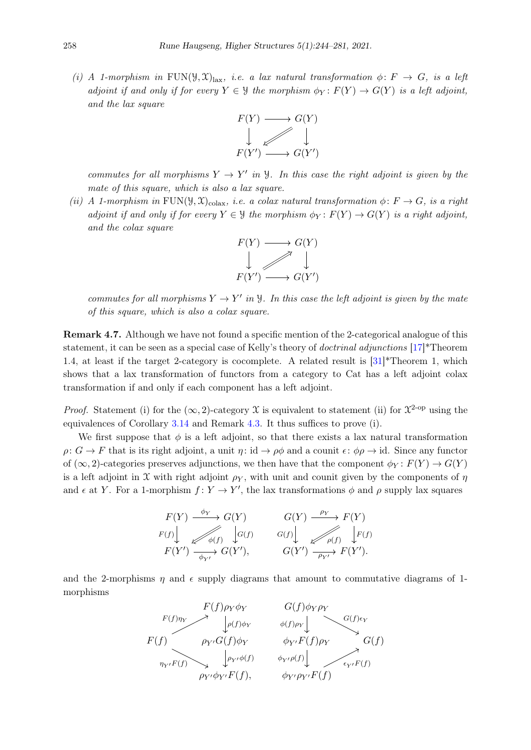*(i) A 1-morphism in $\mathrm{FUN}(\mathcal{Y}, \mathcal{X})_{\mathrm{lax}}$, i.e. a lax natural transformation $\phi \colon F \to G$, is a left adjoint if and only if for every $Y \in \mathcal{Y}$ the morphism $\phi_Y \colon F(Y) \to G(Y)$ is a left adjoint, and the lax square*

$$\begin{array}{ccc} F(Y) & \longrightarrow & G(Y) \\ \downarrow & \swarrow & \downarrow \\ F(Y') & \longrightarrow & G(Y') \end{array}$$

*commutes for all morphisms $Y \to Y'$ in $\mathcal{Y}$. In this case the right adjoint is given by the mate of this square, which is also a lax square.*

*(ii) A 1-morphism in $\mathrm{FUN}(\mathcal{Y}, \mathcal{X})_{\mathrm{colax}}$, i.e. a colax natural transformation $\phi \colon F \to G$, is a right adjoint if and only if for every $Y \in \mathcal{Y}$ the morphism $\phi_Y \colon F(Y) \to G(Y)$ is a right adjoint, and the colax square*

$$\begin{array}{ccc} F(Y) & \longrightarrow & G(Y) \\ \downarrow & \nearrow & \downarrow \\ F(Y') & \longrightarrow & G(Y') \end{array}$$

*commutes for all morphisms $Y \to Y'$ in $\mathcal{Y}$. In this case the left adjoint is given by the mate of this square, which is also a colax square.*

**Remark 4.7.** Although we have not found a specific mention of the 2-categorical analogue of this statement, it can be seen as a special case of Kelly's theory of *doctrinal adjunctions* [17]*Theorem 1.4, at least if the target 2-category is cocomplete. A related result is [31]*Theorem 1, which shows that a lax transformation of functors from a category to Cat has a left adjoint colax transformation if and only if each component has a left adjoint.

*Proof.* Statement (i) for the $(\infty, 2)$-category $\mathcal{X}$ is equivalent to statement (ii) for $\mathcal{X}^{2\text{-op}}$ using the equivalences of Corollary 3.14 and Remark 4.3. It thus suffices to prove (i).

We first suppose that $\phi$ is a left adjoint, so that there exists a lax natural transformation $\rho \colon G \to F$ that is its right adjoint, a unit $\eta \colon \mathrm{id} \to \rho\phi$ and a counit $\epsilon \colon \phi\rho \to \mathrm{id}$. Since any functor of $(\infty, 2)$-categories preserves adjunctions, we then have that the component $\phi_Y \colon F(Y) \to G(Y)$ is a left adjoint in $\mathcal{X}$ with right adjoint $\rho_Y$, with unit and counit given by the components of $\eta$ and $\epsilon$ at $Y$. For a 1-morphism $f \colon Y \to Y'$, the lax transformations $\phi$ and $\rho$ supply lax squares

$$\begin{array}{ccc} F(Y) & \xrightarrow{\phi_Y} & G(Y) \\ {\scriptstyle F(f)}\downarrow & \swarrow_{\phi(f)} & \downarrow{\scriptstyle G(f)} \\ F(Y') & \xrightarrow[\phi_{Y'}]{} & G(Y'), \end{array} \qquad \begin{array}{ccc} G(Y) & \xrightarrow{\rho_Y} & F(Y) \\ {\scriptstyle G(f)}\downarrow & \swarrow_{\rho(f)} & \downarrow{\scriptstyle F(f)} \\ G(Y') & \xrightarrow[\rho_{Y'}]{} & F(Y'). \end{array}$$

and the 2-morphisms $\eta$ and $\epsilon$ supply diagrams that amount to commutative diagrams of 1-morphisms

$$\begin{array}{ccc} & & F(f)\rho_Y\phi_Y \\ & \overset{F(f)\eta_Y}{\nearrow} & \downarrow{\scriptstyle \rho(f)\phi_Y} \\ F(f) & & \rho_{Y'}G(f)\phi_Y \\ & \underset{\eta_{Y'}F(f)}{\searrow} & \downarrow{\scriptstyle \rho_{Y'}\phi(f)} \\ & & \rho_{Y'}\phi_{Y'}F(f), \end{array} \qquad \begin{array}{ccc} G(f)\phi_Y\rho_Y & & \\ \downarrow{\scriptstyle \phi(f)\rho_Y} & \overset{G(f)\epsilon_Y}{\searrow} & \\ \phi_{Y'}F(f)\rho_Y & & G(f) \\ \downarrow{\scriptstyle \phi_{Y'}\rho(f)} & \underset{\epsilon_{Y'}F(f)}{\nearrow} & \\ \phi_{Y'}\rho_{Y'}F(f) & & \end{array}$$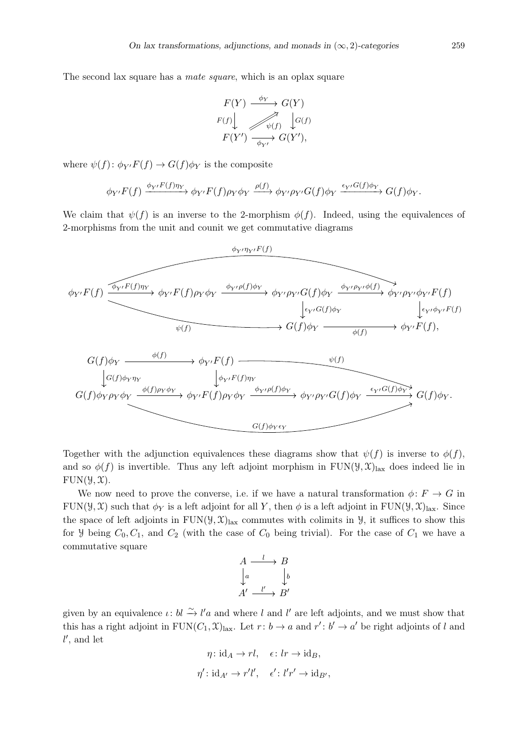The second lax square has a *mate square*, which is an oplax square

$$
\begin{array}{ccc}
F(Y) & \xrightarrow{\phi_Y} & G(Y) \\
{\scriptstyle F(f)}\downarrow & \nearrow_{\psi(f)} & \downarrow{\scriptstyle G(f)} \\
F(Y') & \xrightarrow[\phi_{Y'}]{} & G(Y'),
\end{array}
$$

where $\psi(f)\colon \phi_{Y'}F(f) \to G(f)\phi_Y$ is the composite

$$
\phi_{Y'}F(f) \xrightarrow{\phi_{Y'}F(f)\eta_Y} \phi_{Y'}F(f)\rho_Y\phi_Y \xrightarrow{\rho(f)} \phi_{Y'}\rho_{Y'}G(f)\phi_Y \xrightarrow{\epsilon_{Y'}G(f)\phi_Y} G(f)\phi_Y.
$$

We claim that $\psi(f)$ is an inverse to the 2-morphism $\phi(f)$. Indeed, using the equivalences of 2-morphisms from the unit and counit we get commutative diagrams

$$
\begin{array}{ccccccc}
\phi_{Y'}F(f) & \xrightarrow{\phi_{Y'}F(f)\eta_Y} & \phi_{Y'}F(f)\rho_Y\phi_Y & \xrightarrow{\phi_{Y'}\rho(f)\phi_Y} & \phi_{Y'}\rho_{Y'}G(f)\phi_Y & \xrightarrow{\phi_{Y'}\rho_{Y'}\phi(f)} & \phi_{Y'}\rho_{Y'}\phi_{Y'}F(f) \\
 & & & & \downarrow{\scriptstyle \epsilon_{Y'}G(f)\phi_Y} & & \downarrow{\scriptstyle \epsilon_{Y'}\phi_{Y'}F(f)} \\
 & & & \xrightarrow{\psi(f)} & G(f)\phi_Y & \xrightarrow[\phi(f)]{} & \phi_{Y'}F(f),
\end{array}
$$

where the top arrow $\phi_{Y'}\eta_{Y'}F(f)\colon \phi_{Y'}F(f) \to \phi_{Y'}\rho_{Y'}\phi_{Y'}F(f)$ and the bottom arrow $\psi(f)\colon \phi_{Y'}F(f) \to G(f)\phi_Y$;

$$
\begin{array}{ccccccc}
G(f)\phi_Y & \xrightarrow{\phi(f)} & \phi_{Y'}F(f) & & \xrightarrow{\psi(f)} & & G(f)\phi_Y \\
\downarrow{\scriptstyle G(f)\phi_Y\eta_Y} & & \downarrow{\scriptstyle \phi_{Y'}F(f)\eta_Y} & & & & \\
G(f)\phi_Y\rho_Y\phi_Y & \xrightarrow{\phi(f)\rho_Y\phi_Y} & \phi_{Y'}F(f)\rho_Y\phi_Y & \xrightarrow{\phi_{Y'}\rho(f)\phi_Y} & \phi_{Y'}\rho_{Y'}G(f)\phi_Y & \xrightarrow{\epsilon_{Y'}G(f)\phi_Y} & G(f)\phi_Y.
\end{array}
$$

with the bottom arrow $G(f)\phi_Y\epsilon_Y\colon G(f)\phi_Y\rho_Y\phi_Y \to G(f)\phi_Y$.

Together with the adjunction equivalences these diagrams show that $\psi(f)$ is inverse to $\phi(f)$, and so $\phi(f)$ is invertible. Thus any left adjoint morphism in $\mathrm{FUN}(\mathcal{Y},\mathcal{X})_{\mathrm{lax}}$ does indeed lie in $\mathrm{FUN}(\mathcal{Y},\mathcal{X})$.

We now need to prove the converse, i.e. if we have a natural transformation $\phi\colon F \to G$ in $\mathrm{FUN}(\mathcal{Y},\mathcal{X})$ such that $\phi_Y$ is a left adjoint for all $Y$, then $\phi$ is a left adjoint in $\mathrm{FUN}(\mathcal{Y},\mathcal{X})_{\mathrm{lax}}$. Since the space of left adjoints in $\mathrm{FUN}(\mathcal{Y},\mathcal{X})_{\mathrm{lax}}$ commutes with colimits in $\mathcal{Y}$, it suffices to show this for $\mathcal{Y}$ being $C_0, C_1$, and $C_2$ (with the case of $C_0$ being trivial). For the case of $C_1$ we have a commutative square

$$
\begin{array}{ccc}
A & \xrightarrow{l} & B \\
\downarrow{\scriptstyle a} & & \downarrow{\scriptstyle b} \\
A' & \xrightarrow{l'} & B'
\end{array}
$$

given by an equivalence $\iota\colon bl \xrightarrow{\sim} l'a$ and where $l$ and $l'$ are left adjoints, and we must show that this has a right adjoint in $\mathrm{FUN}(C_1,\mathcal{X})_{\mathrm{lax}}$. Let $r\colon b \to a$ and $r'\colon b' \to a'$ be right adjoints of $l$ and $l'$, and let

$$
\eta\colon \mathrm{id}_A \to rl, \quad \epsilon\colon lr \to \mathrm{id}_B,
$$

$$
\eta'\colon \mathrm{id}_{A'} \to r'l', \quad \epsilon'\colon l'r' \to \mathrm{id}_{B'},
$$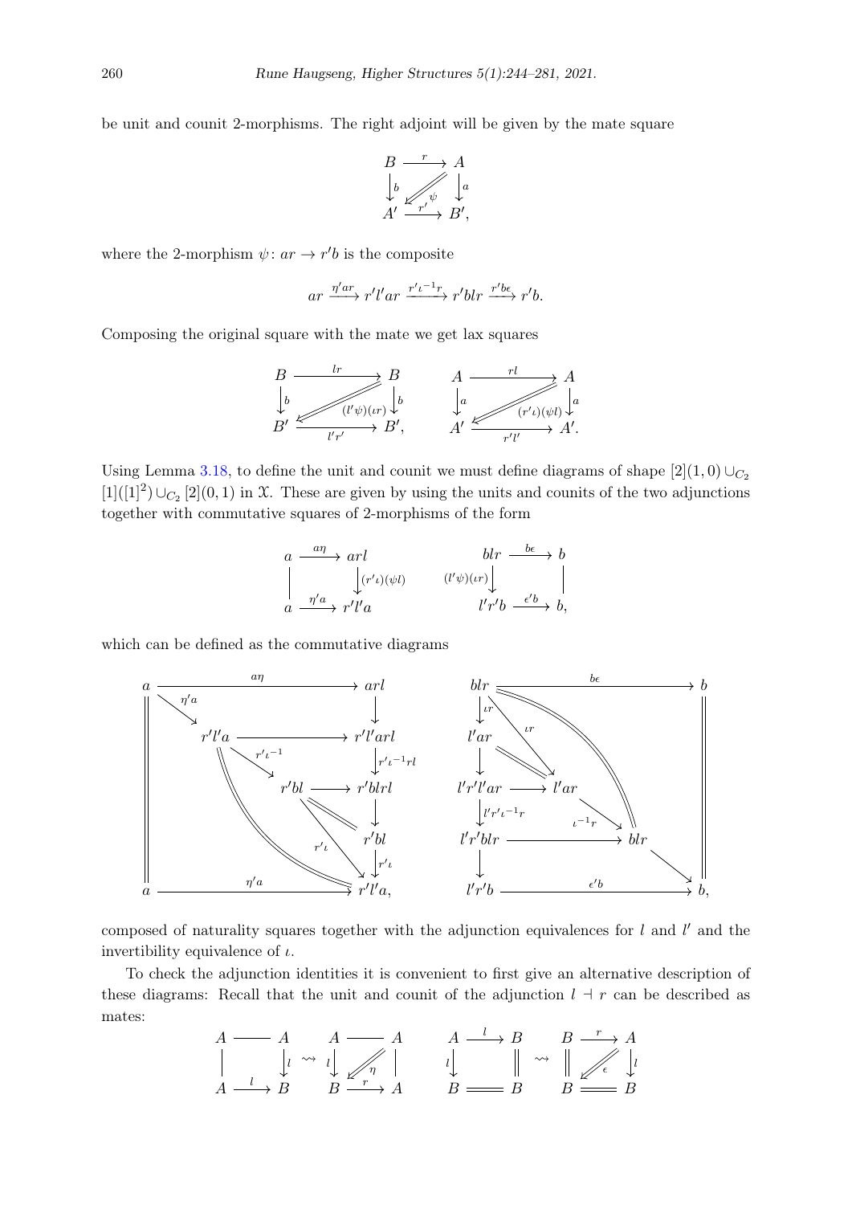be unit and counit 2-morphisms. The right adjoint will be given by the mate square

$$\begin{array}{ccc} B & \xrightarrow{r} & A \\ \big\downarrow{\scriptstyle b} & \overset{\psi}{\swarrow} & \big\downarrow{\scriptstyle a} \\ A' & \xrightarrow{r'} & B', \end{array}$$

where the 2-morphism $\psi\colon ar \to r'b$ is the composite

$$ar \xrightarrow{\eta' ar} r'l'ar \xrightarrow{r'\iota^{-1}r} r'blr \xrightarrow{r'b\epsilon} r'b.$$

Composing the original square with the mate we get lax squares

$$\begin{array}{ccc} B & \xrightarrow{lr} & B \\ \big\downarrow{\scriptstyle b} & \overset{(l'\psi)(\iota r)}{\swarrow} & \big\downarrow{\scriptstyle b} \\ B' & \xrightarrow{l'r'} & B', \end{array} \qquad \begin{array}{ccc} A & \xrightarrow{rl} & A \\ \big\downarrow{\scriptstyle a} & \overset{(r'\iota)(\psi l)}{\swarrow} & \big\downarrow{\scriptstyle a} \\ A' & \xrightarrow{r'l'} & A'. \end{array}$$

Using Lemma 3.18, to define the unit and counit we must define diagrams of shape $[2](1,0) \cup_{C_2} [1]([1]^2) \cup_{C_2} [2](0,1)$ in $\mathfrak{X}$. These are given by using the units and counits of the two adjunctions together with commutative squares of 2-morphisms of the form

$$\begin{array}{ccc} a & \xrightarrow{a\eta} & arl \\ \big| & & \big\downarrow{\scriptstyle (r'\iota)(\psi l)} \\ a & \xrightarrow{\eta' a} & r'l'a \end{array} \qquad \begin{array}{ccc} blr & \xrightarrow{b\epsilon} & b \\ {\scriptstyle (l'\psi)(\iota r)}\big\downarrow & & \big| \\ l'r'b & \xrightarrow{\epsilon' b} & b, \end{array}$$

which can be defined as the commutative diagrams

$$\begin{array}{ccccc} a & \xrightarrow{a\eta} & & & arl \\ \| & \searrow^{\eta' a} & & & \downarrow \\ \| & & r'l'a & \longrightarrow & r'l'arl \\ \| & & & \searrow^{r'\iota^{-1}} & \downarrow{\scriptstyle r'\iota^{-1}rl} \\ \| & & & r'bl \longrightarrow & r'blrl \\ \| & & & & \downarrow \\ \| & & & & r'bl \\ \| & & & & \downarrow{\scriptstyle r'\iota} \\ a & \xrightarrow{\eta' a} & & & r'l'a, \end{array} \qquad \begin{array}{ccccc} blr & \xrightarrow{b\epsilon} & & & b \\ \downarrow{\scriptstyle \iota r} & & & & \| \\ l'ar & & & & \| \\ \downarrow & & & & \| \\ l'r'l'ar & \longrightarrow & l'ar & & \| \\ \downarrow{\scriptstyle l'r'\iota^{-1}r} & & & \searrow^{\iota^{-1}r} & \| \\ l'r'blr & \longrightarrow & & blr & \| \\ \downarrow & & & & \searrow \\ l'r'b & \xrightarrow{\epsilon' b} & & & b, \end{array}$$

composed of naturality squares together with the adjunction equivalences for $l$ and $l'$ and the invertibility equivalence of $\iota$.

To check the adjunction identities it is convenient to first give an alternative description of these diagrams: Recall that the unit and counit of the adjunction $l \dashv r$ can be described as mates:

$$\begin{array}{ccc} A & \text{---} & A \\ \big| & & \big\downarrow{\scriptstyle l} \\ A & \xrightarrow{l} & B \end{array} \rightsquigarrow \begin{array}{ccc} A & \text{---} & A \\ {\scriptstyle l}\big\downarrow & \overset{\eta}{\swarrow} & \big| \\ B & \xrightarrow{r} & A \end{array} \qquad \begin{array}{ccc} A & \xrightarrow{l} & B \\ {\scriptstyle l}\big\downarrow & & \| \\ B & = & B \end{array} \rightsquigarrow \begin{array}{ccc} B & \xrightarrow{r} & A \\ \| & \overset{\epsilon}{\swarrow} & \big\downarrow{\scriptstyle l} \\ B & = & B \end{array}$$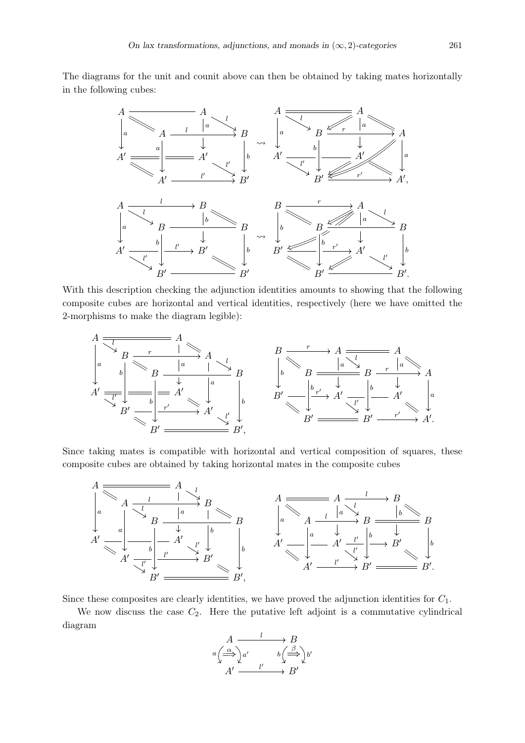The diagrams for the unit and counit above can then be obtained by taking mates horizontally in the following cubes:

With this description checking the adjunction identities amounts to showing that the following composite cubes are horizontal and vertical identities, respectively (here we have omitted the 2-morphisms to make the diagram legible):

Since taking mates is compatible with horizontal and vertical composition of squares, these composite cubes are obtained by taking horizontal mates in the composite cubes

Since these composites are clearly identities, we have proved the adjunction identities for $C_1$.

We now discuss the case $C_2$. Here the putative left adjoint is a commutative cylindrical diagram

$$
\begin{array}{ccc}
A & \xrightarrow{\quad l \quad} & B \\
a \left( \overset{\alpha}{\Longrightarrow} \right) a' & & b \left( \overset{\beta}{\Longrightarrow} \right) b' \\
A' & \xrightarrow{\quad l' \quad} & B'
\end{array}
$$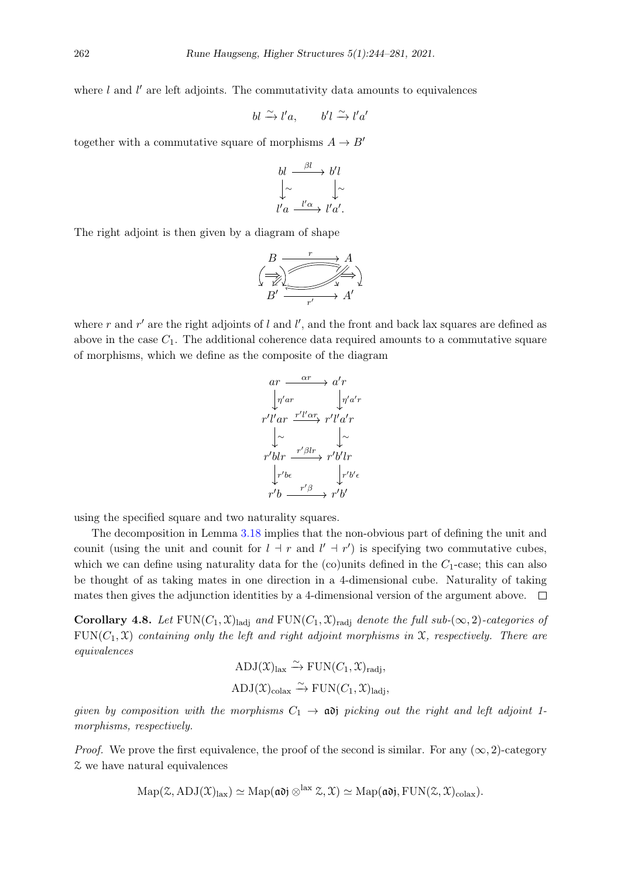where $l$ and $l'$ are left adjoints. The commutativity data amounts to equivalences

$$bl \xrightarrow{\sim} l'a, \qquad b'l \xrightarrow{\sim} l'a'$$

together with a commutative square of morphisms $A \to B'$

$$\begin{array}{ccc} bl & \xrightarrow{\beta l} & b'l \\ \downarrow{\scriptstyle\sim} & & \downarrow{\scriptstyle\sim} \\ l'a & \xrightarrow{l'\alpha} & l'a'. \end{array}$$

The right adjoint is then given by a diagram of shape

$$\begin{array}{ccc} B & \xrightarrow{r} & A \\ \downarrow & & \downarrow \\ B' & \xrightarrow[r']{} & A' \end{array}$$

where $r$ and $r'$ are the right adjoints of $l$ and $l'$, and the front and back lax squares are defined as above in the case $C_1$. The additional coherence data required amounts to a commutative square of morphisms, which we define as the composite of the diagram

$$\begin{array}{ccc} ar & \xrightarrow{\alpha r} & a'r \\ \downarrow{\scriptstyle \eta' ar} & & \downarrow{\scriptstyle \eta' a' r} \\ r'l'ar & \xrightarrow{r'l'\alpha r} & r'l'a'r \\ \downarrow{\scriptstyle\sim} & & \downarrow{\scriptstyle\sim} \\ r'blr & \xrightarrow{r'\beta lr} & r'b'lr \\ \downarrow{\scriptstyle r'b\epsilon} & & \downarrow{\scriptstyle r'b'\epsilon} \\ r'b & \xrightarrow{r'\beta} & r'b' \end{array}$$

using the specified square and two naturality squares.

The decomposition in Lemma 3.18 implies that the non-obvious part of defining the unit and counit (using the unit and counit for $l \dashv r$ and $l' \dashv r'$) is specifying two commutative cubes, which we can define using naturality data for the (co)units defined in the $C_1$-case; this can also be thought of as taking mates in one direction in a 4-dimensional cube. Naturality of taking mates then gives the adjunction identities by a 4-dimensional version of the argument above. $\square$

**Corollary 4.8.** *Let $\mathrm{FUN}(C_1, \mathcal{X})_{\mathrm{ladj}}$ and $\mathrm{FUN}(C_1, \mathcal{X})_{\mathrm{radj}}$ denote the full sub-$(\infty, 2)$-categories of $\mathrm{FUN}(C_1, \mathcal{X})$ containing only the left and right adjoint morphisms in $\mathcal{X}$, respectively. There are equivalences*

$$\mathrm{ADJ}(\mathcal{X})_{\mathrm{lax}} \xrightarrow{\sim} \mathrm{FUN}(C_1, \mathcal{X})_{\mathrm{radj}},$$
$$\mathrm{ADJ}(\mathcal{X})_{\mathrm{colax}} \xrightarrow{\sim} \mathrm{FUN}(C_1, \mathcal{X})_{\mathrm{ladj}},$$

*given by composition with the morphisms $C_1 \to \mathfrak{adj}$ picking out the right and left adjoint 1-morphisms, respectively.*

*Proof.* We prove the first equivalence, the proof of the second is similar. For any $(\infty, 2)$-category $\mathcal{Z}$ we have natural equivalences

$$\mathrm{Map}(\mathcal{Z}, \mathrm{ADJ}(\mathcal{X})_{\mathrm{lax}}) \simeq \mathrm{Map}(\mathfrak{adj} \otimes^{\mathrm{lax}} \mathcal{Z}, \mathcal{X}) \simeq \mathrm{Map}(\mathfrak{adj}, \mathrm{FUN}(\mathcal{Z}, \mathcal{X})_{\mathrm{colax}}).$$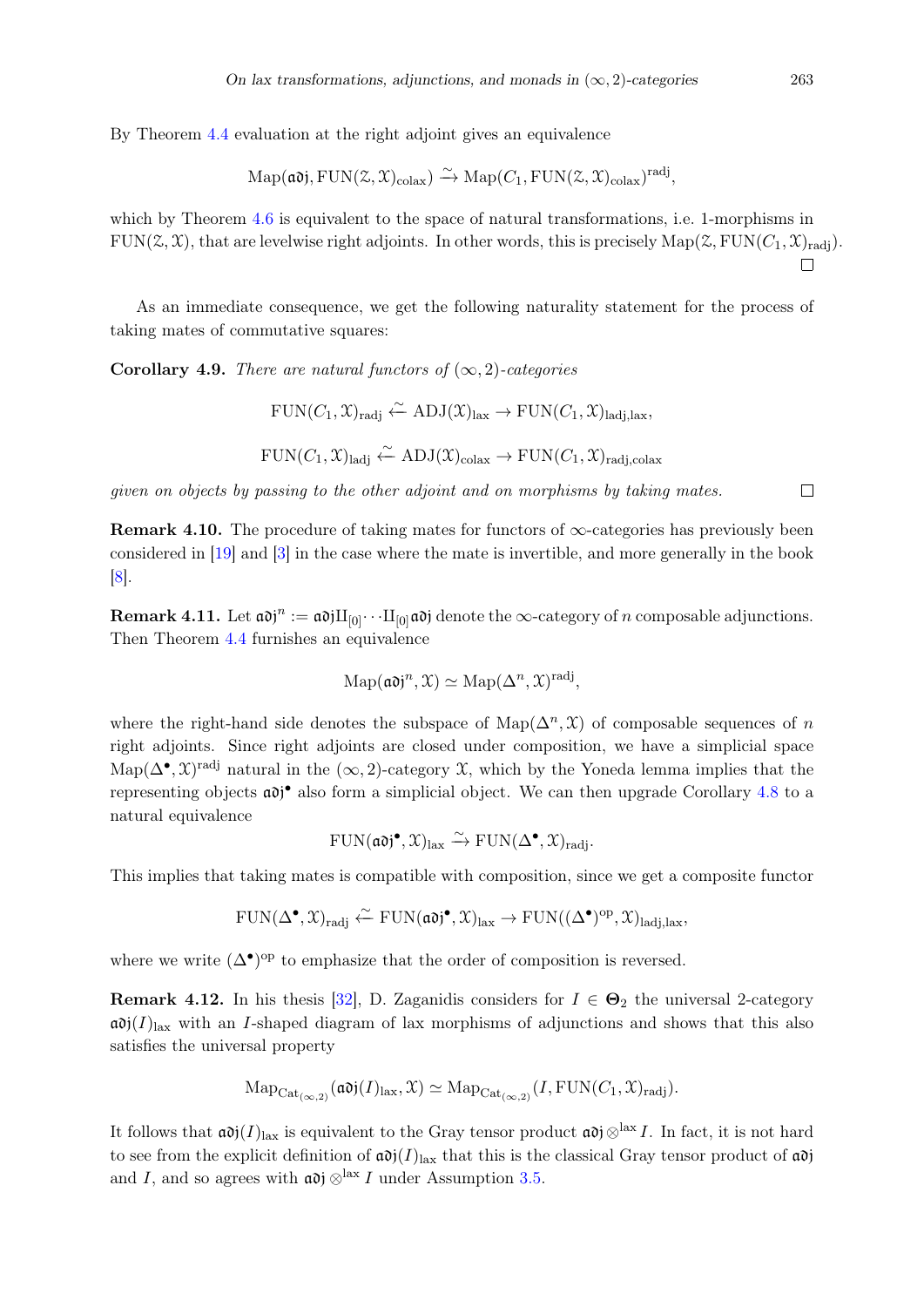By Theorem 4.4 evaluation at the right adjoint gives an equivalence

$$\mathrm{Map}(\mathfrak{adj}, \mathrm{FUN}(\mathcal{Z}, \mathcal{X})_{\mathrm{colax}}) \xrightarrow{\sim} \mathrm{Map}(C_1, \mathrm{FUN}(\mathcal{Z}, \mathcal{X})_{\mathrm{colax}})^{\mathrm{radj}},$$

which by Theorem 4.6 is equivalent to the space of natural transformations, i.e. 1-morphisms in $\mathrm{FUN}(\mathcal{Z}, \mathcal{X})$, that are levelwise right adjoints. In other words, this is precisely $\mathrm{Map}(\mathcal{Z}, \mathrm{FUN}(C_1, \mathcal{X})_{\mathrm{radj}})$. □

As an immediate consequence, we get the following naturality statement for the process of taking mates of commutative squares:

**Corollary 4.9.** *There are natural functors of $(\infty, 2)$-categories*

$$\mathrm{FUN}(C_1, \mathcal{X})_{\mathrm{radj}} \xleftarrow{\sim} \mathrm{ADJ}(\mathcal{X})_{\mathrm{lax}} \to \mathrm{FUN}(C_1, \mathcal{X})_{\mathrm{ladj,lax}},$$

$$\mathrm{FUN}(C_1, \mathcal{X})_{\mathrm{ladj}} \xleftarrow{\sim} \mathrm{ADJ}(\mathcal{X})_{\mathrm{colax}} \to \mathrm{FUN}(C_1, \mathcal{X})_{\mathrm{radj,colax}}$$

*given on objects by passing to the other adjoint and on morphisms by taking mates.* □

**Remark 4.10.** The procedure of taking mates for functors of $\infty$-categories has previously been considered in [19] and [3] in the case where the mate is invertible, and more generally in the book [8].

**Remark 4.11.** Let $\mathfrak{adj}^n := \mathfrak{adj} \amalg_{[0]} \cdots \amalg_{[0]} \mathfrak{adj}$ denote the $\infty$-category of $n$ composable adjunctions. Then Theorem 4.4 furnishes an equivalence

$$\mathrm{Map}(\mathfrak{adj}^n, \mathcal{X}) \simeq \mathrm{Map}(\Delta^n, \mathcal{X})^{\mathrm{radj}},$$

where the right-hand side denotes the subspace of $\mathrm{Map}(\Delta^n, \mathcal{X})$ of composable sequences of $n$ right adjoints. Since right adjoints are closed under composition, we have a simplicial space $\mathrm{Map}(\Delta^\bullet, \mathcal{X})^{\mathrm{radj}}$ natural in the $(\infty, 2)$-category $\mathcal{X}$, which by the Yoneda lemma implies that the representing objects $\mathfrak{adj}^\bullet$ also form a simplicial object. We can then upgrade Corollary 4.8 to a natural equivalence

$$\mathrm{FUN}(\mathfrak{adj}^\bullet, \mathcal{X})_{\mathrm{lax}} \xrightarrow{\sim} \mathrm{FUN}(\Delta^\bullet, \mathcal{X})_{\mathrm{radj}}.$$

This implies that taking mates is compatible with composition, since we get a composite functor

$$\mathrm{FUN}(\Delta^\bullet, \mathcal{X})_{\mathrm{radj}} \xleftarrow{\sim} \mathrm{FUN}(\mathfrak{adj}^\bullet, \mathcal{X})_{\mathrm{lax}} \to \mathrm{FUN}((\Delta^\bullet)^{\mathrm{op}}, \mathcal{X})_{\mathrm{ladj,lax}},$$

where we write $(\Delta^\bullet)^{\mathrm{op}}$ to emphasize that the order of composition is reversed.

**Remark 4.12.** In his thesis [32], D. Zaganidis considers for $I \in \mathbf{\Theta}_2$ the universal 2-category $\mathfrak{adj}(I)_{\mathrm{lax}}$ with an $I$-shaped diagram of lax morphisms of adjunctions and shows that this also satisfies the universal property

$$\mathrm{Map}_{\mathrm{Cat}_{(\infty,2)}}(\mathfrak{adj}(I)_{\mathrm{lax}}, \mathcal{X}) \simeq \mathrm{Map}_{\mathrm{Cat}_{(\infty,2)}}(I, \mathrm{FUN}(C_1, \mathcal{X})_{\mathrm{radj}}).$$

It follows that $\mathfrak{adj}(I)_{\mathrm{lax}}$ is equivalent to the Gray tensor product $\mathfrak{adj} \otimes^{\mathrm{lax}} I$. In fact, it is not hard to see from the explicit definition of $\mathfrak{adj}(I)_{\mathrm{lax}}$ that this is the classical Gray tensor product of $\mathfrak{adj}$ and $I$, and so agrees with $\mathfrak{adj} \otimes^{\mathrm{lax}} I$ under Assumption 3.5.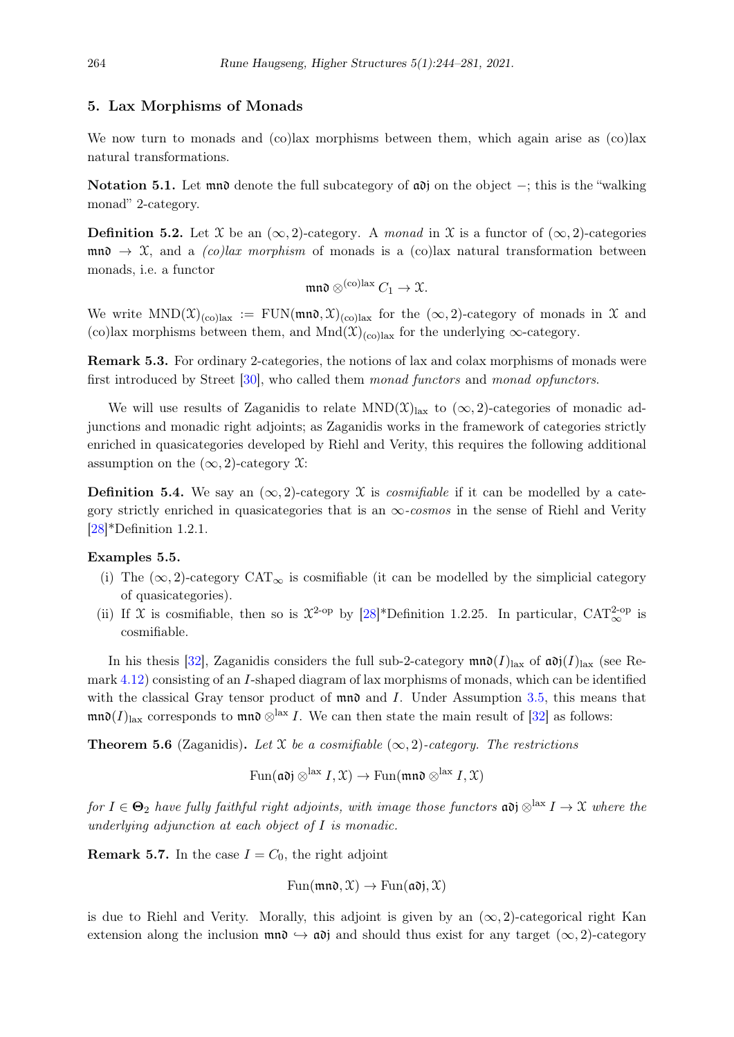## 5. Lax Morphisms of Monads

We now turn to monads and (co)lax morphisms between them, which again arise as (co)lax natural transformations.

**Notation 5.1.** Let $\mathfrak{mnd}$ denote the full subcategory of $\mathfrak{adj}$ on the object $-$; this is the "walking monad" 2-category.

**Definition 5.2.** Let $\mathcal{X}$ be an $(\infty, 2)$-category. A *monad* in $\mathcal{X}$ is a functor of $(\infty, 2)$-categories $\mathfrak{mnd} \to \mathcal{X}$, and a *(co)lax morphism* of monads is a (co)lax natural transformation between monads, i.e. a functor

$$\mathfrak{mnd} \otimes^{(\mathrm{co})\mathrm{lax}} C_1 \to \mathcal{X}.$$

We write $\mathrm{MND}(\mathcal{X})_{(\mathrm{co})\mathrm{lax}} := \mathrm{FUN}(\mathfrak{mnd}, \mathcal{X})_{(\mathrm{co})\mathrm{lax}}$ for the $(\infty, 2)$-category of monads in $\mathcal{X}$ and (co)lax morphisms between them, and $\mathrm{Mnd}(\mathcal{X})_{(\mathrm{co})\mathrm{lax}}$ for the underlying $\infty$-category.

**Remark 5.3.** For ordinary 2-categories, the notions of lax and colax morphisms of monads were first introduced by Street [30], who called them *monad functors* and *monad opfunctors*.

We will use results of Zaganidis to relate $\mathrm{MND}(\mathcal{X})_{\mathrm{lax}}$ to $(\infty, 2)$-categories of monadic adjunctions and monadic right adjoints; as Zaganidis works in the framework of categories strictly enriched in quasicategories developed by Riehl and Verity, this requires the following additional assumption on the $(\infty, 2)$-category $\mathcal{X}$:

**Definition 5.4.** We say an $(\infty, 2)$-category $\mathcal{X}$ is *cosmifiable* if it can be modelled by a category strictly enriched in quasicategories that is an $\infty$*-cosmos* in the sense of Riehl and Verity [28]*Definition 1.2.1.

**Examples 5.5.**

(i) The $(\infty, 2)$-category $\mathrm{CAT}_\infty$ is cosmifiable (it can be modelled by the simplicial category of quasicategories).

(ii) If $\mathcal{X}$ is cosmifiable, then so is $\mathcal{X}^{2\text{-op}}$ by [28]*Definition 1.2.25. In particular, $\mathrm{CAT}_\infty^{2\text{-op}}$ is cosmifiable.

In his thesis [32], Zaganidis considers the full sub-2-category $\mathfrak{mnd}(I)_{\mathrm{lax}}$ of $\mathfrak{adj}(I)_{\mathrm{lax}}$ (see Remark 4.12) consisting of an $I$-shaped diagram of lax morphisms of monads, which can be identified with the classical Gray tensor product of $\mathfrak{mnd}$ and $I$. Under Assumption 3.5, this means that $\mathfrak{mnd}(I)_{\mathrm{lax}}$ corresponds to $\mathfrak{mnd} \otimes^{\mathrm{lax}} I$. We can then state the main result of [32] as follows:

**Theorem 5.6** (Zaganidis)**.** *Let $\mathcal{X}$ be a cosmifiable $(\infty, 2)$-category. The restrictions*

$$\mathrm{Fun}(\mathfrak{adj} \otimes^{\mathrm{lax}} I, \mathcal{X}) \to \mathrm{Fun}(\mathfrak{mnd} \otimes^{\mathrm{lax}} I, \mathcal{X})$$

*for $I \in \mathbf{\Theta}_2$ have fully faithful right adjoints, with image those functors $\mathfrak{adj} \otimes^{\mathrm{lax}} I \to \mathcal{X}$ where the underlying adjunction at each object of $I$ is monadic.*

**Remark 5.7.** In the case $I = C_0$, the right adjoint

$$\mathrm{Fun}(\mathfrak{mnd}, \mathcal{X}) \to \mathrm{Fun}(\mathfrak{adj}, \mathcal{X})$$

is due to Riehl and Verity. Morally, this adjoint is given by an $(\infty, 2)$-categorical right Kan extension along the inclusion $\mathfrak{mnd} \hookrightarrow \mathfrak{adj}$ and should thus exist for any target $(\infty, 2)$-category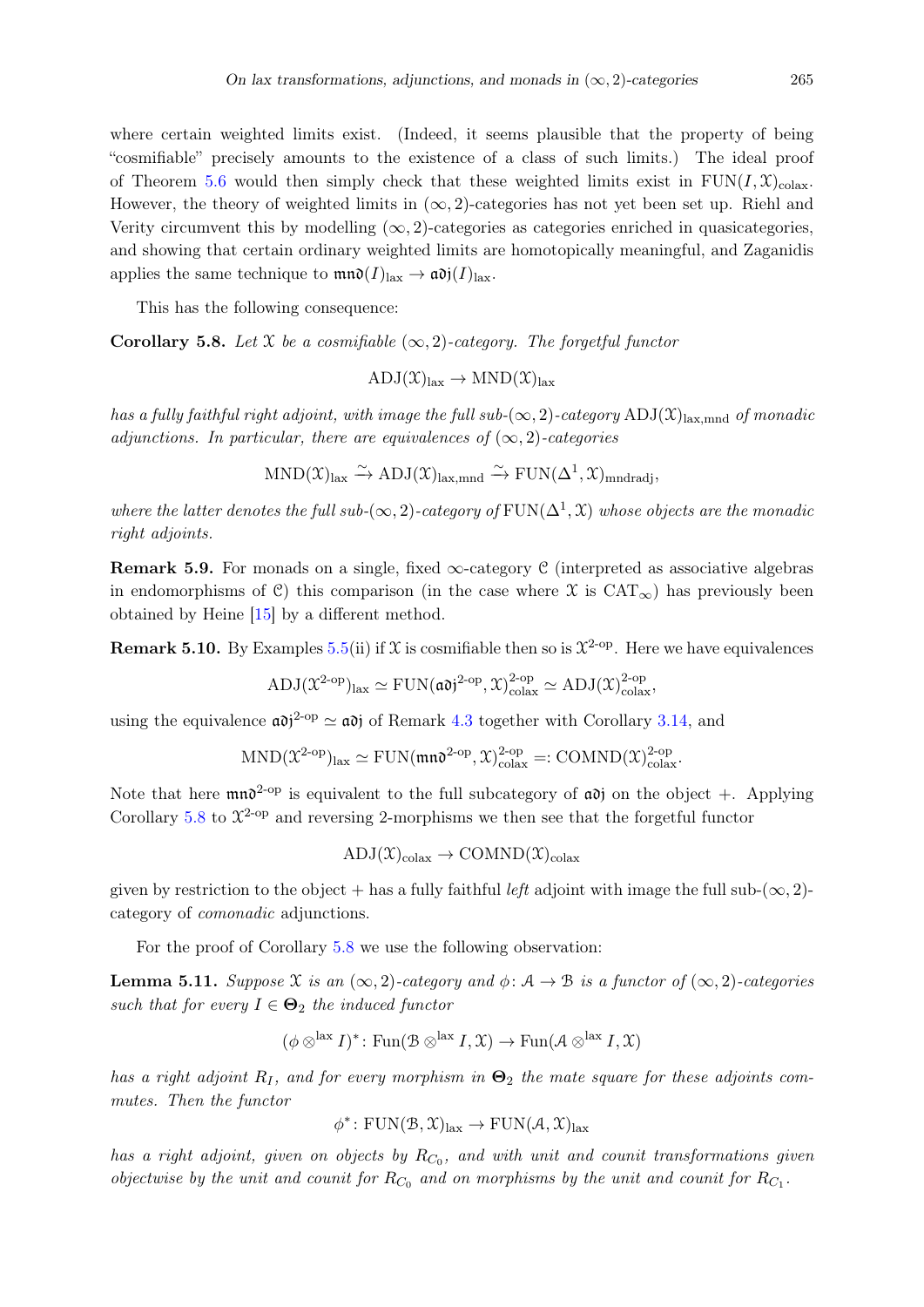where certain weighted limits exist. (Indeed, it seems plausible that the property of being "cosmifiable" precisely amounts to the existence of a class of such limits.) The ideal proof of Theorem 5.6 would then simply check that these weighted limits exist in $\mathrm{FUN}(I,\mathfrak{X})_{\mathrm{colax}}$. However, the theory of weighted limits in $(\infty,2)$-categories has not yet been set up. Riehl and Verity circumvent this by modelling $(\infty,2)$-categories as categories enriched in quasicategories, and showing that certain ordinary weighted limits are homotopically meaningful, and Zaganidis applies the same technique to $\mathfrak{mnd}(I)_{\mathrm{lax}} \to \mathfrak{adj}(I)_{\mathrm{lax}}$.

This has the following consequence:

**Corollary 5.8.** *Let $\mathfrak{X}$ be a cosmifiable $(\infty,2)$-category. The forgetful functor*

$$\mathrm{ADJ}(\mathfrak{X})_{\mathrm{lax}} \to \mathrm{MND}(\mathfrak{X})_{\mathrm{lax}}$$

*has a fully faithful right adjoint, with image the full sub-$(\infty,2)$-category $\mathrm{ADJ}(\mathfrak{X})_{\mathrm{lax,mnd}}$ of monadic adjunctions. In particular, there are equivalences of $(\infty,2)$-categories*

$$\mathrm{MND}(\mathfrak{X})_{\mathrm{lax}} \xrightarrow{\sim} \mathrm{ADJ}(\mathfrak{X})_{\mathrm{lax,mnd}} \xrightarrow{\sim} \mathrm{FUN}(\Delta^1,\mathfrak{X})_{\mathrm{mndradj}},$$

*where the latter denotes the full sub-$(\infty,2)$-category of $\mathrm{FUN}(\Delta^1,\mathfrak{X})$ whose objects are the monadic right adjoints.*

**Remark 5.9.** For monads on a single, fixed $\infty$-category $\mathcal{C}$ (interpreted as associative algebras in endomorphisms of $\mathcal{C}$) this comparison (in the case where $\mathfrak{X}$ is $\mathrm{CAT}_\infty$) has previously been obtained by Heine [15] by a different method.

**Remark 5.10.** By Examples 5.5(ii) if $\mathfrak{X}$ is cosmifiable then so is $\mathfrak{X}^{2\text{-op}}$. Here we have equivalences

$$\mathrm{ADJ}(\mathfrak{X}^{2\text{-op}})_{\mathrm{lax}} \simeq \mathrm{FUN}(\mathfrak{adj}^{2\text{-op}},\mathfrak{X})^{2\text{-op}}_{\mathrm{colax}} \simeq \mathrm{ADJ}(\mathfrak{X})^{2\text{-op}}_{\mathrm{colax}},$$

using the equivalence $\mathfrak{adj}^{2\text{-op}} \simeq \mathfrak{adj}$ of Remark 4.3 together with Corollary 3.14, and

$$\mathrm{MND}(\mathfrak{X}^{2\text{-op}})_{\mathrm{lax}} \simeq \mathrm{FUN}(\mathfrak{mnd}^{2\text{-op}},\mathfrak{X})^{2\text{-op}}_{\mathrm{colax}} =: \mathrm{COMND}(\mathfrak{X})^{2\text{-op}}_{\mathrm{colax}}.$$

Note that here $\mathfrak{mnd}^{2\text{-op}}$ is equivalent to the full subcategory of $\mathfrak{adj}$ on the object $+$. Applying Corollary 5.8 to $\mathfrak{X}^{2\text{-op}}$ and reversing 2-morphisms we then see that the forgetful functor

$$\mathrm{ADJ}(\mathfrak{X})_{\mathrm{colax}} \to \mathrm{COMND}(\mathfrak{X})_{\mathrm{colax}}$$

given by restriction to the object $+$ has a fully faithful *left* adjoint with image the full sub-$(\infty,2)$-category of *comonadic* adjunctions.

For the proof of Corollary 5.8 we use the following observation:

**Lemma 5.11.** *Suppose $\mathfrak{X}$ is an $(\infty,2)$-category and $\phi\colon \mathcal{A} \to \mathcal{B}$ is a functor of $(\infty,2)$-categories such that for every $I \in \mathbf{\Theta}_2$ the induced functor*

$$(\phi \otimes^{\mathrm{lax}} I)^*\colon \mathrm{Fun}(\mathcal{B} \otimes^{\mathrm{lax}} I,\mathfrak{X}) \to \mathrm{Fun}(\mathcal{A} \otimes^{\mathrm{lax}} I,\mathfrak{X})$$

*has a right adjoint $R_I$, and for every morphism in $\mathbf{\Theta}_2$ the mate square for these adjoints commutes. Then the functor*

$$\phi^*\colon \mathrm{FUN}(\mathcal{B},\mathfrak{X})_{\mathrm{lax}} \to \mathrm{FUN}(\mathcal{A},\mathfrak{X})_{\mathrm{lax}}$$

*has a right adjoint, given on objects by $R_{C_0}$, and with unit and counit transformations given objectwise by the unit and counit for $R_{C_0}$ and on morphisms by the unit and counit for $R_{C_1}$.*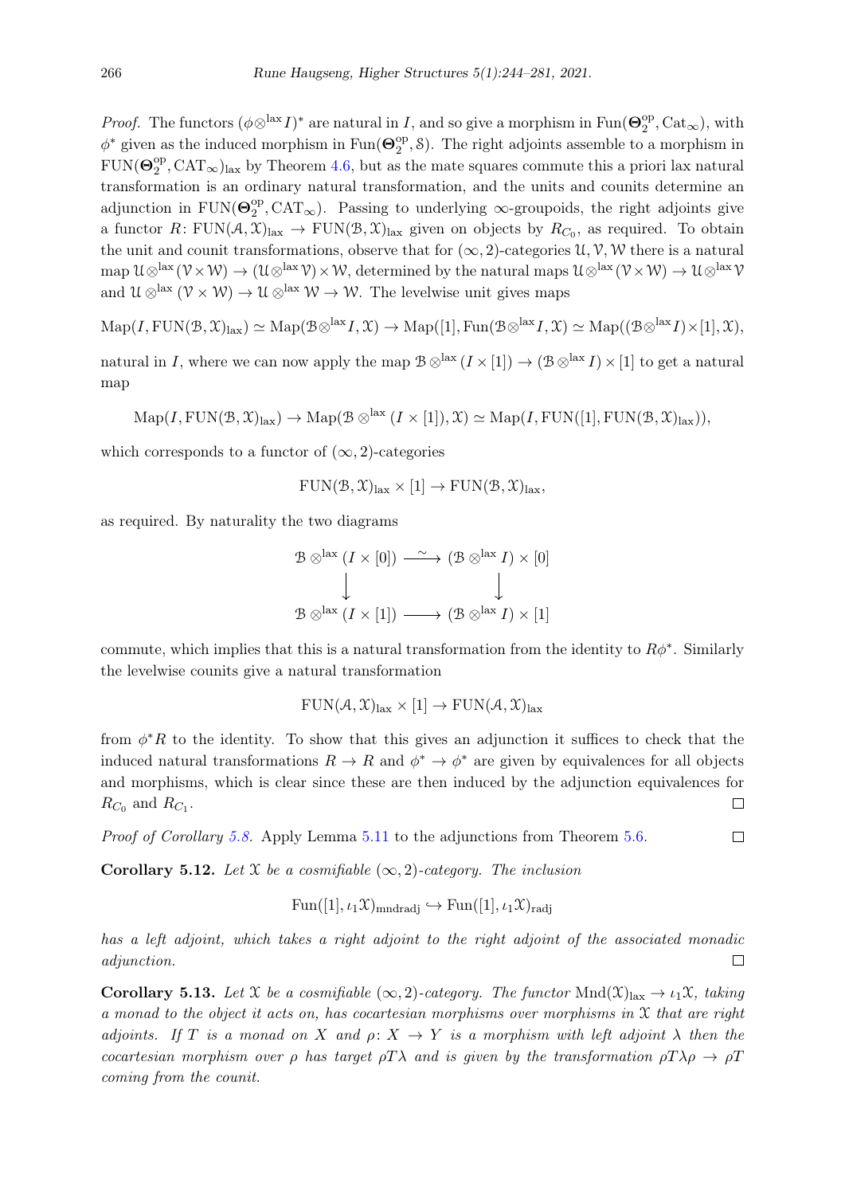*Proof.* The functors $(\phi \otimes^{\mathrm{lax}} I)^*$ are natural in $I$, and so give a morphism in $\mathrm{Fun}(\mathbf{\Theta}_2^{\mathrm{op}}, \mathrm{Cat}_\infty)$, with $\phi^*$ given as the induced morphism in $\mathrm{Fun}(\mathbf{\Theta}_2^{\mathrm{op}}, \mathcal{S})$. The right adjoints assemble to a morphism in $\mathrm{FUN}(\mathbf{\Theta}_2^{\mathrm{op}}, \mathrm{CAT}_\infty)_{\mathrm{lax}}$ by Theorem 4.6, but as the mate squares commute this a priori lax natural transformation is an ordinary natural transformation, and the units and counits determine an adjunction in $\mathrm{FUN}(\mathbf{\Theta}_2^{\mathrm{op}}, \mathrm{CAT}_\infty)$. Passing to underlying $\infty$-groupoids, the right adjoints give a functor $R \colon \mathrm{FUN}(\mathcal{A}, \mathcal{X})_{\mathrm{lax}} \to \mathrm{FUN}(\mathcal{B}, \mathcal{X})_{\mathrm{lax}}$ given on objects by $R_{C_0}$, as required. To obtain the unit and counit transformations, observe that for $(\infty, 2)$-categories $\mathcal{U}, \mathcal{V}, \mathcal{W}$ there is a natural map $\mathcal{U} \otimes^{\mathrm{lax}} (\mathcal{V} \times \mathcal{W}) \to (\mathcal{U} \otimes^{\mathrm{lax}} \mathcal{V}) \times \mathcal{W}$, determined by the natural maps $\mathcal{U} \otimes^{\mathrm{lax}} (\mathcal{V} \times \mathcal{W}) \to \mathcal{U} \otimes^{\mathrm{lax}} \mathcal{V}$ and $\mathcal{U} \otimes^{\mathrm{lax}} (\mathcal{V} \times \mathcal{W}) \to \mathcal{U} \otimes^{\mathrm{lax}} \mathcal{W} \to \mathcal{W}$. The levelwise unit gives maps

$$\mathrm{Map}(I, \mathrm{FUN}(\mathcal{B}, \mathcal{X})_{\mathrm{lax}}) \simeq \mathrm{Map}(\mathcal{B} \otimes^{\mathrm{lax}} I, \mathcal{X}) \to \mathrm{Map}([1], \mathrm{Fun}(\mathcal{B} \otimes^{\mathrm{lax}} I, \mathcal{X}) \simeq \mathrm{Map}((\mathcal{B} \otimes^{\mathrm{lax}} I) \times [1], \mathcal{X}),$$

natural in $I$, where we can now apply the map $\mathcal{B} \otimes^{\mathrm{lax}} (I \times [1]) \to (\mathcal{B} \otimes^{\mathrm{lax}} I) \times [1]$ to get a natural map

$$\mathrm{Map}(I, \mathrm{FUN}(\mathcal{B}, \mathcal{X})_{\mathrm{lax}}) \to \mathrm{Map}(\mathcal{B} \otimes^{\mathrm{lax}} (I \times [1]), \mathcal{X}) \simeq \mathrm{Map}(I, \mathrm{FUN}([1], \mathrm{FUN}(\mathcal{B}, \mathcal{X})_{\mathrm{lax}})),$$

which corresponds to a functor of $(\infty, 2)$-categories

$$\mathrm{FUN}(\mathcal{B}, \mathcal{X})_{\mathrm{lax}} \times [1] \to \mathrm{FUN}(\mathcal{B}, \mathcal{X})_{\mathrm{lax}},$$

as required. By naturality the two diagrams

$$\begin{array}{ccc} \mathcal{B} \otimes^{\mathrm{lax}} (I \times [0]) & \xrightarrow{\sim} & (\mathcal{B} \otimes^{\mathrm{lax}} I) \times [0] \\ \downarrow & & \downarrow \\ \mathcal{B} \otimes^{\mathrm{lax}} (I \times [1]) & \longrightarrow & (\mathcal{B} \otimes^{\mathrm{lax}} I) \times [1] \end{array}$$

commute, which implies that this is a natural transformation from the identity to $R\phi^*$. Similarly the levelwise counits give a natural transformation

$$\mathrm{FUN}(\mathcal{A}, \mathcal{X})_{\mathrm{lax}} \times [1] \to \mathrm{FUN}(\mathcal{A}, \mathcal{X})_{\mathrm{lax}}$$

from $\phi^* R$ to the identity. To show that this gives an adjunction it suffices to check that the induced natural transformations $R \to R$ and $\phi^* \to \phi^*$ are given by equivalences for all objects and morphisms, which is clear since these are then induced by the adjunction equivalences for $R_{C_0}$ and $R_{C_1}$. ◻

*Proof of Corollary 5.8.* Apply Lemma 5.11 to the adjunctions from Theorem 5.6. ◻

**Corollary 5.12.** *Let $\mathcal{X}$ be a cosmifiable $(\infty, 2)$-category. The inclusion*

$$\mathrm{Fun}([1], \iota_1 \mathcal{X})_{\mathrm{mndradj}} \hookrightarrow \mathrm{Fun}([1], \iota_1 \mathcal{X})_{\mathrm{radj}}$$

*has a left adjoint, which takes a right adjoint to the right adjoint of the associated monadic adjunction.* ◻

**Corollary 5.13.** *Let $\mathcal{X}$ be a cosmifiable $(\infty, 2)$-category. The functor $\mathrm{Mnd}(\mathcal{X})_{\mathrm{lax}} \to \iota_1 \mathcal{X}$, taking a monad to the object it acts on, has cocartesian morphisms over morphisms in $\mathcal{X}$ that are right adjoints. If $T$ is a monad on $X$ and $\rho \colon X \to Y$ is a morphism with left adjoint $\lambda$ then the cocartesian morphism over $\rho$ has target $\rho T \lambda$ and is given by the transformation $\rho T \lambda \rho \to \rho T$ coming from the counit.*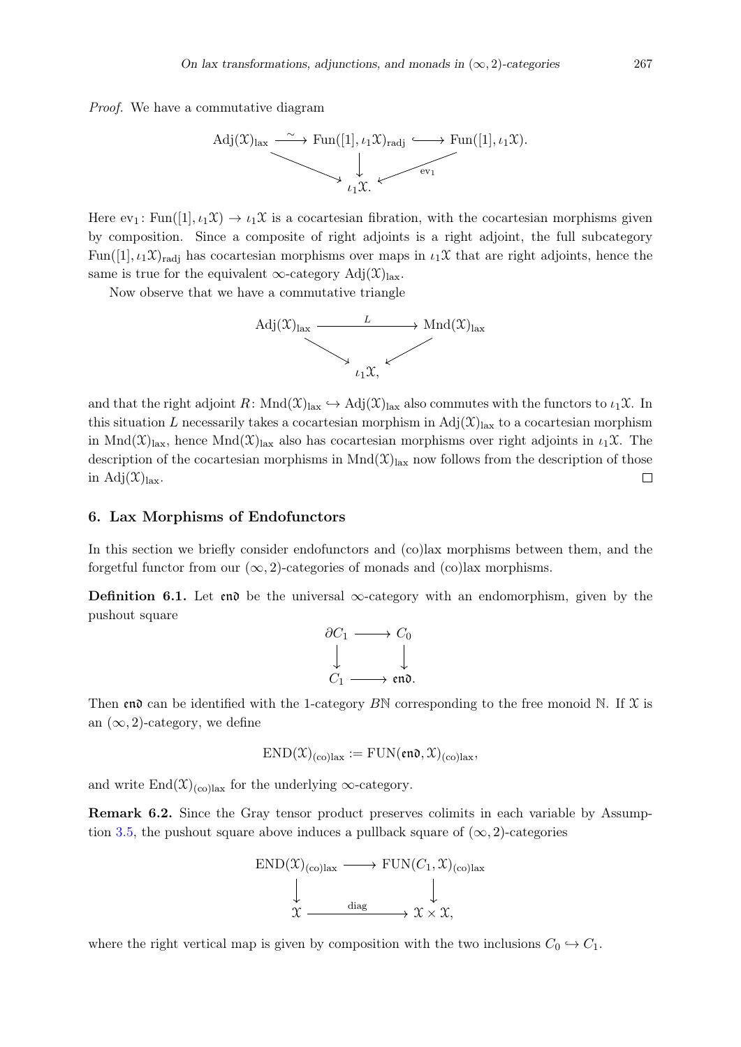*Proof.* We have a commutative diagram

$$\begin{array}{ccccc} \mathrm{Adj}(\mathcal{X})_{\mathrm{lax}} & \xrightarrow{\sim} & \mathrm{Fun}([1], \iota_1\mathcal{X})_{\mathrm{radj}} & \hookrightarrow & \mathrm{Fun}([1], \iota_1\mathcal{X}). \\ & \searrow & \downarrow & \swarrow_{\mathrm{ev}_1} & \\ & & \iota_1\mathcal{X}. & & \end{array}$$

Here $\mathrm{ev}_1 \colon \mathrm{Fun}([1], \iota_1\mathcal{X}) \to \iota_1\mathcal{X}$ is a cocartesian fibration, with the cocartesian morphisms given by composition. Since a composite of right adjoints is a right adjoint, the full subcategory $\mathrm{Fun}([1], \iota_1\mathcal{X})_{\mathrm{radj}}$ has cocartesian morphisms over maps in $\iota_1\mathcal{X}$ that are right adjoints, hence the same is true for the equivalent $\infty$-category $\mathrm{Adj}(\mathcal{X})_{\mathrm{lax}}$.

Now observe that we have a commutative triangle

$$\begin{array}{ccc} \mathrm{Adj}(\mathcal{X})_{\mathrm{lax}} & \xrightarrow{L} & \mathrm{Mnd}(\mathcal{X})_{\mathrm{lax}} \\ & \searrow \quad \swarrow & \\ & \iota_1\mathcal{X}, & \end{array}$$

and that the right adjoint $R \colon \mathrm{Mnd}(\mathcal{X})_{\mathrm{lax}} \hookrightarrow \mathrm{Adj}(\mathcal{X})_{\mathrm{lax}}$ also commutes with the functors to $\iota_1\mathcal{X}$. In this situation $L$ necessarily takes a cocartesian morphism in $\mathrm{Adj}(\mathcal{X})_{\mathrm{lax}}$ to a cocartesian morphism in $\mathrm{Mnd}(\mathcal{X})_{\mathrm{lax}}$, hence $\mathrm{Mnd}(\mathcal{X})_{\mathrm{lax}}$ also has cocartesian morphisms over right adjoints in $\iota_1\mathcal{X}$. The description of the cocartesian morphisms in $\mathrm{Mnd}(\mathcal{X})_{\mathrm{lax}}$ now follows from the description of those in $\mathrm{Adj}(\mathcal{X})_{\mathrm{lax}}$. $\square$

## 6. Lax Morphisms of Endofunctors

In this section we briefly consider endofunctors and (co)lax morphisms between them, and the forgetful functor from our $(\infty, 2)$-categories of monads and (co)lax morphisms.

**Definition 6.1.** Let $\mathfrak{end}$ be the universal $\infty$-category with an endomorphism, given by the pushout square

$$\begin{array}{ccc} \partial C_1 & \longrightarrow & C_0 \\ \downarrow & & \downarrow \\ C_1 & \longrightarrow & \mathfrak{end}. \end{array}$$

Then $\mathfrak{end}$ can be identified with the 1-category $B\mathbb{N}$ corresponding to the free monoid $\mathbb{N}$. If $\mathcal{X}$ is an $(\infty, 2)$-category, we define

$$\mathrm{END}(\mathcal{X})_{\mathrm{(co)lax}} := \mathrm{FUN}(\mathfrak{end}, \mathcal{X})_{\mathrm{(co)lax}},$$

and write $\mathrm{End}(\mathcal{X})_{\mathrm{(co)lax}}$ for the underlying $\infty$-category.

**Remark 6.2.** Since the Gray tensor product preserves colimits in each variable by Assumption 3.5, the pushout square above induces a pullback square of $(\infty, 2)$-categories

$$\begin{array}{ccc} \mathrm{END}(\mathcal{X})_{\mathrm{(co)lax}} & \longrightarrow & \mathrm{FUN}(C_1, \mathcal{X})_{\mathrm{(co)lax}} \\ \downarrow & & \downarrow \\ \mathcal{X} & \xrightarrow{\mathrm{diag}} & \mathcal{X} \times \mathcal{X}, \end{array}$$

where the right vertical map is given by composition with the two inclusions $C_0 \hookrightarrow C_1$.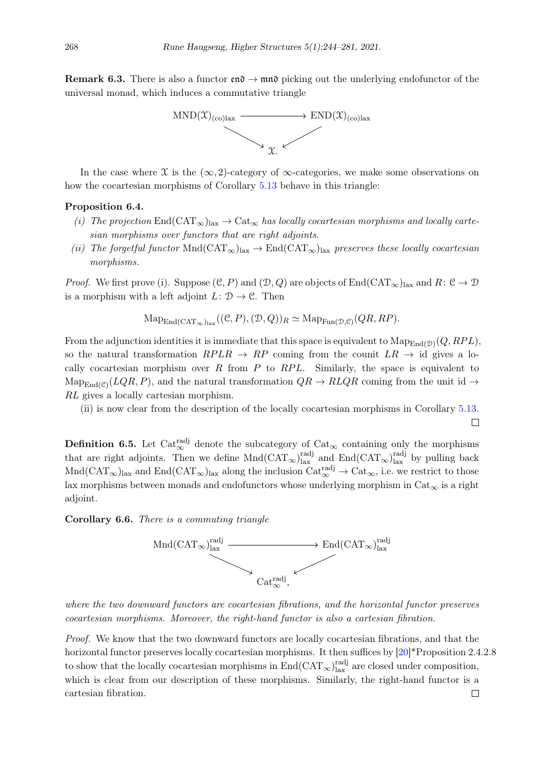**Remark 6.3.** There is also a functor $\mathfrak{end} \to \mathfrak{mnd}$ picking out the underlying endofunctor of the universal monad, which induces a commutative triangle

$$
\begin{array}{ccc}
\mathrm{MND}(\mathcal{X})_{\text{(co)lax}} & \longrightarrow & \mathrm{END}(\mathcal{X})_{\text{(co)lax}} \\
& \searrow \quad \swarrow & \\
& \mathcal{X}. &
\end{array}
$$

In the case where $\mathcal{X}$ is the $(\infty, 2)$-category of $\infty$-categories, we make some observations on how the cocartesian morphisms of Corollary 5.13 behave in this triangle:

**Proposition 6.4.**

(i) *The projection* $\mathrm{End}(\mathrm{CAT}_\infty)_{\text{lax}} \to \mathrm{Cat}_\infty$ *has locally cocartesian morphisms and locally cartesian morphisms over functors that are right adjoints.*

(ii) *The forgetful functor* $\mathrm{Mnd}(\mathrm{CAT}_\infty)_{\text{lax}} \to \mathrm{End}(\mathrm{CAT}_\infty)_{\text{lax}}$ *preserves these locally cocartesian morphisms.*

*Proof.* We first prove (i). Suppose $(\mathcal{C}, P)$ and $(\mathcal{D}, Q)$ are objects of $\mathrm{End}(\mathrm{CAT}_\infty)_{\text{lax}}$ and $R \colon \mathcal{C} \to \mathcal{D}$ is a morphism with a left adjoint $L \colon \mathcal{D} \to \mathcal{C}$. Then

$$\mathrm{Map}_{\mathrm{End}(\mathrm{CAT}_\infty)_{\text{lax}}}((\mathcal{C}, P), (\mathcal{D}, Q))_R \simeq \mathrm{Map}_{\mathrm{Fun}(\mathcal{D}, \mathcal{C})}(QR, RP).$$

From the adjunction identities it is immediate that this space is equivalent to $\mathrm{Map}_{\mathrm{End}(\mathcal{D})}(Q, RPL)$, so the natural transformation $RPLR \to RP$ coming from the counit $LR \to \mathrm{id}$ gives a locally cocartesian morphism over $R$ from $P$ to $RPL$. Similarly, the space is equivalent to $\mathrm{Map}_{\mathrm{End}(\mathcal{C})}(LQR, P)$, and the natural transformation $QR \to RLQR$ coming from the unit $\mathrm{id} \to RL$ gives a locally cartesian morphism.

(ii) is now clear from the description of the locally cocartesian morphisms in Corollary 5.13. $\square$

**Definition 6.5.** Let $\mathrm{Cat}_\infty^{\mathrm{radj}}$ denote the subcategory of $\mathrm{Cat}_\infty$ containing only the morphisms that are right adjoints. Then we define $\mathrm{Mnd}(\mathrm{CAT}_\infty)_{\text{lax}}^{\mathrm{radj}}$ and $\mathrm{End}(\mathrm{CAT}_\infty)_{\text{lax}}^{\mathrm{radj}}$ by pulling back $\mathrm{Mnd}(\mathrm{CAT}_\infty)_{\text{lax}}$ and $\mathrm{End}(\mathrm{CAT}_\infty)_{\text{lax}}$ along the inclusion $\mathrm{Cat}_\infty^{\mathrm{radj}} \to \mathrm{Cat}_\infty$, i.e. we restrict to those lax morphisms between monads and endofunctors whose underlying morphism in $\mathrm{Cat}_\infty$ is a right adjoint.

**Corollary 6.6.** *There is a commuting triangle*

$$
\begin{array}{ccc}
\mathrm{Mnd}(\mathrm{CAT}_\infty)_{\text{lax}}^{\mathrm{radj}} & \longrightarrow & \mathrm{End}(\mathrm{CAT}_\infty)_{\text{lax}}^{\mathrm{radj}} \\
& \searrow \quad \swarrow & \\
& \mathrm{Cat}_\infty^{\mathrm{radj}}, &
\end{array}
$$

*where the two downward functors are cocartesian fibrations, and the horizontal functor preserves cocartesian morphisms. Moreover, the right-hand functor is also a cartesian fibration.*

*Proof.* We know that the two downward functors are locally cocartesian fibrations, and that the horizontal functor preserves locally cocartesian morphisms. It then suffices by [20]*Proposition 2.4.2.8 to show that the locally cocartesian morphisms in $\mathrm{End}(\mathrm{CAT}_\infty)_{\text{lax}}^{\mathrm{radj}}$ are closed under composition, which is clear from our description of these morphisms. Similarly, the right-hand functor is a cartesian fibration. $\square$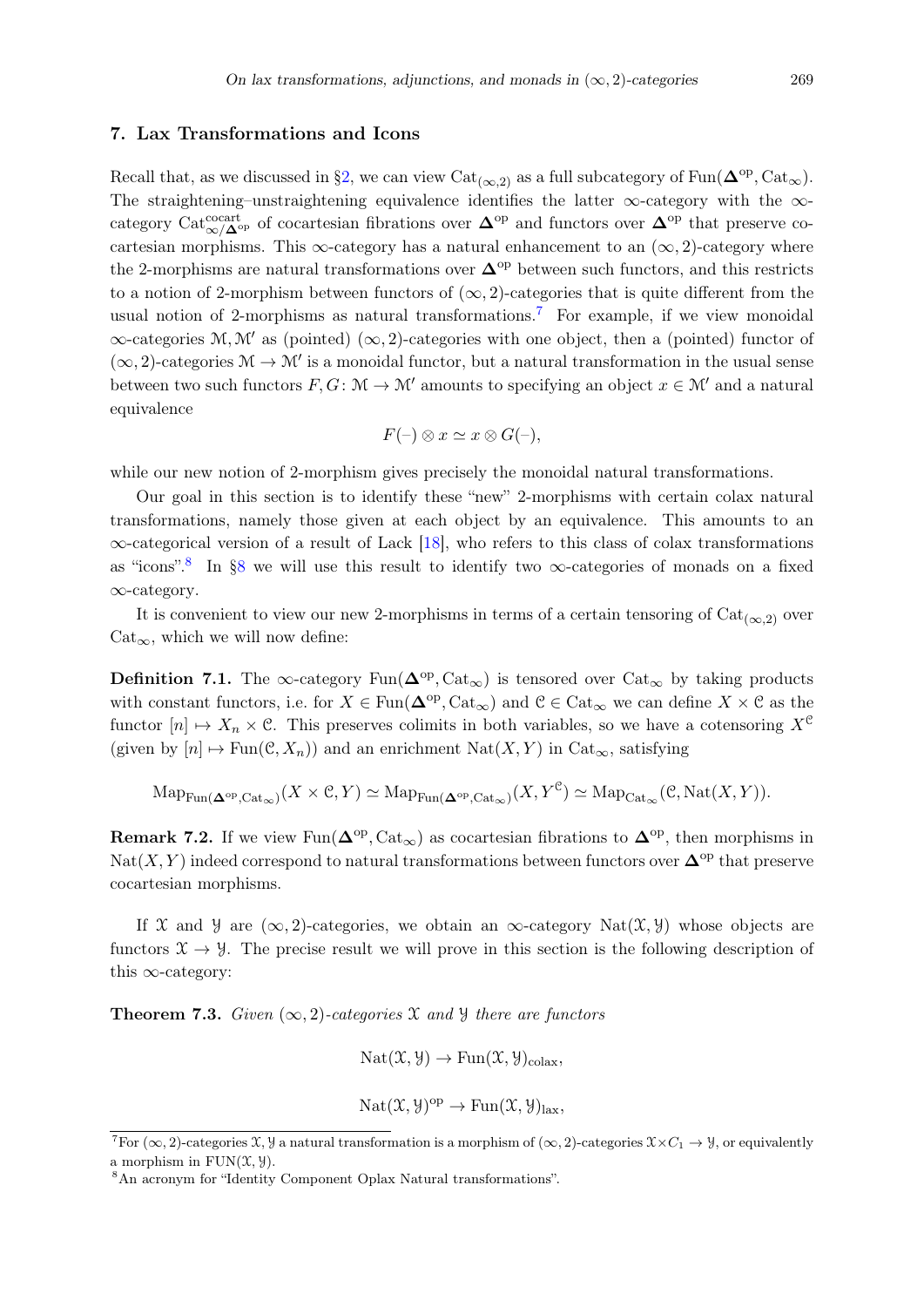## 7. Lax Transformations and Icons

Recall that, as we discussed in §2, we can view $\mathrm{Cat}_{(\infty,2)}$ as a full subcategory of $\mathrm{Fun}(\mathbf{\Delta}^{\mathrm{op}}, \mathrm{Cat}_\infty)$. The straightening–unstraightening equivalence identifies the latter $\infty$-category with the $\infty$-category $\mathrm{Cat}^{\mathrm{cocart}}_{\infty/\mathbf{\Delta}^{\mathrm{op}}}$ of cocartesian fibrations over $\mathbf{\Delta}^{\mathrm{op}}$ and functors over $\mathbf{\Delta}^{\mathrm{op}}$ that preserve cocartesian morphisms. This $\infty$-category has a natural enhancement to an $(\infty,2)$-category where the 2-morphisms are natural transformations over $\mathbf{\Delta}^{\mathrm{op}}$ between such functors, and this restricts to a notion of 2-morphism between functors of $(\infty,2)$-categories that is quite different from the usual notion of 2-morphisms as natural transformations.[7] For example, if we view monoidal $\infty$-categories $\mathcal{M}, \mathcal{M}'$ as (pointed) $(\infty,2)$-categories with one object, then a (pointed) functor of $(\infty,2)$-categories $\mathcal{M} \to \mathcal{M}'$ is a monoidal functor, but a natural transformation in the usual sense between two such functors $F, G \colon \mathcal{M} \to \mathcal{M}'$ amounts to specifying an object $x \in \mathcal{M}'$ and a natural equivalence

$$F(-) \otimes x \simeq x \otimes G(-),$$

while our new notion of 2-morphism gives precisely the monoidal natural transformations.

Our goal in this section is to identify these "new" 2-morphisms with certain colax natural transformations, namely those given at each object by an equivalence. This amounts to an $\infty$-categorical version of a result of Lack [18], who refers to this class of colax transformations as "icons".[8] In §8 we will use this result to identify two $\infty$-categories of monads on a fixed $\infty$-category.

It is convenient to view our new 2-morphisms in terms of a certain tensoring of $\mathrm{Cat}_{(\infty,2)}$ over $\mathrm{Cat}_\infty$, which we will now define:

**Definition 7.1.** The $\infty$-category $\mathrm{Fun}(\mathbf{\Delta}^{\mathrm{op}}, \mathrm{Cat}_\infty)$ is tensored over $\mathrm{Cat}_\infty$ by taking products with constant functors, i.e. for $X \in \mathrm{Fun}(\mathbf{\Delta}^{\mathrm{op}}, \mathrm{Cat}_\infty)$ and $\mathcal{C} \in \mathrm{Cat}_\infty$ we can define $X \times \mathcal{C}$ as the functor $[n] \mapsto X_n \times \mathcal{C}$. This preserves colimits in both variables, so we have a cotensoring $X^{\mathcal{C}}$ (given by $[n] \mapsto \mathrm{Fun}(\mathcal{C}, X_n)$) and an enrichment $\mathrm{Nat}(X, Y)$ in $\mathrm{Cat}_\infty$, satisfying

$$\mathrm{Map}_{\mathrm{Fun}(\mathbf{\Delta}^{\mathrm{op}}, \mathrm{Cat}_\infty)}(X \times \mathcal{C}, Y) \simeq \mathrm{Map}_{\mathrm{Fun}(\mathbf{\Delta}^{\mathrm{op}}, \mathrm{Cat}_\infty)}(X, Y^{\mathcal{C}}) \simeq \mathrm{Map}_{\mathrm{Cat}_\infty}(\mathcal{C}, \mathrm{Nat}(X, Y)).$$

**Remark 7.2.** If we view $\mathrm{Fun}(\mathbf{\Delta}^{\mathrm{op}}, \mathrm{Cat}_\infty)$ as cocartesian fibrations to $\mathbf{\Delta}^{\mathrm{op}}$, then morphisms in $\mathrm{Nat}(X, Y)$ indeed correspond to natural transformations between functors over $\mathbf{\Delta}^{\mathrm{op}}$ that preserve cocartesian morphisms.

If $\mathcal{X}$ and $\mathcal{Y}$ are $(\infty,2)$-categories, we obtain an $\infty$-category $\mathrm{Nat}(\mathcal{X}, \mathcal{Y})$ whose objects are functors $\mathcal{X} \to \mathcal{Y}$. The precise result we will prove in this section is the following description of this $\infty$-category:

**Theorem 7.3.** *Given $(\infty,2)$-categories $\mathcal{X}$ and $\mathcal{Y}$ there are functors*

$$\mathrm{Nat}(\mathcal{X}, \mathcal{Y}) \to \mathrm{Fun}(\mathcal{X}, \mathcal{Y})_{\mathrm{colax}},$$

$$\mathrm{Nat}(\mathcal{X}, \mathcal{Y})^{\mathrm{op}} \to \mathrm{Fun}(\mathcal{X}, \mathcal{Y})_{\mathrm{lax}},$$

[7] For $(\infty,2)$-categories $\mathcal{X}, \mathcal{Y}$ a natural transformation is a morphism of $(\infty,2)$-categories $\mathcal{X} \times C_1 \to \mathcal{Y}$, or equivalently a morphism in $\mathrm{FUN}(\mathcal{X}, \mathcal{Y})$.

[8] An acronym for "Identity Component Oplax Natural transformations".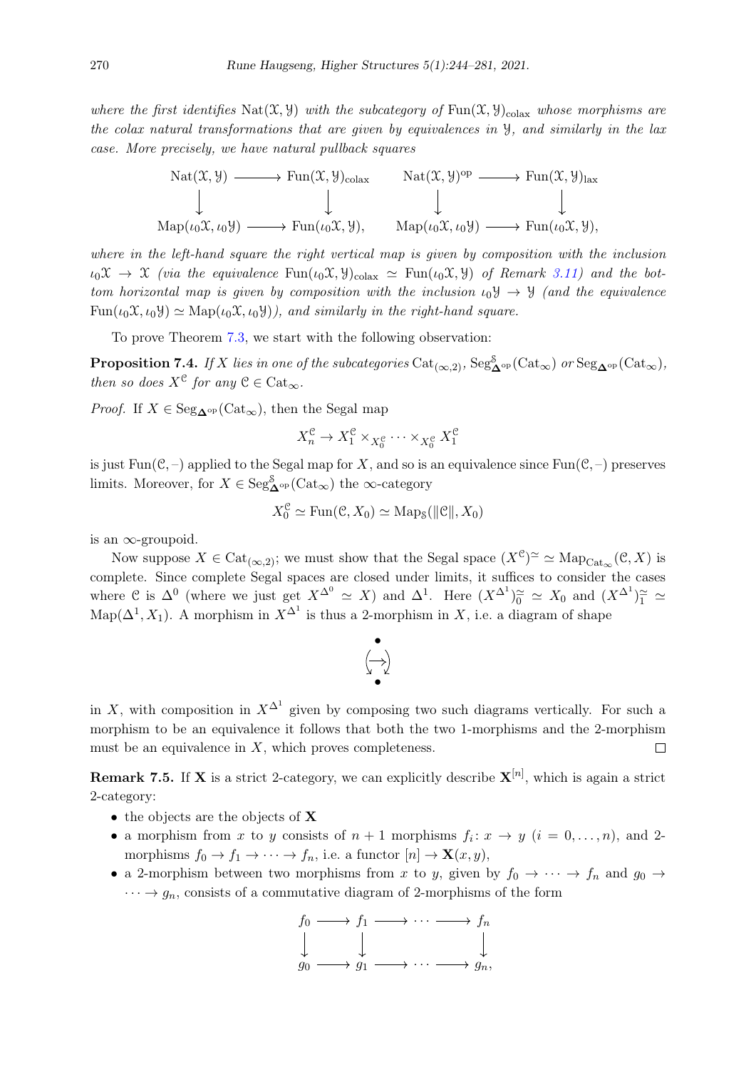*where the first identifies* $\mathrm{Nat}(\mathcal{X},\mathcal{Y})$ *with the subcategory of* $\mathrm{Fun}(\mathcal{X},\mathcal{Y})_{\mathrm{colax}}$ *whose morphisms are the colax natural transformations that are given by equivalences in* $\mathcal{Y}$*, and similarly in the lax case. More precisely, we have natural pullback squares*

$$
\begin{array}{ccc}
\mathrm{Nat}(\mathcal{X},\mathcal{Y}) & \longrightarrow & \mathrm{Fun}(\mathcal{X},\mathcal{Y})_{\mathrm{colax}} \\
\downarrow & & \downarrow \\
\mathrm{Map}(\iota_0\mathcal{X},\iota_0\mathcal{Y}) & \longrightarrow & \mathrm{Fun}(\iota_0\mathcal{X},\mathcal{Y}),
\end{array}
\qquad
\begin{array}{ccc}
\mathrm{Nat}(\mathcal{X},\mathcal{Y})^{\mathrm{op}} & \longrightarrow & \mathrm{Fun}(\mathcal{X},\mathcal{Y})_{\mathrm{lax}} \\
\downarrow & & \downarrow \\
\mathrm{Map}(\iota_0\mathcal{X},\iota_0\mathcal{Y}) & \longrightarrow & \mathrm{Fun}(\iota_0\mathcal{X},\mathcal{Y}),
\end{array}
$$

*where in the left-hand square the right vertical map is given by composition with the inclusion* $\iota_0\mathcal{X}\to\mathcal{X}$ *(via the equivalence* $\mathrm{Fun}(\iota_0\mathcal{X},\mathcal{Y})_{\mathrm{colax}}\simeq\mathrm{Fun}(\iota_0\mathcal{X},\mathcal{Y})$ *of Remark 3.11) and the bottom horizontal map is given by composition with the inclusion* $\iota_0\mathcal{Y}\to\mathcal{Y}$ *(and the equivalence* $\mathrm{Fun}(\iota_0\mathcal{X},\iota_0\mathcal{Y})\simeq\mathrm{Map}(\iota_0\mathcal{X},\iota_0\mathcal{Y})$*), and similarly in the right-hand square.*

To prove Theorem 7.3, we start with the following observation:

**Proposition 7.4.** *If* $X$ *lies in one of the subcategories* $\mathrm{Cat}_{(\infty,2)}$*,* $\mathrm{Seg}^{\mathcal{S}}_{\mathbf{\Delta}^{\mathrm{op}}}(\mathrm{Cat}_\infty)$ *or* $\mathrm{Seg}_{\mathbf{\Delta}^{\mathrm{op}}}(\mathrm{Cat}_\infty)$*, then so does* $X^{\mathcal{C}}$ *for any* $\mathcal{C}\in\mathrm{Cat}_\infty$*.*

*Proof.* If $X\in\mathrm{Seg}_{\mathbf{\Delta}^{\mathrm{op}}}(\mathrm{Cat}_\infty)$, then the Segal map

$$X^{\mathcal{C}}_n\to X^{\mathcal{C}}_1\times_{X^{\mathcal{C}}_0}\cdots\times_{X^{\mathcal{C}}_0}X^{\mathcal{C}}_1$$

is just $\mathrm{Fun}(\mathcal{C},-)$ applied to the Segal map for $X$, and so is an equivalence since $\mathrm{Fun}(\mathcal{C},-)$ preserves limits. Moreover, for $X\in\mathrm{Seg}^{\mathcal{S}}_{\mathbf{\Delta}^{\mathrm{op}}}(\mathrm{Cat}_\infty)$ the $\infty$-category

$$X^{\mathcal{C}}_0\simeq\mathrm{Fun}(\mathcal{C},X_0)\simeq\mathrm{Map}_{\mathcal{S}}(\|\mathcal{C}\|,X_0)$$

is an $\infty$-groupoid.

Now suppose $X\in\mathrm{Cat}_{(\infty,2)}$; we must show that the Segal space $(X^{\mathcal{C}})^{\simeq}\simeq\mathrm{Map}_{\mathrm{Cat}_\infty}(\mathcal{C},X)$ is complete. Since complete Segal spaces are closed under limits, it suffices to consider the cases where $\mathcal{C}$ is $\Delta^0$ (where we just get $X^{\Delta^0}\simeq X$) and $\Delta^1$. Here $(X^{\Delta^1})^{\simeq}_0\simeq X_0$ and $(X^{\Delta^1})^{\simeq}_1\simeq\mathrm{Map}(\Delta^1,X_1)$. A morphism in $X^{\Delta^1}$ is thus a 2-morphism in $X$, i.e. a diagram of shape

$$
\begin{array}{c}
\bullet \\
(\longrightarrow) \\
\bullet
\end{array}
$$

in $X$, with composition in $X^{\Delta^1}$ given by composing two such diagrams vertically. For such a morphism to be an equivalence it follows that both the two 1-morphisms and the 2-morphism must be an equivalence in $X$, which proves completeness. $\square$

**Remark 7.5.** If $\mathbf{X}$ is a strict 2-category, we can explicitly describe $\mathbf{X}^{[n]}$, which is again a strict 2-category:

- the objects are the objects of $\mathbf{X}$
- a morphism from $x$ to $y$ consists of $n+1$ morphisms $f_i\colon x\to y$ $(i=0,\ldots,n)$, and 2-morphisms $f_0\to f_1\to\cdots\to f_n$, i.e. a functor $[n]\to\mathbf{X}(x,y)$,
- a 2-morphism between two morphisms from $x$ to $y$, given by $f_0\to\cdots\to f_n$ and $g_0\to\cdots\to g_n$, consists of a commutative diagram of 2-morphisms of the form

$$
\begin{array}{ccccccc}
f_0 & \longrightarrow & f_1 & \longrightarrow & \cdots & \longrightarrow & f_n \\
\downarrow & & \downarrow & & & & \downarrow \\
g_0 & \longrightarrow & g_1 & \longrightarrow & \cdots & \longrightarrow & g_n,
\end{array}
$$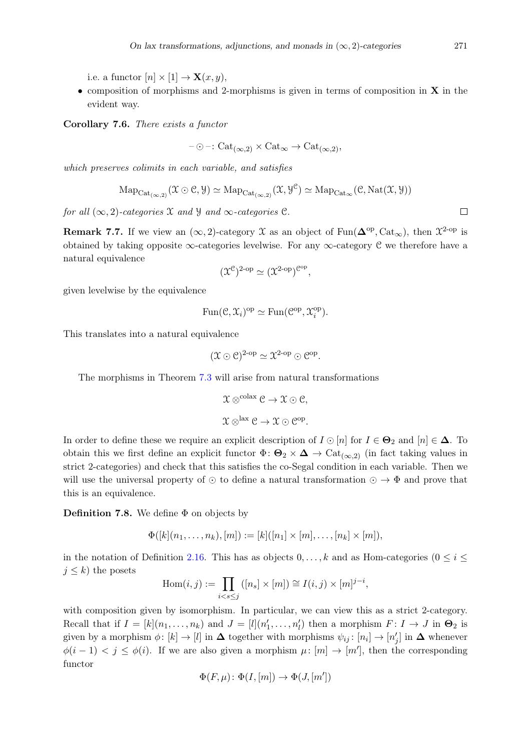i.e. a functor $[n] \times [1] \to \mathbf{X}(x, y)$,

- composition of morphisms and 2-morphisms is given in terms of composition in $\mathbf{X}$ in the evident way.

**Corollary 7.6.** *There exists a functor*

$$- \odot -: \mathrm{Cat}_{(\infty,2)} \times \mathrm{Cat}_\infty \to \mathrm{Cat}_{(\infty,2)},$$

*which preserves colimits in each variable, and satisfies*

$$\mathrm{Map}_{\mathrm{Cat}_{(\infty,2)}}(\mathcal{X} \odot \mathcal{C}, \mathcal{Y}) \simeq \mathrm{Map}_{\mathrm{Cat}_{(\infty,2)}}(\mathcal{X}, \mathcal{Y}^{\mathcal{C}}) \simeq \mathrm{Map}_{\mathrm{Cat}_\infty}(\mathcal{C}, \mathrm{Nat}(\mathcal{X}, \mathcal{Y}))$$

*for all $(\infty, 2)$-categories $\mathcal{X}$ and $\mathcal{Y}$ and $\infty$-categories $\mathcal{C}$.* □

**Remark 7.7.** If we view an $(\infty, 2)$-category $\mathcal{X}$ as an object of $\mathrm{Fun}(\mathbf{\Delta}^{\mathrm{op}}, \mathrm{Cat}_\infty)$, then $\mathcal{X}^{2\text{-op}}$ is obtained by taking opposite $\infty$-categories levelwise. For any $\infty$-category $\mathcal{C}$ we therefore have a natural equivalence

$$(\mathcal{X}^{\mathcal{C}})^{2\text{-op}} \simeq (\mathcal{X}^{2\text{-op}})^{\mathcal{C}^{\mathrm{op}}},$$

given levelwise by the equivalence

$$\mathrm{Fun}(\mathcal{C}, \mathcal{X}_i)^{\mathrm{op}} \simeq \mathrm{Fun}(\mathcal{C}^{\mathrm{op}}, \mathcal{X}_i^{\mathrm{op}}).$$

This translates into a natural equivalence

$$(\mathcal{X} \odot \mathcal{C})^{2\text{-op}} \simeq \mathcal{X}^{2\text{-op}} \odot \mathcal{C}^{\mathrm{op}}.$$

The morphisms in Theorem 7.3 will arise from natural transformations

$$\mathcal{X} \otimes^{\mathrm{colax}} \mathcal{C} \to \mathcal{X} \odot \mathcal{C},$$

$$\mathcal{X} \otimes^{\mathrm{lax}} \mathcal{C} \to \mathcal{X} \odot \mathcal{C}^{\mathrm{op}}.$$

In order to define these we require an explicit description of $I \odot [n]$ for $I \in \mathbf{\Theta}_2$ and $[n] \in \mathbf{\Delta}$. To obtain this we first define an explicit functor $\Phi: \mathbf{\Theta}_2 \times \mathbf{\Delta} \to \mathrm{Cat}_{(\infty,2)}$ (in fact taking values in strict 2-categories) and check that this satisfies the co-Segal condition in each variable. Then we will use the universal property of $\odot$ to define a natural transformation $\odot \to \Phi$ and prove that this is an equivalence.

**Definition 7.8.** We define $\Phi$ on objects by

$$\Phi([k](n_1, \ldots, n_k), [m]) := [k]([n_1] \times [m], \ldots, [n_k] \times [m]),$$

in the notation of Definition 2.16. This has as objects $0, \ldots, k$ and as Hom-categories ($0 \leq i \leq j \leq k$) the posets

$$\mathrm{Hom}(i, j) := \prod_{i < s \leq j} ([n_s] \times [m]) \cong I(i, j) \times [m]^{j-i},$$

with composition given by isomorphism. In particular, we can view this as a strict 2-category. Recall that if $I = [k](n_1, \ldots, n_k)$ and $J = [l](n'_1, \ldots, n'_l)$ then a morphism $F: I \to J$ in $\mathbf{\Theta}_2$ is given by a morphism $\phi: [k] \to [l]$ in $\mathbf{\Delta}$ together with morphisms $\psi_{ij}: [n_i] \to [n'_j]$ in $\mathbf{\Delta}$ whenever $\phi(i-1) < j \leq \phi(i)$. If we are also given a morphism $\mu: [m] \to [m']$, then the corresponding functor

$$\Phi(F, \mu): \Phi(I, [m]) \to \Phi(J, [m'])$$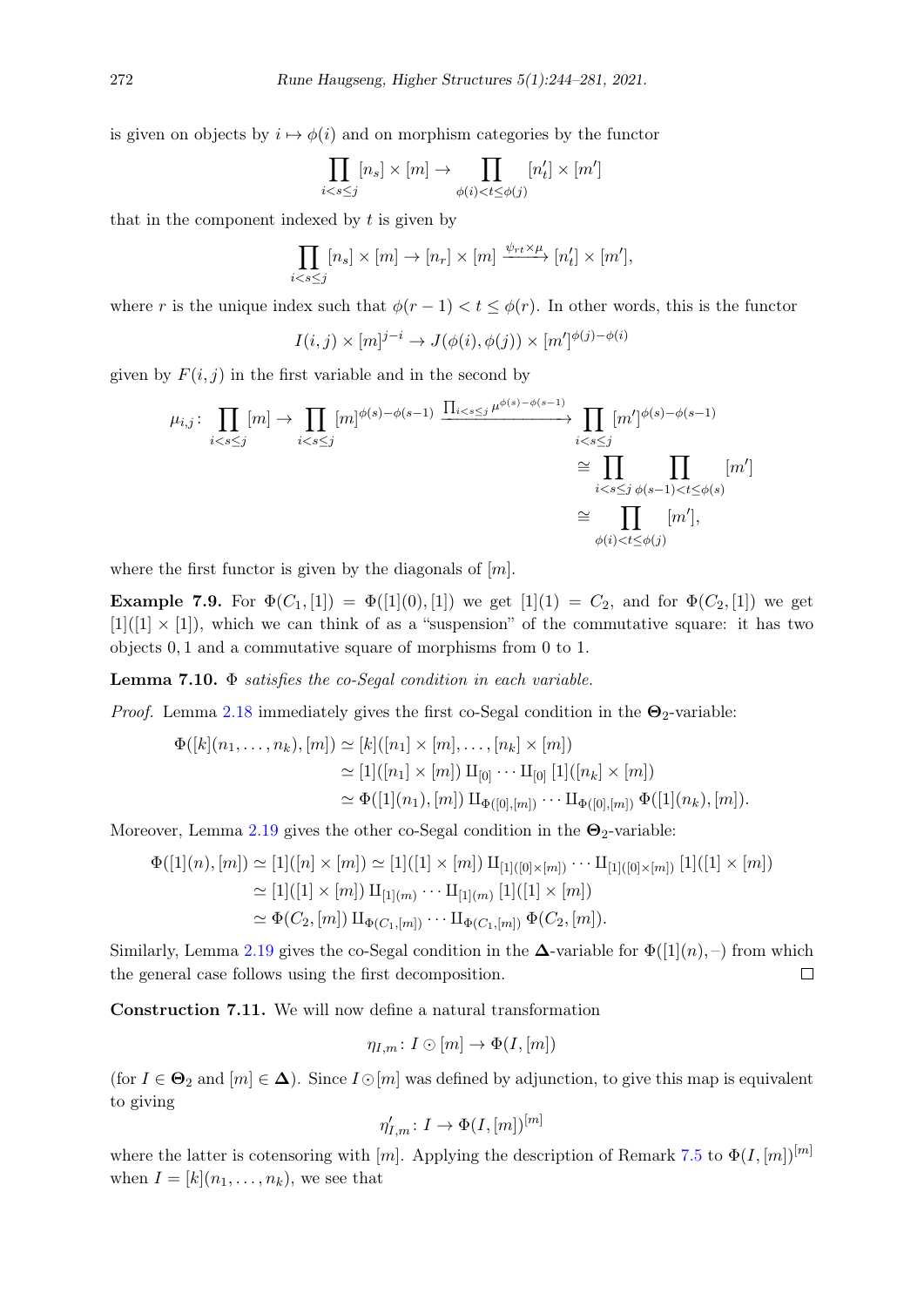is given on objects by $i \mapsto \phi(i)$ and on morphism categories by the functor

$$\prod_{i<s\leq j} [n_s] \times [m] \to \prod_{\phi(i)<t\leq\phi(j)} [n'_t] \times [m']$$

that in the component indexed by $t$ is given by

$$\prod_{i<s\leq j} [n_s] \times [m] \to [n_r] \times [m] \xrightarrow{\psi_{rt}\times\mu} [n'_t] \times [m'],$$

where $r$ is the unique index such that $\phi(r-1) < t \leq \phi(r)$. In other words, this is the functor

$$I(i,j) \times [m]^{j-i} \to J(\phi(i),\phi(j)) \times [m']^{\phi(j)-\phi(i)}$$

given by $F(i,j)$ in the first variable and in the second by

$$\begin{aligned}
\mu_{i,j}\colon \prod_{i<s\leq j} [m] \to \prod_{i<s\leq j} [m]^{\phi(s)-\phi(s-1)} \xrightarrow{\prod_{i<s\leq j}\mu^{\phi(s)-\phi(s-1)}} &\prod_{i<s\leq j} [m']^{\phi(s)-\phi(s-1)} \\
&\cong \prod_{i<s\leq j}\ \prod_{\phi(s-1)<t\leq\phi(s)} [m'] \\
&\cong \prod_{\phi(i)<t\leq\phi(j)} [m'],
\end{aligned}$$

where the first functor is given by the diagonals of $[m]$.

**Example 7.9.** For $\Phi(C_1,[1]) = \Phi([1](0),[1])$ we get $[1](1) = C_2$, and for $\Phi(C_2,[1])$ we get $[1]([1]\times[1])$, which we can think of as a "suspension" of the commutative square: it has two objects $0, 1$ and a commutative square of morphisms from 0 to 1.

**Lemma 7.10.** *$\Phi$ satisfies the co-Segal condition in each variable.*

*Proof.* Lemma 2.18 immediately gives the first co-Segal condition in the $\mathbf{\Theta}_2$-variable:

$$\begin{aligned}
\Phi([k](n_1,\ldots,n_k),[m]) &\simeq [k]([n_1]\times[m],\ldots,[n_k]\times[m]) \\
&\simeq [1]([n_1]\times[m]) \amalg_{[0]} \cdots \amalg_{[0]} [1]([n_k]\times[m]) \\
&\simeq \Phi([1](n_1),[m]) \amalg_{\Phi([0],[m])} \cdots \amalg_{\Phi([0],[m])} \Phi([1](n_k),[m]).
\end{aligned}$$

Moreover, Lemma 2.19 gives the other co-Segal condition in the $\mathbf{\Theta}_2$-variable:

$$\begin{aligned}
\Phi([1](n),[m]) \simeq [1]([n]\times[m]) &\simeq [1]([1]\times[m]) \amalg_{[1]([0]\times[m])} \cdots \amalg_{[1]([0]\times[m])} [1]([1]\times[m]) \\
&\simeq [1]([1]\times[m]) \amalg_{[1](m)} \cdots \amalg_{[1](m)} [1]([1]\times[m]) \\
&\simeq \Phi(C_2,[m]) \amalg_{\Phi(C_1,[m])} \cdots \amalg_{\Phi(C_1,[m])} \Phi(C_2,[m]).
\end{aligned}$$

Similarly, Lemma 2.19 gives the co-Segal condition in the $\mathbf{\Delta}$-variable for $\Phi([1](n),-)$ from which the general case follows using the first decomposition. $\square$

**Construction 7.11.** We will now define a natural transformation

$$\eta_{I,m}\colon I \odot [m] \to \Phi(I,[m])$$

(for $I \in \mathbf{\Theta}_2$ and $[m] \in \mathbf{\Delta}$). Since $I \odot [m]$ was defined by adjunction, to give this map is equivalent to giving

$$\eta'_{I,m}\colon I \to \Phi(I,[m])^{[m]}$$

where the latter is cotensoring with $[m]$. Applying the description of Remark 7.5 to $\Phi(I,[m])^{[m]}$ when $I = [k](n_1,\ldots,n_k)$, we see that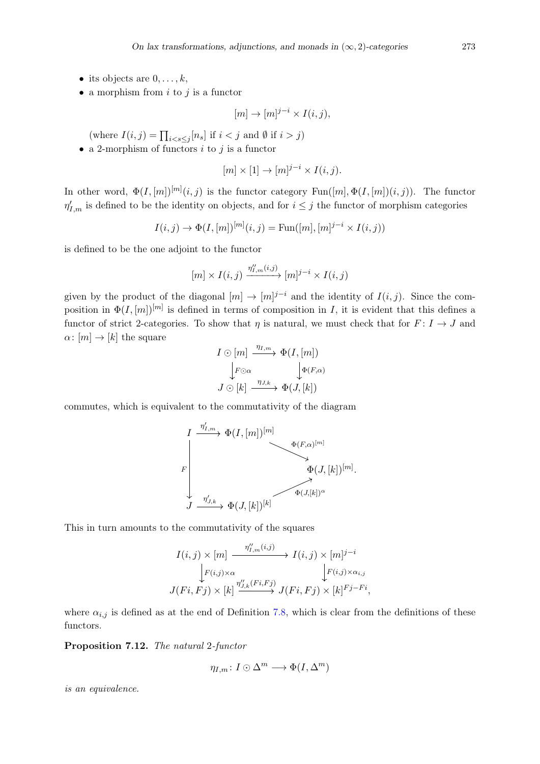- its objects are $0, \ldots, k$,
- a morphism from $i$ to $j$ is a functor

$$[m] \to [m]^{j-i} \times I(i,j),$$

(where $I(i,j) = \prod_{i<s\leq j} [n_s]$ if $i < j$ and $\emptyset$ if $i > j$)

- a 2-morphism of functors $i$ to $j$ is a functor

$$[m] \times [1] \to [m]^{j-i} \times I(i,j).$$

In other word, $\Phi(I,[m])^{[m]}(i,j)$ is the functor category $\mathrm{Fun}([m], \Phi(I,[m])(i,j))$. The functor $\eta'_{I,m}$ is defined to be the identity on objects, and for $i \leq j$ the functor of morphism categories

$$I(i,j) \to \Phi(I,[m])^{[m]}(i,j) = \mathrm{Fun}([m], [m]^{j-i} \times I(i,j))$$

is defined to be the one adjoint to the functor

$$[m] \times I(i,j) \xrightarrow{\eta''_{I,m}(i,j)} [m]^{j-i} \times I(i,j)$$

given by the product of the diagonal $[m] \to [m]^{j-i}$ and the identity of $I(i,j)$. Since the composition in $\Phi(I,[m])^{[m]}$ is defined in terms of composition in $I$, it is evident that this defines a functor of strict 2-categories. To show that $\eta$ is natural, we must check that for $F \colon I \to J$ and $\alpha \colon [m] \to [k]$ the square

$$\begin{array}{ccc}
I \odot [m] & \xrightarrow{\eta_{I,m}} & \Phi(I,[m]) \\
\downarrow{\scriptstyle F\odot\alpha} & & \downarrow{\scriptstyle \Phi(F,\alpha)} \\
J \odot [k] & \xrightarrow{\eta_{J,k}} & \Phi(J,[k])
\end{array}$$

commutes, which is equivalent to the commutativity of the diagram

$$\begin{array}{ccccc}
I & \xrightarrow{\eta'_{I,m}} & \Phi(I,[m])^{[m]} & & \\
& & & \searrow{\scriptstyle \Phi(F,\alpha)^{[m]}} & \\
\downarrow{\scriptstyle F} & & & & \Phi(J,[k])^{[m]}. \\
& & & \nearrow{\scriptstyle \Phi(J,[k])^{\alpha}} & \\
J & \xrightarrow{\eta'_{J,k}} & \Phi(J,[k])^{[k]} & &
\end{array}$$

This in turn amounts to the commutativity of the squares

$$\begin{array}{ccc}
I(i,j) \times [m] & \xrightarrow{\eta''_{I,m}(i,j)} & I(i,j) \times [m]^{j-i} \\
\downarrow{\scriptstyle F(i,j)\times\alpha} & & \downarrow{\scriptstyle F(i,j)\times\alpha_{i,j}} \\
J(Fi,Fj) \times [k] & \xrightarrow{\eta''_{J,k}(Fi,Fj)} & J(Fi,Fj) \times [k]^{Fj-Fi},
\end{array}$$

where $\alpha_{i,j}$ is defined as at the end of Definition 7.8, which is clear from the definitions of these functors.

**Proposition 7.12.** *The natural* 2*-functor*

$$\eta_{I,m} \colon I \odot \Delta^m \longrightarrow \Phi(I, \Delta^m)$$

*is an equivalence.*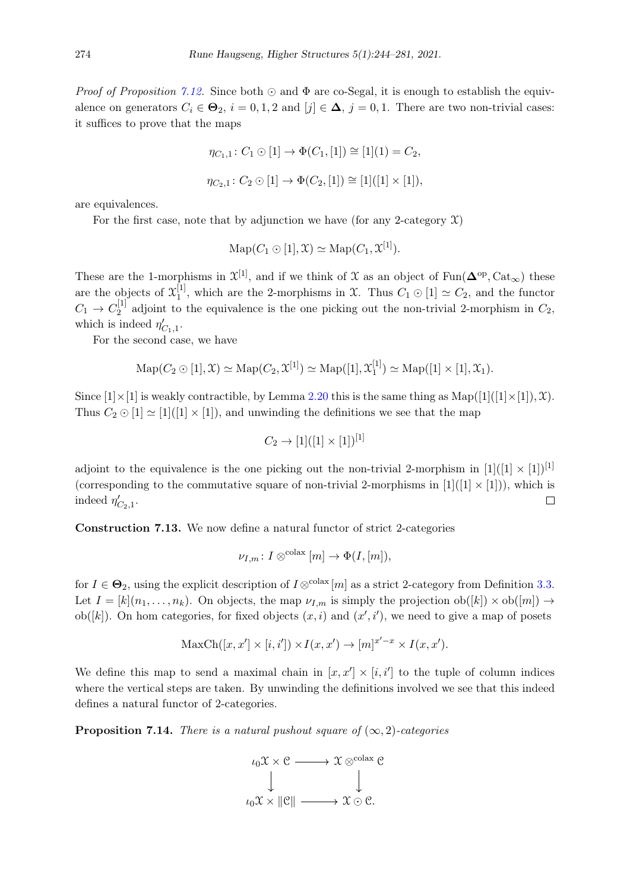*Proof of Proposition 7.12.* Since both $\odot$ and $\Phi$ are co-Segal, it is enough to establish the equivalence on generators $C_i \in \mathbf{\Theta}_2$, $i = 0, 1, 2$ and $[j] \in \mathbf{\Delta}$, $j = 0, 1$. There are two non-trivial cases: it suffices to prove that the maps

$$\eta_{C_1,1} \colon C_1 \odot [1] \to \Phi(C_1, [1]) \cong [1](1) = C_2,$$

$$\eta_{C_2,1} \colon C_2 \odot [1] \to \Phi(C_2, [1]) \cong [1]([1] \times [1]),$$

are equivalences.

For the first case, note that by adjunction we have (for any 2-category $\mathcal{X}$)

$$\mathrm{Map}(C_1 \odot [1], \mathcal{X}) \simeq \mathrm{Map}(C_1, \mathcal{X}^{[1]}).$$

These are the 1-morphisms in $\mathcal{X}^{[1]}$, and if we think of $\mathcal{X}$ as an object of $\mathrm{Fun}(\mathbf{\Delta}^{\mathrm{op}}, \mathrm{Cat}_\infty)$ these are the objects of $\mathcal{X}_1^{[1]}$, which are the 2-morphisms in $\mathcal{X}$. Thus $C_1 \odot [1] \simeq C_2$, and the functor $C_1 \to C_2^{[1]}$ adjoint to the equivalence is the one picking out the non-trivial 2-morphism in $C_2$, which is indeed $\eta'_{C_1,1}$.

For the second case, we have

$$\mathrm{Map}(C_2 \odot [1], \mathcal{X}) \simeq \mathrm{Map}(C_2, \mathcal{X}^{[1]}) \simeq \mathrm{Map}([1], \mathcal{X}_1^{[1]}) \simeq \mathrm{Map}([1] \times [1], \mathcal{X}_1).$$

Since $[1] \times [1]$ is weakly contractible, by Lemma 2.20 this is the same thing as $\mathrm{Map}([1]([1] \times [1]), \mathcal{X})$. Thus $C_2 \odot [1] \simeq [1]([1] \times [1])$, and unwinding the definitions we see that the map

$$C_2 \to [1]([1] \times [1])^{[1]}$$

adjoint to the equivalence is the one picking out the non-trivial 2-morphism in $[1]([1] \times [1])^{[1]}$ (corresponding to the commutative square of non-trivial 2-morphisms in $[1]([1] \times [1])$), which is indeed $\eta'_{C_2,1}$. $\square$

**Construction 7.13.** We now define a natural functor of strict 2-categories

$$\nu_{I,m} \colon I \otimes^{\mathrm{colax}} [m] \to \Phi(I, [m]),$$

for $I \in \mathbf{\Theta}_2$, using the explicit description of $I \otimes^{\mathrm{colax}} [m]$ as a strict 2-category from Definition 3.3. Let $I = [k](n_1, \ldots, n_k)$. On objects, the map $\nu_{I,m}$ is simply the projection $\mathrm{ob}([k]) \times \mathrm{ob}([m]) \to \mathrm{ob}([k])$. On hom categories, for fixed objects $(x, i)$ and $(x', i')$, we need to give a map of posets

$$\mathrm{MaxCh}([x, x'] \times [i, i']) \times I(x, x') \to [m]^{x'-x} \times I(x, x').$$

We define this map to send a maximal chain in $[x, x'] \times [i, i']$ to the tuple of column indices where the vertical steps are taken. By unwinding the definitions involved we see that this indeed defines a natural functor of 2-categories.

**Proposition 7.14.** *There is a natural pushout square of $(\infty, 2)$-categories*

$$\begin{array}{ccc} \iota_0\mathcal{X} \times \mathcal{C} & \longrightarrow & \mathcal{X} \otimes^{\mathrm{colax}} \mathcal{C} \\ \big\downarrow & & \big\downarrow \\ \iota_0\mathcal{X} \times \|\mathcal{C}\| & \longrightarrow & \mathcal{X} \odot \mathcal{C}. \end{array}$$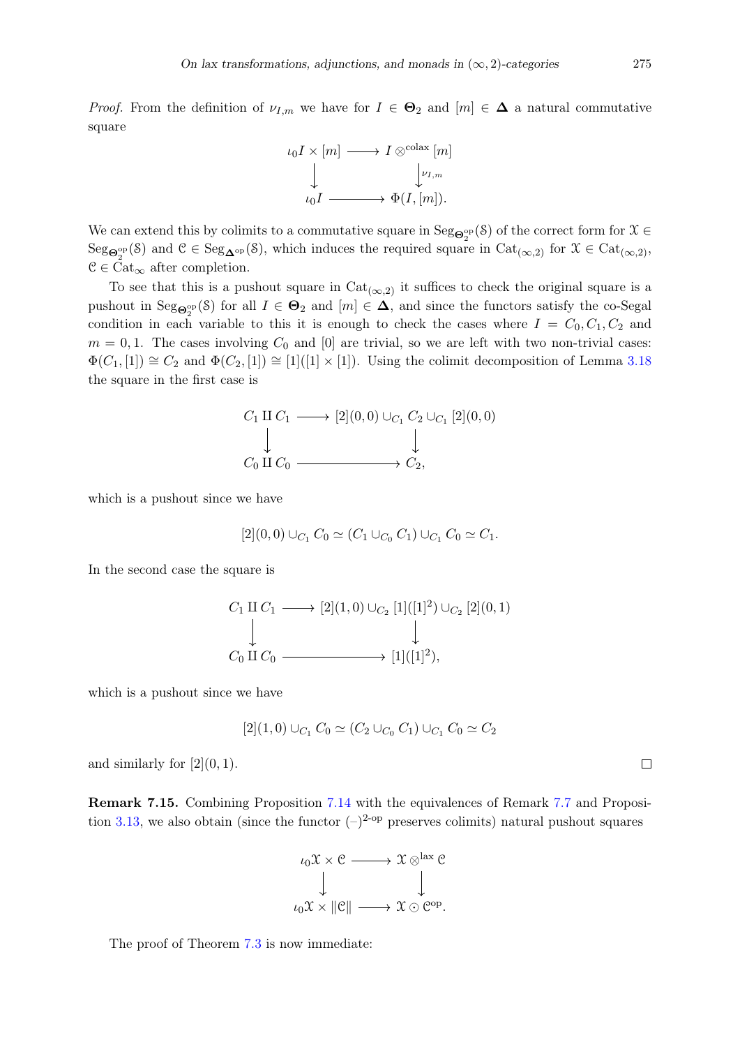*Proof.* From the definition of $\nu_{I,m}$ we have for $I \in \mathbf{\Theta}_2$ and $[m] \in \mathbf{\Delta}$ a natural commutative square

$$\begin{array}{ccc} \iota_0 I \times [m] & \longrightarrow & I \otimes^{\text{colax}} [m] \\ \big\downarrow & & \big\downarrow{\scriptstyle \nu_{I,m}} \\ \iota_0 I & \longrightarrow & \Phi(I,[m]). \end{array}$$

We can extend this by colimits to a commutative square in $\mathrm{Seg}_{\mathbf{\Theta}_2^{\mathrm{op}}}(\mathcal{S})$ of the correct form for $\mathcal{X} \in \mathrm{Seg}_{\mathbf{\Theta}_2^{\mathrm{op}}}(\mathcal{S})$ and $\mathcal{C} \in \mathrm{Seg}_{\mathbf{\Delta}^{\mathrm{op}}}(\mathcal{S})$, which induces the required square in $\mathrm{Cat}_{(\infty,2)}$ for $\mathcal{X} \in \mathrm{Cat}_{(\infty,2)}$, $\mathcal{C} \in \mathrm{Cat}_\infty$ after completion.

To see that this is a pushout square in $\mathrm{Cat}_{(\infty,2)}$ it suffices to check the original square is a pushout in $\mathrm{Seg}_{\mathbf{\Theta}_2^{\mathrm{op}}}(\mathcal{S})$ for all $I \in \mathbf{\Theta}_2$ and $[m] \in \mathbf{\Delta}$, and since the functors satisfy the co-Segal condition in each variable to this it is enough to check the cases where $I = C_0, C_1, C_2$ and $m = 0, 1$. The cases involving $C_0$ and $[0]$ are trivial, so we are left with two non-trivial cases: $\Phi(C_1, [1]) \cong C_2$ and $\Phi(C_2, [1]) \cong [1]([1] \times [1])$. Using the colimit decomposition of Lemma 3.18 the square in the first case is

$$\begin{array}{ccc} C_1 \amalg C_1 & \longrightarrow & [2](0,0) \cup_{C_1} C_2 \cup_{C_1} [2](0,0) \\ \big\downarrow & & \big\downarrow \\ C_0 \amalg C_0 & \longrightarrow & C_2, \end{array}$$

which is a pushout since we have

$$[2](0,0) \cup_{C_1} C_0 \simeq (C_1 \cup_{C_0} C_1) \cup_{C_1} C_0 \simeq C_1.$$

In the second case the square is

$$\begin{array}{ccc} C_1 \amalg C_1 & \longrightarrow & [2](1,0) \cup_{C_2} [1]([1]^2) \cup_{C_2} [2](0,1) \\ \big\downarrow & & \big\downarrow \\ C_0 \amalg C_0 & \longrightarrow & [1]([1]^2), \end{array}$$

which is a pushout since we have

$$[2](1,0) \cup_{C_1} C_0 \simeq (C_2 \cup_{C_0} C_1) \cup_{C_1} C_0 \simeq C_2$$

and similarly for $[2](0,1)$. $\square$

**Remark 7.15.** Combining Proposition 7.14 with the equivalences of Remark 7.7 and Proposition 3.13, we also obtain (since the functor $(-)^{2\text{-op}}$ preserves colimits) natural pushout squares

$$\begin{array}{ccc} \iota_0 \mathcal{X} \times \mathcal{C} & \longrightarrow & \mathcal{X} \otimes^{\text{lax}} \mathcal{C} \\ \big\downarrow & & \big\downarrow \\ \iota_0 \mathcal{X} \times \|\mathcal{C}\| & \longrightarrow & \mathcal{X} \odot \mathcal{C}^{\mathrm{op}}. \end{array}$$

The proof of Theorem 7.3 is now immediate: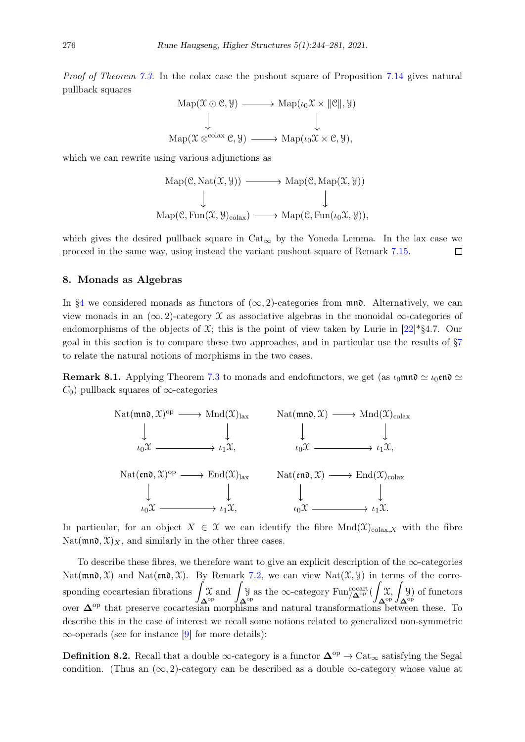*Proof of Theorem 7.3.* In the colax case the pushout square of Proposition 7.14 gives natural pullback squares

$$
\begin{array}{ccc}
\mathrm{Map}(\mathcal{X} \odot \mathcal{C}, \mathcal{Y}) & \longrightarrow & \mathrm{Map}(\iota_0\mathcal{X} \times \|\mathcal{C}\|, \mathcal{Y}) \\
\downarrow & & \downarrow \\
\mathrm{Map}(\mathcal{X} \otimes^{\mathrm{colax}} \mathcal{C}, \mathcal{Y}) & \longrightarrow & \mathrm{Map}(\iota_0\mathcal{X} \times \mathcal{C}, \mathcal{Y}),
\end{array}
$$

which we can rewrite using various adjunctions as

$$
\begin{array}{ccc}
\mathrm{Map}(\mathcal{C}, \mathrm{Nat}(\mathcal{X}, \mathcal{Y})) & \longrightarrow & \mathrm{Map}(\mathcal{C}, \mathrm{Map}(\mathcal{X}, \mathcal{Y})) \\
\downarrow & & \downarrow \\
\mathrm{Map}(\mathcal{C}, \mathrm{Fun}(\mathcal{X}, \mathcal{Y})_{\mathrm{colax}}) & \longrightarrow & \mathrm{Map}(\mathcal{C}, \mathrm{Fun}(\iota_0\mathcal{X}, \mathcal{Y})),
\end{array}
$$

which gives the desired pullback square in $\mathrm{Cat}_\infty$ by the Yoneda Lemma. In the lax case we proceed in the same way, using instead the variant pushout square of Remark 7.15. □

## 8. Monads as Algebras

In §4 we considered monads as functors of $(\infty, 2)$-categories from $\mathfrak{mnd}$. Alternatively, we can view monads in an $(\infty, 2)$-category $\mathcal{X}$ as associative algebras in the monoidal $\infty$-categories of endomorphisms of the objects of $\mathcal{X}$; this is the point of view taken by Lurie in [22]*§4.7. Our goal in this section is to compare these two approaches, and in particular use the results of §7 to relate the natural notions of morphisms in the two cases.

**Remark 8.1.** Applying Theorem 7.3 to monads and endofunctors, we get (as $\iota_0\mathfrak{mnd} \simeq \iota_0\mathfrak{end} \simeq C_0$) pullback squares of $\infty$-categories

$$
\begin{array}{ccc}
\mathrm{Nat}(\mathfrak{mnd}, \mathcal{X})^{\mathrm{op}} & \longrightarrow & \mathrm{Mnd}(\mathcal{X})_{\mathrm{lax}} \\
\downarrow & & \downarrow \\
\iota_0\mathcal{X} & \longrightarrow & \iota_1\mathcal{X},
\end{array}
\qquad
\begin{array}{ccc}
\mathrm{Nat}(\mathfrak{mnd}, \mathcal{X}) & \longrightarrow & \mathrm{Mnd}(\mathcal{X})_{\mathrm{colax}} \\
\downarrow & & \downarrow \\
\iota_0\mathcal{X} & \longrightarrow & \iota_1\mathcal{X},
\end{array}
$$

$$
\begin{array}{ccc}
\mathrm{Nat}(\mathfrak{end}, \mathcal{X})^{\mathrm{op}} & \longrightarrow & \mathrm{End}(\mathcal{X})_{\mathrm{lax}} \\
\downarrow & & \downarrow \\
\iota_0\mathcal{X} & \longrightarrow & \iota_1\mathcal{X},
\end{array}
\qquad
\begin{array}{ccc}
\mathrm{Nat}(\mathfrak{end}, \mathcal{X}) & \longrightarrow & \mathrm{End}(\mathcal{X})_{\mathrm{colax}} \\
\downarrow & & \downarrow \\
\iota_0\mathcal{X} & \longrightarrow & \iota_1\mathcal{X}.
\end{array}
$$

In particular, for an object $X \in \mathcal{X}$ we can identify the fibre $\mathrm{Mnd}(\mathcal{X})_{\mathrm{colax},X}$ with the fibre $\mathrm{Nat}(\mathfrak{mnd}, \mathcal{X})_X$, and similarly in the other three cases.

To describe these fibres, we therefore want to give an explicit description of the $\infty$-categories $\mathrm{Nat}(\mathfrak{mnd}, \mathcal{X})$ and $\mathrm{Nat}(\mathfrak{end}, \mathcal{X})$. By Remark 7.2, we can view $\mathrm{Nat}(\mathcal{X}, \mathcal{Y})$ in terms of the corresponding cocartesian fibrations $\int_{\mathbf{\Delta}^{\mathrm{op}}} \mathcal{X}$ and $\int_{\mathbf{\Delta}^{\mathrm{op}}} \mathcal{Y}$ as the $\infty$-category $\mathrm{Fun}^{\mathrm{cocart}}_{/\mathbf{\Delta}^{\mathrm{op}}}(\int_{\mathbf{\Delta}^{\mathrm{op}}} \mathcal{X}, \int_{\mathbf{\Delta}^{\mathrm{op}}} \mathcal{Y})$ of functors over $\mathbf{\Delta}^{\mathrm{op}}$ that preserve cocartesian morphisms and natural transformations between these. To describe this in the case of interest we recall some notions related to generalized non-symmetric $\infty$-operads (see for instance [9] for more details):

**Definition 8.2.** Recall that a double $\infty$-category is a functor $\mathbf{\Delta}^{\mathrm{op}} \to \mathrm{Cat}_\infty$ satisfying the Segal condition. (Thus an $(\infty, 2)$-category can be described as a double $\infty$-category whose value at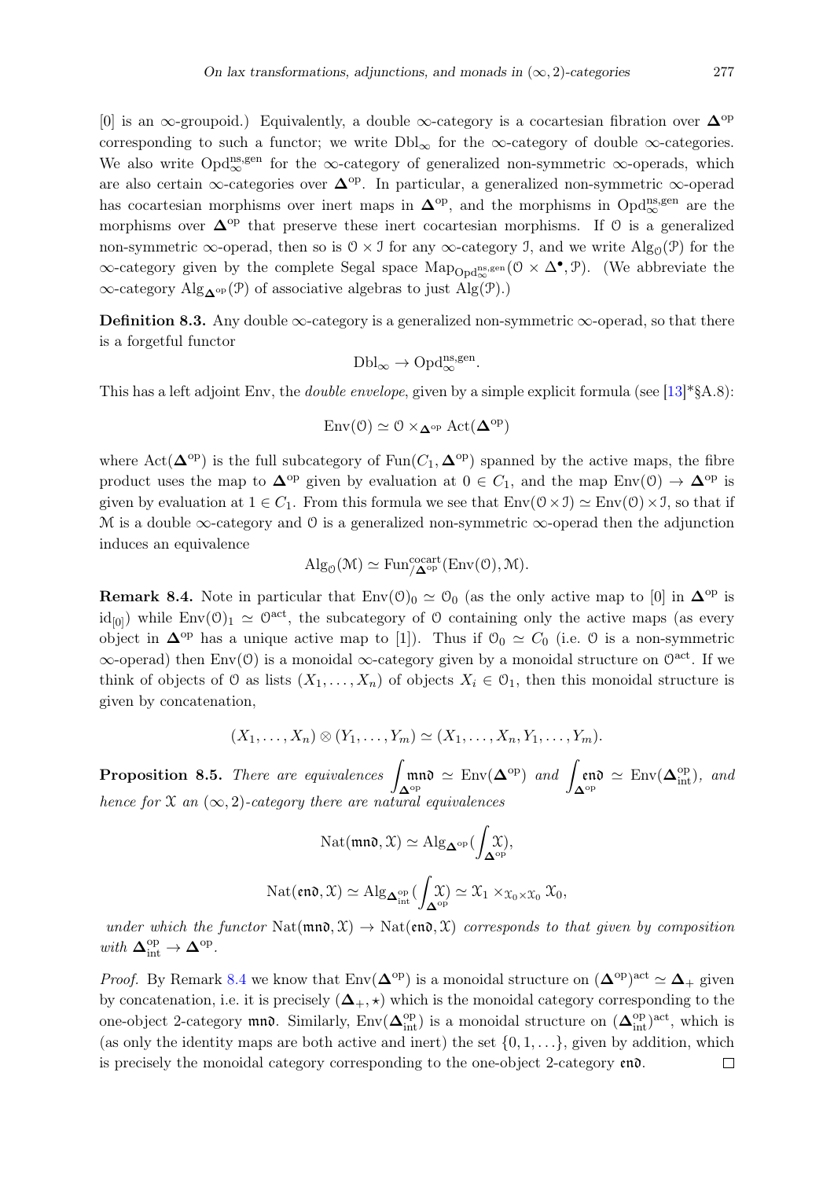[0] is an $\infty$-groupoid.) Equivalently, a double $\infty$-category is a cocartesian fibration over $\mathbf{\Delta}^{\mathrm{op}}$ corresponding to such a functor; we write $\mathrm{Dbl}_\infty$ for the $\infty$-category of double $\infty$-categories. We also write $\mathrm{Opd}_\infty^{\mathrm{ns,gen}}$ for the $\infty$-category of generalized non-symmetric $\infty$-operads, which are also certain $\infty$-categories over $\mathbf{\Delta}^{\mathrm{op}}$. In particular, a generalized non-symmetric $\infty$-operad has cocartesian morphisms over inert maps in $\mathbf{\Delta}^{\mathrm{op}}$, and the morphisms in $\mathrm{Opd}_\infty^{\mathrm{ns,gen}}$ are the morphisms over $\mathbf{\Delta}^{\mathrm{op}}$ that preserve these inert cocartesian morphisms. If $\mathcal{O}$ is a generalized non-symmetric $\infty$-operad, then so is $\mathcal{O} \times \mathcal{I}$ for any $\infty$-category $\mathcal{I}$, and we write $\mathrm{Alg}_{\mathcal{O}}(\mathcal{P})$ for the $\infty$-category given by the complete Segal space $\mathrm{Map}_{\mathrm{Opd}_\infty^{\mathrm{ns,gen}}}(\mathcal{O} \times \Delta^\bullet, \mathcal{P})$. (We abbreviate the $\infty$-category $\mathrm{Alg}_{\mathbf{\Delta}^{\mathrm{op}}}(\mathcal{P})$ of associative algebras to just $\mathrm{Alg}(\mathcal{P})$.)

**Definition 8.3.** Any double $\infty$-category is a generalized non-symmetric $\infty$-operad, so that there is a forgetful functor

$$\mathrm{Dbl}_\infty \to \mathrm{Opd}_\infty^{\mathrm{ns,gen}}.$$

This has a left adjoint Env, the *double envelope*, given by a simple explicit formula (see [13]*§A.8):

$$\mathrm{Env}(\mathcal{O}) \simeq \mathcal{O} \times_{\mathbf{\Delta}^{\mathrm{op}}} \mathrm{Act}(\mathbf{\Delta}^{\mathrm{op}})$$

where $\mathrm{Act}(\mathbf{\Delta}^{\mathrm{op}})$ is the full subcategory of $\mathrm{Fun}(C_1, \mathbf{\Delta}^{\mathrm{op}})$ spanned by the active maps, the fibre product uses the map to $\mathbf{\Delta}^{\mathrm{op}}$ given by evaluation at $0 \in C_1$, and the map $\mathrm{Env}(\mathcal{O}) \to \mathbf{\Delta}^{\mathrm{op}}$ is given by evaluation at $1 \in C_1$. From this formula we see that $\mathrm{Env}(\mathcal{O} \times \mathcal{I}) \simeq \mathrm{Env}(\mathcal{O}) \times \mathcal{I}$, so that if $\mathcal{M}$ is a double $\infty$-category and $\mathcal{O}$ is a generalized non-symmetric $\infty$-operad then the adjunction induces an equivalence

$$\mathrm{Alg}_{\mathcal{O}}(\mathcal{M}) \simeq \mathrm{Fun}^{\mathrm{cocart}}_{/\mathbf{\Delta}^{\mathrm{op}}}(\mathrm{Env}(\mathcal{O}), \mathcal{M}).$$

**Remark 8.4.** Note in particular that $\mathrm{Env}(\mathcal{O})_0 \simeq \mathcal{O}_0$ (as the only active map to [0] in $\mathbf{\Delta}^{\mathrm{op}}$ is $\mathrm{id}_{[0]}$) while $\mathrm{Env}(\mathcal{O})_1 \simeq \mathcal{O}^{\mathrm{act}}$, the subcategory of $\mathcal{O}$ containing only the active maps (as every object in $\mathbf{\Delta}^{\mathrm{op}}$ has a unique active map to [1]). Thus if $\mathcal{O}_0 \simeq C_0$ (i.e. $\mathcal{O}$ is a non-symmetric $\infty$-operad) then $\mathrm{Env}(\mathcal{O})$ is a monoidal $\infty$-category given by a monoidal structure on $\mathcal{O}^{\mathrm{act}}$. If we think of objects of $\mathcal{O}$ as lists $(X_1, \ldots, X_n)$ of objects $X_i \in \mathcal{O}_1$, then this monoidal structure is given by concatenation,

$$(X_1, \ldots, X_n) \otimes (Y_1, \ldots, Y_m) \simeq (X_1, \ldots, X_n, Y_1, \ldots, Y_m).$$

**Proposition 8.5.** *There are equivalences* $\int_{\mathbf{\Delta}^{\mathrm{op}}} \mathfrak{mnd} \simeq \mathrm{Env}(\mathbf{\Delta}^{\mathrm{op}})$ *and* $\int_{\mathbf{\Delta}^{\mathrm{op}}} \mathfrak{end} \simeq \mathrm{Env}(\mathbf{\Delta}^{\mathrm{op}}_{\mathrm{int}})$, *and hence for $\mathcal{X}$ an $(\infty,2)$-category there are natural equivalences*

$$\mathrm{Nat}(\mathfrak{mnd}, \mathcal{X}) \simeq \mathrm{Alg}_{\mathbf{\Delta}^{\mathrm{op}}}(\int_{\mathbf{\Delta}^{\mathrm{op}}} \mathcal{X}),$$

$$\mathrm{Nat}(\mathfrak{end}, \mathcal{X}) \simeq \mathrm{Alg}_{\mathbf{\Delta}^{\mathrm{op}}_{\mathrm{int}}}(\int_{\mathbf{\Delta}^{\mathrm{op}}} \mathcal{X}) \simeq \mathcal{X}_1 \times_{\mathcal{X}_0 \times \mathcal{X}_0} \mathcal{X}_0,$$

*under which the functor* $\mathrm{Nat}(\mathfrak{mnd}, \mathcal{X}) \to \mathrm{Nat}(\mathfrak{end}, \mathcal{X})$ *corresponds to that given by composition with* $\mathbf{\Delta}^{\mathrm{op}}_{\mathrm{int}} \to \mathbf{\Delta}^{\mathrm{op}}$.

*Proof.* By Remark 8.4 we know that $\mathrm{Env}(\mathbf{\Delta}^{\mathrm{op}})$ is a monoidal structure on $(\mathbf{\Delta}^{\mathrm{op}})^{\mathrm{act}} \simeq \mathbf{\Delta}_+$ given by concatenation, i.e. it is precisely $(\mathbf{\Delta}_+, \star)$ which is the monoidal category corresponding to the one-object 2-category $\mathfrak{mnd}$. Similarly, $\mathrm{Env}(\mathbf{\Delta}^{\mathrm{op}}_{\mathrm{int}})$ is a monoidal structure on $(\mathbf{\Delta}^{\mathrm{op}}_{\mathrm{int}})^{\mathrm{act}}$, which is (as only the identity maps are both active and inert) the set $\{0, 1, \ldots\}$, given by addition, which is precisely the monoidal category corresponding to the one-object 2-category $\mathfrak{end}$. □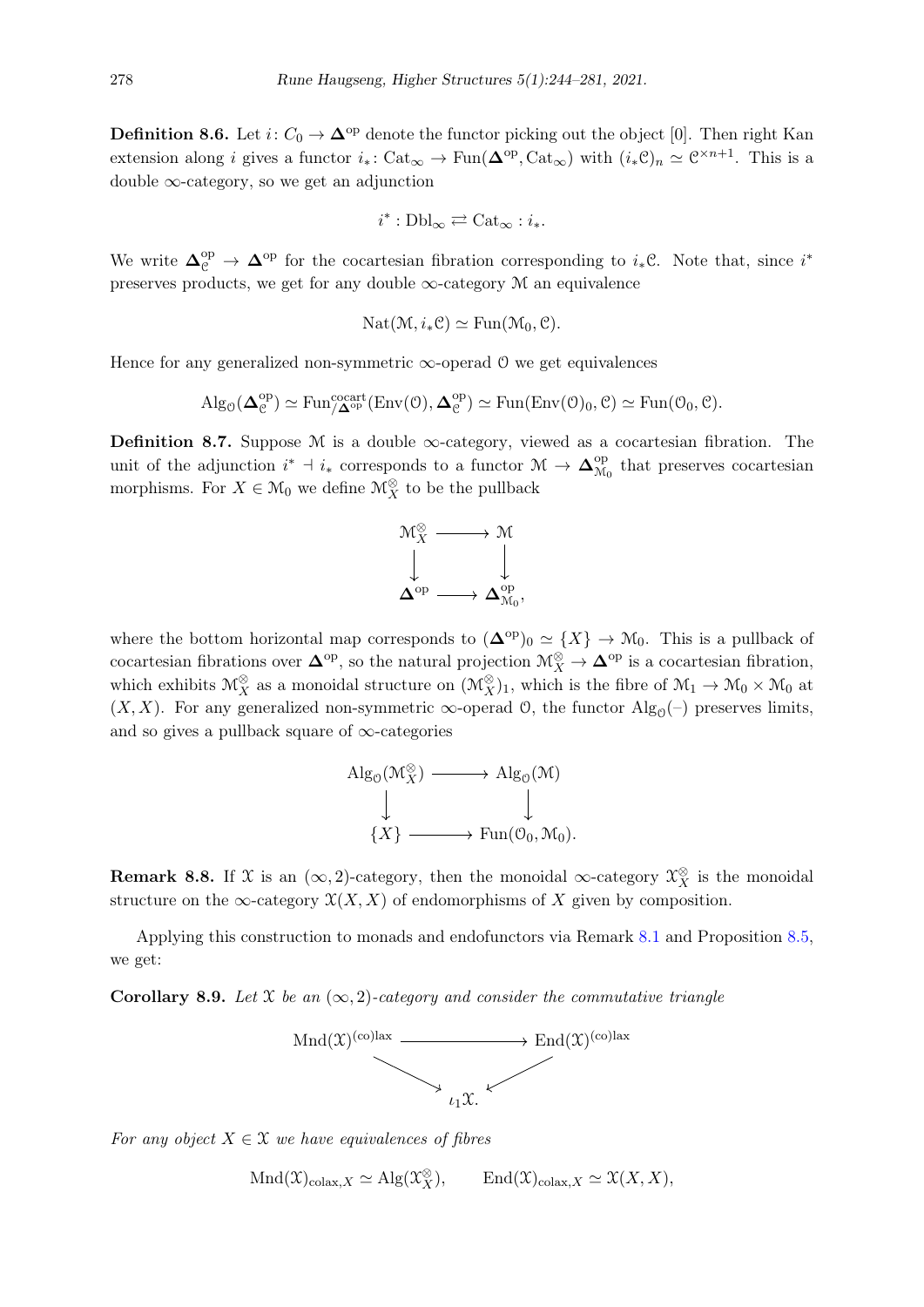**Definition 8.6.** Let $i\colon C_0 \to \mathbf{\Delta}^{\mathrm{op}}$ denote the functor picking out the object $[0]$. Then right Kan extension along $i$ gives a functor $i_*\colon \mathrm{Cat}_\infty \to \mathrm{Fun}(\mathbf{\Delta}^{\mathrm{op}}, \mathrm{Cat}_\infty)$ with $(i_*\mathcal{C})_n \simeq \mathcal{C}^{\times n+1}$. This is a double $\infty$-category, so we get an adjunction

$$i^* : \mathrm{Dbl}_\infty \rightleftarrows \mathrm{Cat}_\infty : i_*.$$

We write $\mathbf{\Delta}^{\mathrm{op}}_{\mathcal{C}} \to \mathbf{\Delta}^{\mathrm{op}}$ for the cocartesian fibration corresponding to $i_*\mathcal{C}$. Note that, since $i^*$ preserves products, we get for any double $\infty$-category $\mathcal{M}$ an equivalence

$$\mathrm{Nat}(\mathcal{M}, i_*\mathcal{C}) \simeq \mathrm{Fun}(\mathcal{M}_0, \mathcal{C}).$$

Hence for any generalized non-symmetric $\infty$-operad $\mathcal{O}$ we get equivalences

$$\mathrm{Alg}_{\mathcal{O}}(\mathbf{\Delta}^{\mathrm{op}}_{\mathcal{C}}) \simeq \mathrm{Fun}^{\mathrm{cocart}}_{/\mathbf{\Delta}^{\mathrm{op}}}(\mathrm{Env}(\mathcal{O}), \mathbf{\Delta}^{\mathrm{op}}_{\mathcal{C}}) \simeq \mathrm{Fun}(\mathrm{Env}(\mathcal{O})_0, \mathcal{C}) \simeq \mathrm{Fun}(\mathcal{O}_0, \mathcal{C}).$$

**Definition 8.7.** Suppose $\mathcal{M}$ is a double $\infty$-category, viewed as a cocartesian fibration. The unit of the adjunction $i^* \dashv i_*$ corresponds to a functor $\mathcal{M} \to \mathbf{\Delta}^{\mathrm{op}}_{\mathcal{M}_0}$ that preserves cocartesian morphisms. For $X \in \mathcal{M}_0$ we define $\mathcal{M}^{\otimes}_X$ to be the pullback

$$\begin{array}{ccc} \mathcal{M}^{\otimes}_X & \longrightarrow & \mathcal{M} \\ \downarrow & & \downarrow \\ \mathbf{\Delta}^{\mathrm{op}} & \longrightarrow & \mathbf{\Delta}^{\mathrm{op}}_{\mathcal{M}_0}, \end{array}$$

where the bottom horizontal map corresponds to $(\mathbf{\Delta}^{\mathrm{op}})_0 \simeq \{X\} \to \mathcal{M}_0$. This is a pullback of cocartesian fibrations over $\mathbf{\Delta}^{\mathrm{op}}$, so the natural projection $\mathcal{M}^{\otimes}_X \to \mathbf{\Delta}^{\mathrm{op}}$ is a cocartesian fibration, which exhibits $\mathcal{M}^{\otimes}_X$ as a monoidal structure on $(\mathcal{M}^{\otimes}_X)_1$, which is the fibre of $\mathcal{M}_1 \to \mathcal{M}_0 \times \mathcal{M}_0$ at $(X, X)$. For any generalized non-symmetric $\infty$-operad $\mathcal{O}$, the functor $\mathrm{Alg}_{\mathcal{O}}(-)$ preserves limits, and so gives a pullback square of $\infty$-categories

$$\begin{array}{ccc} \mathrm{Alg}_{\mathcal{O}}(\mathcal{M}^{\otimes}_X) & \longrightarrow & \mathrm{Alg}_{\mathcal{O}}(\mathcal{M}) \\ \downarrow & & \downarrow \\ \{X\} & \longrightarrow & \mathrm{Fun}(\mathcal{O}_0, \mathcal{M}_0). \end{array}$$

**Remark 8.8.** If $\mathcal{X}$ is an $(\infty, 2)$-category, then the monoidal $\infty$-category $\mathcal{X}^{\otimes}_X$ is the monoidal structure on the $\infty$-category $\mathcal{X}(X, X)$ of endomorphisms of $X$ given by composition.

Applying this construction to monads and endofunctors via Remark 8.1 and Proposition 8.5, we get:

**Corollary 8.9.** *Let $\mathcal{X}$ be an $(\infty, 2)$-category and consider the commutative triangle*

$$\begin{array}{ccc} \mathrm{Mnd}(\mathcal{X})^{\mathrm{(co)lax}} & \longrightarrow & \mathrm{End}(\mathcal{X})^{\mathrm{(co)lax}} \\ & \searrow \quad \swarrow & \\ & \iota_1\mathcal{X}. & \end{array}$$

*For any object $X \in \mathcal{X}$ we have equivalences of fibres*

$$\mathrm{Mnd}(\mathcal{X})_{\mathrm{colax}, X} \simeq \mathrm{Alg}(\mathcal{X}^{\otimes}_X), \qquad \mathrm{End}(\mathcal{X})_{\mathrm{colax}, X} \simeq \mathcal{X}(X, X),$$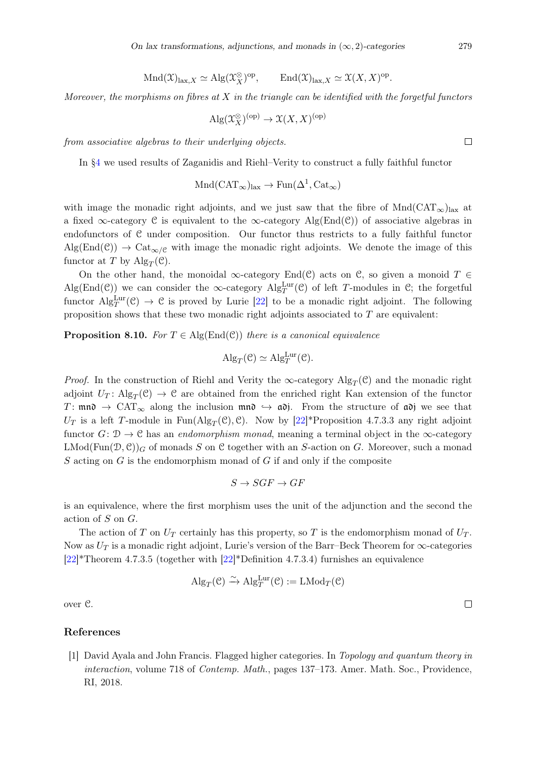$$\mathrm{Mnd}(\mathcal{X})_{\mathrm{lax},X} \simeq \mathrm{Alg}(\mathcal{X}_X^{\otimes})^{\mathrm{op}}, \qquad \mathrm{End}(\mathcal{X})_{\mathrm{lax},X} \simeq \mathcal{X}(X,X)^{\mathrm{op}}.$$

*Moreover, the morphisms on fibres at $X$ in the triangle can be identified with the forgetful functors*

$$\mathrm{Alg}(\mathcal{X}_X^{\otimes})^{(\mathrm{op})} \to \mathcal{X}(X,X)^{(\mathrm{op})}$$

*from associative algebras to their underlying objects.* □

In §4 we used results of Zaganidis and Riehl–Verity to construct a fully faithful functor

$$\mathrm{Mnd}(\mathrm{CAT}_\infty)_{\mathrm{lax}} \to \mathrm{Fun}(\Delta^1, \mathrm{Cat}_\infty)$$

with image the monadic right adjoints, and we just saw that the fibre of $\mathrm{Mnd}(\mathrm{CAT}_\infty)_{\mathrm{lax}}$ at a fixed $\infty$-category $\mathcal{C}$ is equivalent to the $\infty$-category $\mathrm{Alg}(\mathrm{End}(\mathcal{C}))$ of associative algebras in endofunctors of $\mathcal{C}$ under composition. Our functor thus restricts to a fully faithful functor $\mathrm{Alg}(\mathrm{End}(\mathcal{C})) \to \mathrm{Cat}_{\infty/\mathcal{C}}$ with image the monadic right adjoints. We denote the image of this functor at $T$ by $\mathrm{Alg}_T(\mathcal{C})$.

On the other hand, the monoidal $\infty$-category $\mathrm{End}(\mathcal{C})$ acts on $\mathcal{C}$, so given a monoid $T \in \mathrm{Alg}(\mathrm{End}(\mathcal{C}))$ we can consider the $\infty$-category $\mathrm{Alg}_T^{\mathrm{Lur}}(\mathcal{C})$ of left $T$-modules in $\mathcal{C}$; the forgetful functor $\mathrm{Alg}_T^{\mathrm{Lur}}(\mathcal{C}) \to \mathcal{C}$ is proved by Lurie [22] to be a monadic right adjoint. The following proposition shows that these two monadic right adjoints associated to $T$ are equivalent:

**Proposition 8.10.** *For $T \in \mathrm{Alg}(\mathrm{End}(\mathcal{C}))$ there is a canonical equivalence*

$$\mathrm{Alg}_T(\mathcal{C}) \simeq \mathrm{Alg}_T^{\mathrm{Lur}}(\mathcal{C}).$$

*Proof.* In the construction of Riehl and Verity the $\infty$-category $\mathrm{Alg}_T(\mathcal{C})$ and the monadic right adjoint $U_T \colon \mathrm{Alg}_T(\mathcal{C}) \to \mathcal{C}$ are obtained from the enriched right Kan extension of the functor $T \colon \mathfrak{mnd} \to \mathrm{CAT}_\infty$ along the inclusion $\mathfrak{mnd} \hookrightarrow \mathfrak{adj}$. From the structure of $\mathfrak{adj}$ we see that $U_T$ is a left $T$-module in $\mathrm{Fun}(\mathrm{Alg}_T(\mathcal{C}), \mathcal{C})$. Now by [22]*Proposition 4.7.3.3 any right adjoint functor $G \colon \mathcal{D} \to \mathcal{C}$ has an *endomorphism monad*, meaning a terminal object in the $\infty$-category $\mathrm{LMod}(\mathrm{Fun}(\mathcal{D}, \mathcal{C}))_G$ of monads $S$ on $\mathcal{C}$ together with an $S$-action on $G$. Moreover, such a monad $S$ acting on $G$ is the endomorphism monad of $G$ if and only if the composite

$$S \to SGF \to GF$$

is an equivalence, where the first morphism uses the unit of the adjunction and the second the action of $S$ on $G$.

The action of $T$ on $U_T$ certainly has this property, so $T$ is the endomorphism monad of $U_T$. Now as $U_T$ is a monadic right adjoint, Lurie's version of the Barr–Beck Theorem for $\infty$-categories [22]*Theorem 4.7.3.5 (together with [22]*Definition 4.7.3.4) furnishes an equivalence

$$\mathrm{Alg}_T(\mathcal{C}) \xrightarrow{\sim} \mathrm{Alg}_T^{\mathrm{Lur}}(\mathcal{C}) := \mathrm{LMod}_T(\mathcal{C})$$

over $\mathcal{C}$. □

## References

[1] David Ayala and John Francis. Flagged higher categories. In *Topology and quantum theory in interaction*, volume 718 of *Contemp. Math.*, pages 137–173. Amer. Math. Soc., Providence, RI, 2018.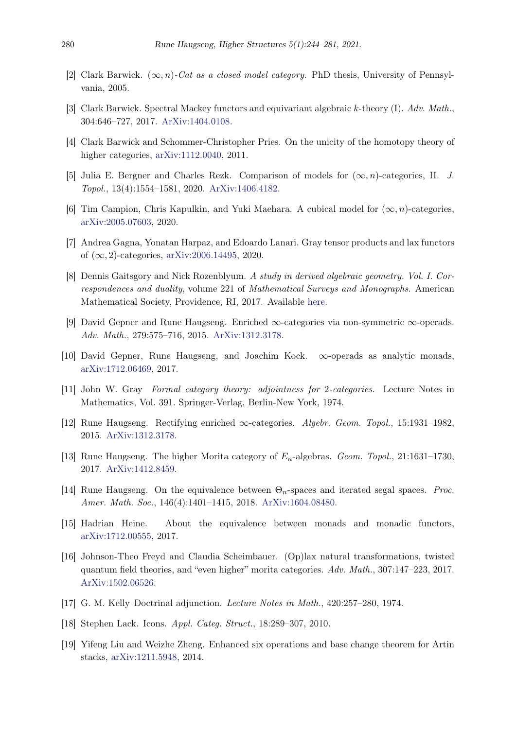[2] Clark Barwick. $(\infty, n)$-*Cat as a closed model category*. PhD thesis, University of Pennsylvania, 2005.

[3] Clark Barwick. Spectral Mackey functors and equivariant algebraic $k$-theory (I). *Adv. Math.*, 304:646–727, 2017. ArXiv:1404.0108.

[4] Clark Barwick and Schommer-Christopher Pries. On the unicity of the homotopy theory of higher categories, arXiv:1112.0040, 2011.

[5] Julia E. Bergner and Charles Rezk. Comparison of models for $(\infty, n)$-categories, II. *J. Topol.*, 13(4):1554–1581, 2020. ArXiv:1406.4182.

[6] Tim Campion, Chris Kapulkin, and Yuki Maehara. A cubical model for $(\infty, n)$-categories, arXiv:2005.07603, 2020.

[7] Andrea Gagna, Yonatan Harpaz, and Edoardo Lanari. Gray tensor products and lax functors of $(\infty, 2)$-categories, arXiv:2006.14495, 2020.

[8] Dennis Gaitsgory and Nick Rozenblyum. *A study in derived algebraic geometry. Vol. I. Correspondences and duality*, volume 221 of *Mathematical Surveys and Monographs*. American Mathematical Society, Providence, RI, 2017. Available here.

[9] David Gepner and Rune Haugseng. Enriched $\infty$-categories via non-symmetric $\infty$-operads. *Adv. Math.*, 279:575–716, 2015. ArXiv:1312.3178.

[10] David Gepner, Rune Haugseng, and Joachim Kock. $\infty$-operads as analytic monads, arXiv:1712.06469, 2017.

[11] John W. Gray *Formal category theory: adjointness for 2-categories*. Lecture Notes in Mathematics, Vol. 391. Springer-Verlag, Berlin-New York, 1974.

[12] Rune Haugseng. Rectifying enriched $\infty$-categories. *Algebr. Geom. Topol.*, 15:1931–1982, 2015. ArXiv:1312.3178.

[13] Rune Haugseng. The higher Morita category of $E_n$-algebras. *Geom. Topol.*, 21:1631–1730, 2017. ArXiv:1412.8459.

[14] Rune Haugseng. On the equivalence between $\Theta_n$-spaces and iterated segal spaces. *Proc. Amer. Math. Soc.*, 146(4):1401–1415, 2018. ArXiv:1604.08480.

[15] Hadrian Heine. About the equivalence between monads and monadic functors, arXiv:1712.00555, 2017.

[16] Johnson-Theo Freyd and Claudia Scheimbauer. (Op)lax natural transformations, twisted quantum field theories, and "even higher" morita categories. *Adv. Math.*, 307:147–223, 2017. ArXiv:1502.06526.

[17] G. M. Kelly Doctrinal adjunction. *Lecture Notes in Math.*, 420:257–280, 1974.

[18] Stephen Lack. Icons. *Appl. Categ. Struct.*, 18:289–307, 2010.

[19] Yifeng Liu and Weizhe Zheng. Enhanced six operations and base change theorem for Artin stacks, arXiv:1211.5948, 2014.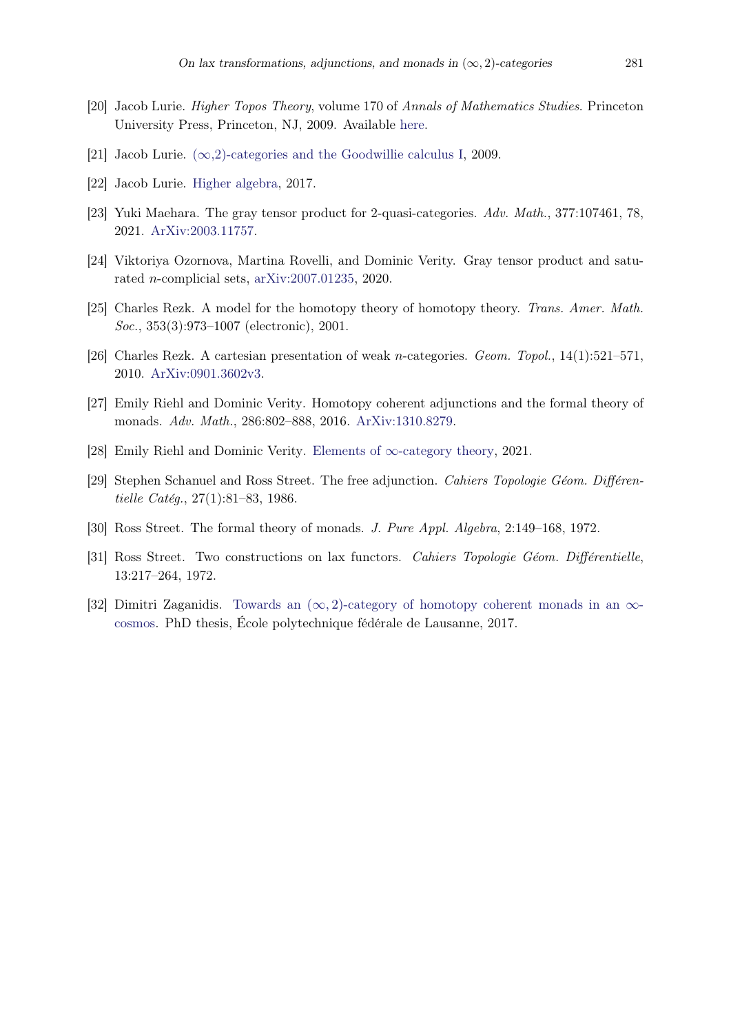[20] Jacob Lurie. *Higher Topos Theory*, volume 170 of *Annals of Mathematics Studies*. Princeton University Press, Princeton, NJ, 2009. Available here.

[21] Jacob Lurie. $(\infty,2)$-categories and the Goodwillie calculus I, 2009.

[22] Jacob Lurie. Higher algebra, 2017.

[23] Yuki Maehara. The gray tensor product for 2-quasi-categories. *Adv. Math.*, 377:107461, 78, 2021. ArXiv:2003.11757.

[24] Viktoriya Ozornova, Martina Rovelli, and Dominic Verity. Gray tensor product and saturated $n$-complicial sets, arXiv:2007.01235, 2020.

[25] Charles Rezk. A model for the homotopy theory of homotopy theory. *Trans. Amer. Math. Soc.*, 353(3):973–1007 (electronic), 2001.

[26] Charles Rezk. A cartesian presentation of weak $n$-categories. *Geom. Topol.*, 14(1):521–571, 2010. ArXiv:0901.3602v3.

[27] Emily Riehl and Dominic Verity. Homotopy coherent adjunctions and the formal theory of monads. *Adv. Math.*, 286:802–888, 2016. ArXiv:1310.8279.

[28] Emily Riehl and Dominic Verity. Elements of $\infty$-category theory, 2021.

[29] Stephen Schanuel and Ross Street. The free adjunction. *Cahiers Topologie Géom. Différentielle Catég.*, 27(1):81–83, 1986.

[30] Ross Street. The formal theory of monads. *J. Pure Appl. Algebra*, 2:149–168, 1972.

[31] Ross Street. Two constructions on lax functors. *Cahiers Topologie Géom. Différentielle*, 13:217–264, 1972.

[32] Dimitri Zaganidis. Towards an $(\infty,2)$-category of homotopy coherent monads in an $\infty$-cosmos. PhD thesis, École polytechnique fédérale de Lausanne, 2017.